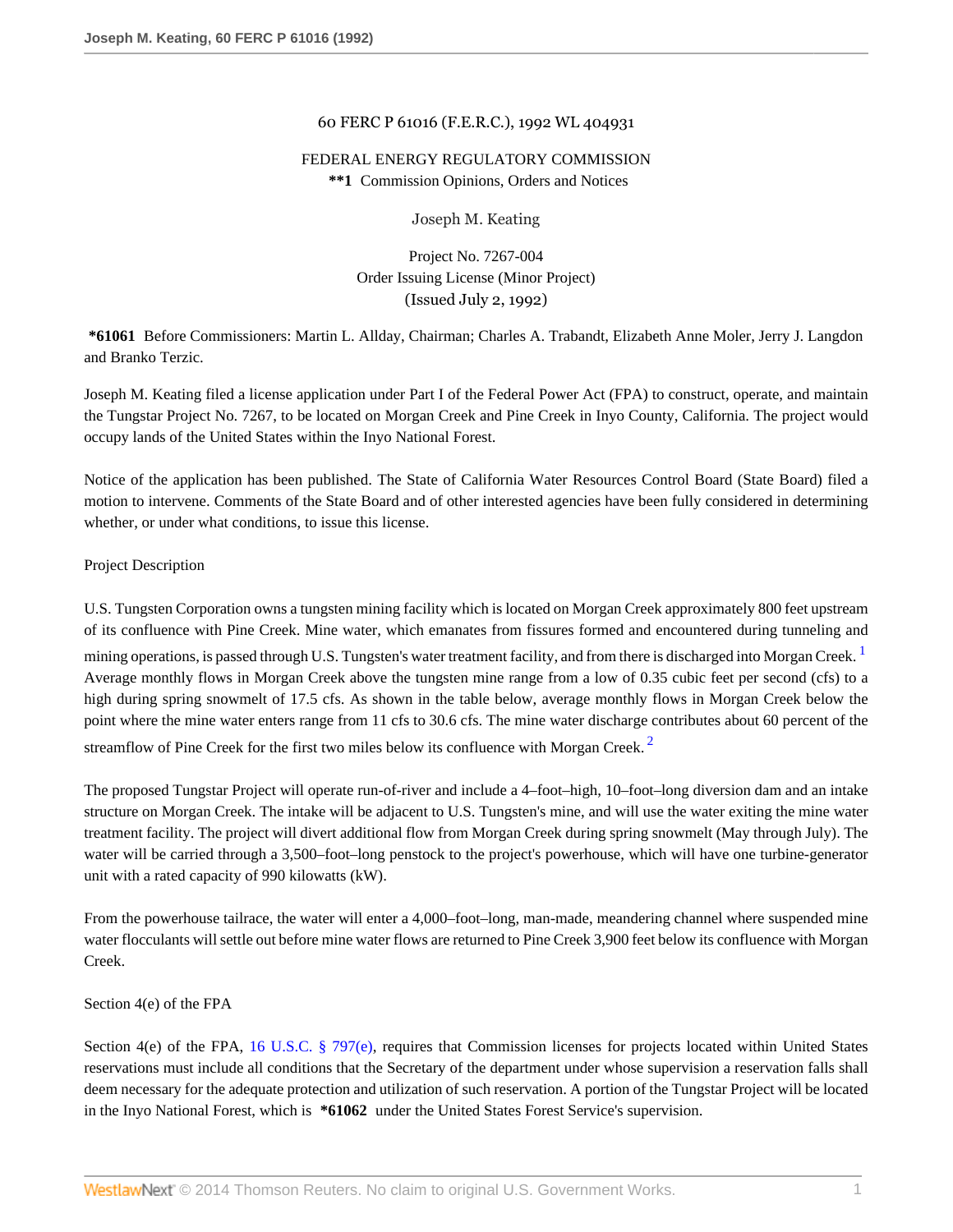60 FERC P 61016 (F.E.R.C.), 1992 WL 404931

FEDERAL ENERGY REGULATORY COMMISSION
**\*\*1** Commission Opinions, Orders and Notices

Joseph M. Keating

Project No. 7267-004
Order Issuing License (Minor Project)
(Issued July 2, 1992)

**\*61061** Before Commissioners: Martin L. Allday, Chairman; Charles A. Trabandt, Elizabeth Anne Moler, Jerry J. Langdon and Branko Terzic.

Joseph M. Keating filed a license application under Part I of the Federal Power Act (FPA) to construct, operate, and maintain the Tungstar Project No. 7267, to be located on Morgan Creek and Pine Creek in Inyo County, California. The project would occupy lands of the United States within the Inyo National Forest.

Notice of the application has been published. The State of California Water Resources Control Board (State Board) filed a motion to intervene. Comments of the State Board and of other interested agencies have been fully considered in determining whether, or under what conditions, to issue this license.

Project Description

U.S. Tungsten Corporation owns a tungsten mining facility which is located on Morgan Creek approximately 800 feet upstream of its confluence with Pine Creek. Mine water, which emanates from fissures formed and encountered during tunneling and mining operations, is passed through U.S. Tungsten's water treatment facility, and from there is discharged into Morgan Creek. [1] Average monthly flows in Morgan Creek above the tungsten mine range from a low of 0.35 cubic feet per second (cfs) to a high during spring snowmelt of 17.5 cfs. As shown in the table below, average monthly flows in Morgan Creek below the point where the mine water enters range from 11 cfs to 30.6 cfs. The mine water discharge contributes about 60 percent of the streamflow of Pine Creek for the first two miles below its confluence with Morgan Creek. [2]

The proposed Tungstar Project will operate run-of-river and include a 4–foot–high, 10–foot–long diversion dam and an intake structure on Morgan Creek. The intake will be adjacent to U.S. Tungsten's mine, and will use the water exiting the mine water treatment facility. The project will divert additional flow from Morgan Creek during spring snowmelt (May through July). The water will be carried through a 3,500–foot–long penstock to the project's powerhouse, which will have one turbine-generator unit with a rated capacity of 990 kilowatts (kW).

From the powerhouse tailrace, the water will enter a 4,000–foot–long, man-made, meandering channel where suspended mine water flocculants will settle out before mine water flows are returned to Pine Creek 3,900 feet below its confluence with Morgan Creek.

Section 4(e) of the FPA

Section 4(e) of the FPA, 16 U.S.C. § 797(e), requires that Commission licenses for projects located within United States reservations must include all conditions that the Secretary of the department under whose supervision a reservation falls shall deem necessary for the adequate protection and utilization of such reservation. A portion of the Tungstar Project will be located in the Inyo National Forest, which is **\*61062** under the United States Forest Service's supervision.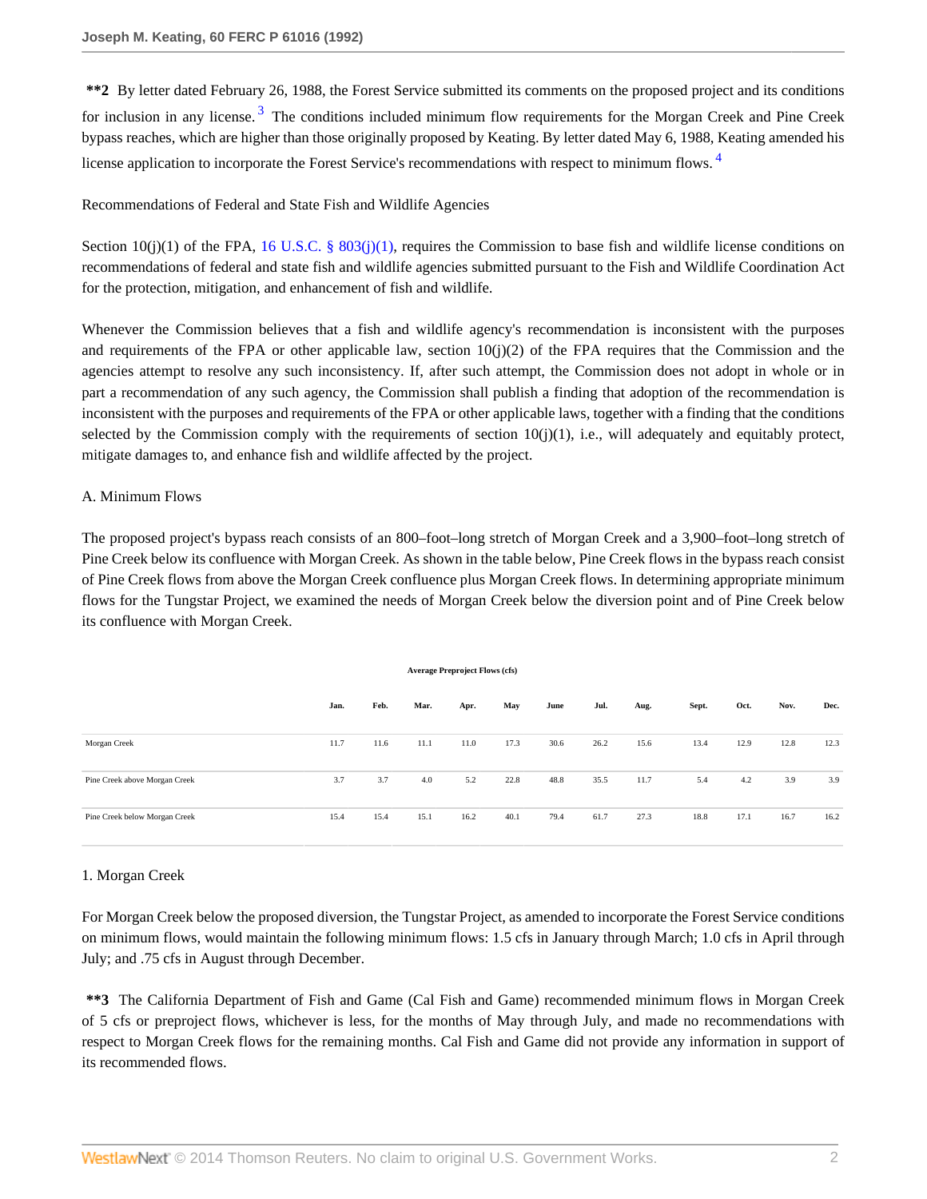**\*\*2** By letter dated February 26, 1988, the Forest Service submitted its comments on the proposed project and its conditions for inclusion in any license.[3] The conditions included minimum flow requirements for the Morgan Creek and Pine Creek bypass reaches, which are higher than those originally proposed by Keating. By letter dated May 6, 1988, Keating amended his license application to incorporate the Forest Service's recommendations with respect to minimum flows.[4]

Recommendations of Federal and State Fish and Wildlife Agencies

Section 10(j)(1) of the FPA, 16 U.S.C. § 803(j)(1), requires the Commission to base fish and wildlife license conditions on recommendations of federal and state fish and wildlife agencies submitted pursuant to the Fish and Wildlife Coordination Act for the protection, mitigation, and enhancement of fish and wildlife.

Whenever the Commission believes that a fish and wildlife agency's recommendation is inconsistent with the purposes and requirements of the FPA or other applicable law, section 10(j)(2) of the FPA requires that the Commission and the agencies attempt to resolve any such inconsistency. If, after such attempt, the Commission does not adopt in whole or in part a recommendation of any such agency, the Commission shall publish a finding that adoption of the recommendation is inconsistent with the purposes and requirements of the FPA or other applicable laws, together with a finding that the conditions selected by the Commission comply with the requirements of section 10(j)(1), i.e., will adequately and equitably protect, mitigate damages to, and enhance fish and wildlife affected by the project.

A. Minimum Flows

The proposed project's bypass reach consists of an 800–foot–long stretch of Morgan Creek and a 3,900–foot–long stretch of Pine Creek below its confluence with Morgan Creek. As shown in the table below, Pine Creek flows in the bypass reach consist of Pine Creek flows from above the Morgan Creek confluence plus Morgan Creek flows. In determining appropriate minimum flows for the Tungstar Project, we examined the needs of Morgan Creek below the diversion point and of Pine Creek below its confluence with Morgan Creek.

**Average Preproject Flows (cfs)**

| | Jan. | Feb. | Mar. | Apr. | May | June | Jul. | Aug. | Sept. | Oct. | Nov. | Dec. |
|---|---|---|---|---|---|---|---|---|---|---|---|---|
| Morgan Creek | 11.7 | 11.6 | 11.1 | 11.0 | 17.3 | 30.6 | 26.2 | 15.6 | 13.4 | 12.9 | 12.8 | 12.3 |
| Pine Creek above Morgan Creek | 3.7 | 3.7 | 4.0 | 5.2 | 22.8 | 48.8 | 35.5 | 11.7 | 5.4 | 4.2 | 3.9 | 3.9 |
| Pine Creek below Morgan Creek | 15.4 | 15.4 | 15.1 | 16.2 | 40.1 | 79.4 | 61.7 | 27.3 | 18.8 | 17.1 | 16.7 | 16.2 |

1. Morgan Creek

For Morgan Creek below the proposed diversion, the Tungstar Project, as amended to incorporate the Forest Service conditions on minimum flows, would maintain the following minimum flows: 1.5 cfs in January through March; 1.0 cfs in April through July; and .75 cfs in August through December.

**\*\*3** The California Department of Fish and Game (Cal Fish and Game) recommended minimum flows in Morgan Creek of 5 cfs or preproject flows, whichever is less, for the months of May through July, and made no recommendations with respect to Morgan Creek flows for the remaining months. Cal Fish and Game did not provide any information in support of its recommended flows.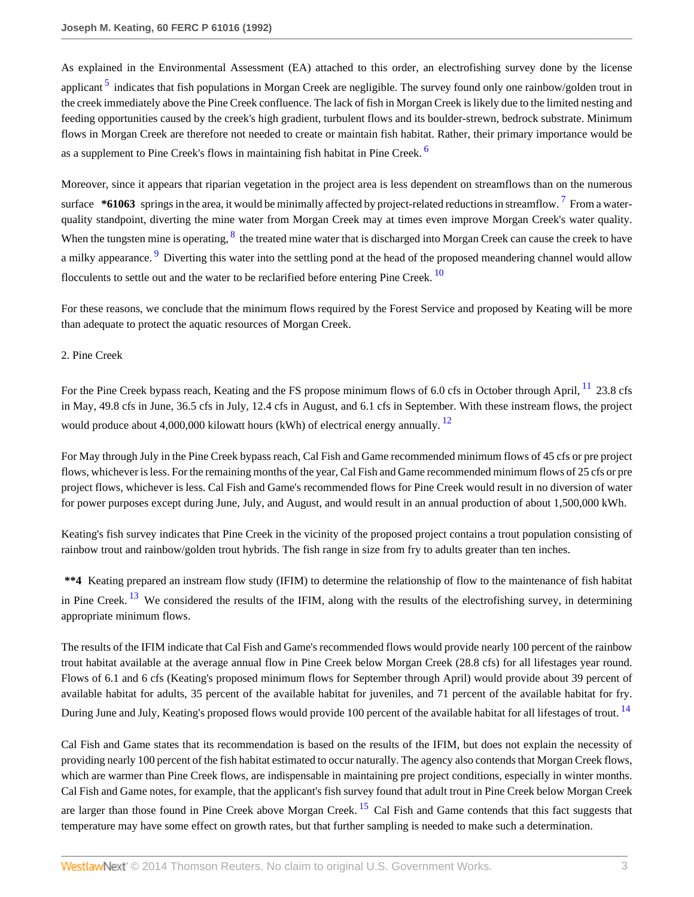As explained in the Environmental Assessment (EA) attached to this order, an electrofishing survey done by the license applicant [5] indicates that fish populations in Morgan Creek are negligible. The survey found only one rainbow/golden trout in the creek immediately above the Pine Creek confluence. The lack of fish in Morgan Creek is likely due to the limited nesting and feeding opportunities caused by the creek's high gradient, turbulent flows and its boulder-strewn, bedrock substrate. Minimum flows in Morgan Creek are therefore not needed to create or maintain fish habitat. Rather, their primary importance would be as a supplement to Pine Creek's flows in maintaining fish habitat in Pine Creek. [6]

Moreover, since it appears that riparian vegetation in the project area is less dependent on streamflows than on the numerous surface **\*61063** springs in the area, it would be minimally affected by project-related reductions in streamflow. [7] From a water-quality standpoint, diverting the mine water from Morgan Creek may at times even improve Morgan Creek's water quality. When the tungsten mine is operating, [8] the treated mine water that is discharged into Morgan Creek can cause the creek to have a milky appearance. [9] Diverting this water into the settling pond at the head of the proposed meandering channel would allow flocculents to settle out and the water to be reclarified before entering Pine Creek. [10]

For these reasons, we conclude that the minimum flows required by the Forest Service and proposed by Keating will be more than adequate to protect the aquatic resources of Morgan Creek.

2. Pine Creek

For the Pine Creek bypass reach, Keating and the FS propose minimum flows of 6.0 cfs in October through April, [11] 23.8 cfs in May, 49.8 cfs in June, 36.5 cfs in July, 12.4 cfs in August, and 6.1 cfs in September. With these instream flows, the project would produce about 4,000,000 kilowatt hours (kWh) of electrical energy annually. [12]

For May through July in the Pine Creek bypass reach, Cal Fish and Game recommended minimum flows of 45 cfs or pre project flows, whichever is less. For the remaining months of the year, Cal Fish and Game recommended minimum flows of 25 cfs or pre project flows, whichever is less. Cal Fish and Game's recommended flows for Pine Creek would result in no diversion of water for power purposes except during June, July, and August, and would result in an annual production of about 1,500,000 kWh.

Keating's fish survey indicates that Pine Creek in the vicinity of the proposed project contains a trout population consisting of rainbow trout and rainbow/golden trout hybrids. The fish range in size from fry to adults greater than ten inches.

**\*\*4** Keating prepared an instream flow study (IFIM) to determine the relationship of flow to the maintenance of fish habitat in Pine Creek. [13] We considered the results of the IFIM, along with the results of the electrofishing survey, in determining appropriate minimum flows.

The results of the IFIM indicate that Cal Fish and Game's recommended flows would provide nearly 100 percent of the rainbow trout habitat available at the average annual flow in Pine Creek below Morgan Creek (28.8 cfs) for all lifestages year round. Flows of 6.1 and 6 cfs (Keating's proposed minimum flows for September through April) would provide about 39 percent of available habitat for adults, 35 percent of the available habitat for juveniles, and 71 percent of the available habitat for fry. During June and July, Keating's proposed flows would provide 100 percent of the available habitat for all lifestages of trout. [14]

Cal Fish and Game states that its recommendation is based on the results of the IFIM, but does not explain the necessity of providing nearly 100 percent of the fish habitat estimated to occur naturally. The agency also contends that Morgan Creek flows, which are warmer than Pine Creek flows, are indispensable in maintaining pre project conditions, especially in winter months. Cal Fish and Game notes, for example, that the applicant's fish survey found that adult trout in Pine Creek below Morgan Creek are larger than those found in Pine Creek above Morgan Creek. [15] Cal Fish and Game contends that this fact suggests that temperature may have some effect on growth rates, but that further sampling is needed to make such a determination.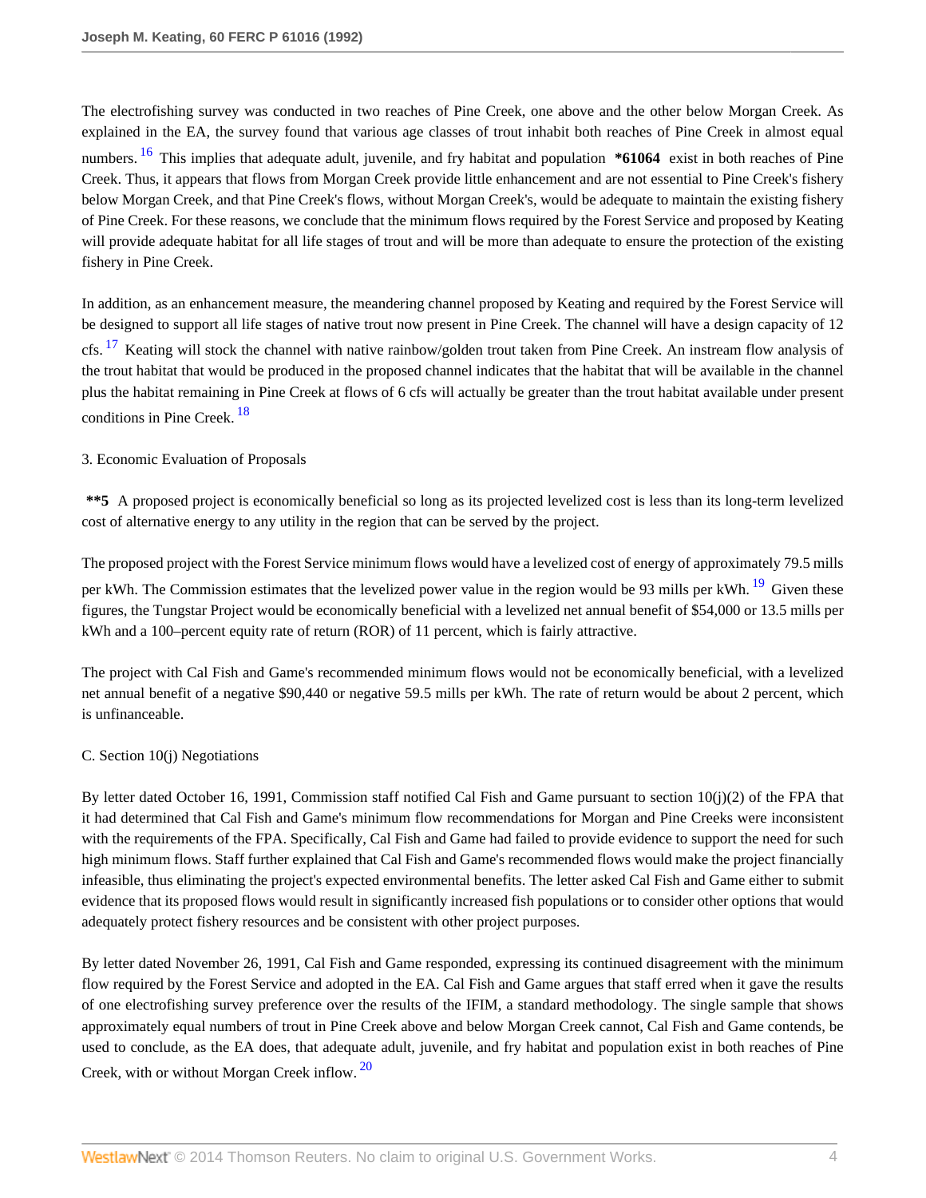The electrofishing survey was conducted in two reaches of Pine Creek, one above and the other below Morgan Creek. As explained in the EA, the survey found that various age classes of trout inhabit both reaches of Pine Creek in almost equal numbers.[16] This implies that adequate adult, juvenile, and fry habitat and population **\*61064** exist in both reaches of Pine Creek. Thus, it appears that flows from Morgan Creek provide little enhancement and are not essential to Pine Creek's fishery below Morgan Creek, and that Pine Creek's flows, without Morgan Creek's, would be adequate to maintain the existing fishery of Pine Creek. For these reasons, we conclude that the minimum flows required by the Forest Service and proposed by Keating will provide adequate habitat for all life stages of trout and will be more than adequate to ensure the protection of the existing fishery in Pine Creek.

In addition, as an enhancement measure, the meandering channel proposed by Keating and required by the Forest Service will be designed to support all life stages of native trout now present in Pine Creek. The channel will have a design capacity of 12 cfs.[17] Keating will stock the channel with native rainbow/golden trout taken from Pine Creek. An instream flow analysis of the trout habitat that would be produced in the proposed channel indicates that the habitat that will be available in the channel plus the habitat remaining in Pine Creek at flows of 6 cfs will actually be greater than the trout habitat available under present conditions in Pine Creek.[18]

3. Economic Evaluation of Proposals

**\*\*5** A proposed project is economically beneficial so long as its projected levelized cost is less than its long-term levelized cost of alternative energy to any utility in the region that can be served by the project.

The proposed project with the Forest Service minimum flows would have a levelized cost of energy of approximately 79.5 mills per kWh. The Commission estimates that the levelized power value in the region would be 93 mills per kWh.[19] Given these figures, the Tungstar Project would be economically beneficial with a levelized net annual benefit of $54,000 or 13.5 mills per kWh and a 100–percent equity rate of return (ROR) of 11 percent, which is fairly attractive.

The project with Cal Fish and Game's recommended minimum flows would not be economically beneficial, with a levelized net annual benefit of a negative $90,440 or negative 59.5 mills per kWh. The rate of return would be about 2 percent, which is unfinanceable.

C. Section 10(j) Negotiations

By letter dated October 16, 1991, Commission staff notified Cal Fish and Game pursuant to section 10(j)(2) of the FPA that it had determined that Cal Fish and Game's minimum flow recommendations for Morgan and Pine Creeks were inconsistent with the requirements of the FPA. Specifically, Cal Fish and Game had failed to provide evidence to support the need for such high minimum flows. Staff further explained that Cal Fish and Game's recommended flows would make the project financially infeasible, thus eliminating the project's expected environmental benefits. The letter asked Cal Fish and Game either to submit evidence that its proposed flows would result in significantly increased fish populations or to consider other options that would adequately protect fishery resources and be consistent with other project purposes.

By letter dated November 26, 1991, Cal Fish and Game responded, expressing its continued disagreement with the minimum flow required by the Forest Service and adopted in the EA. Cal Fish and Game argues that staff erred when it gave the results of one electrofishing survey preference over the results of the IFIM, a standard methodology. The single sample that shows approximately equal numbers of trout in Pine Creek above and below Morgan Creek cannot, Cal Fish and Game contends, be used to conclude, as the EA does, that adequate adult, juvenile, and fry habitat and population exist in both reaches of Pine Creek, with or without Morgan Creek inflow.[20]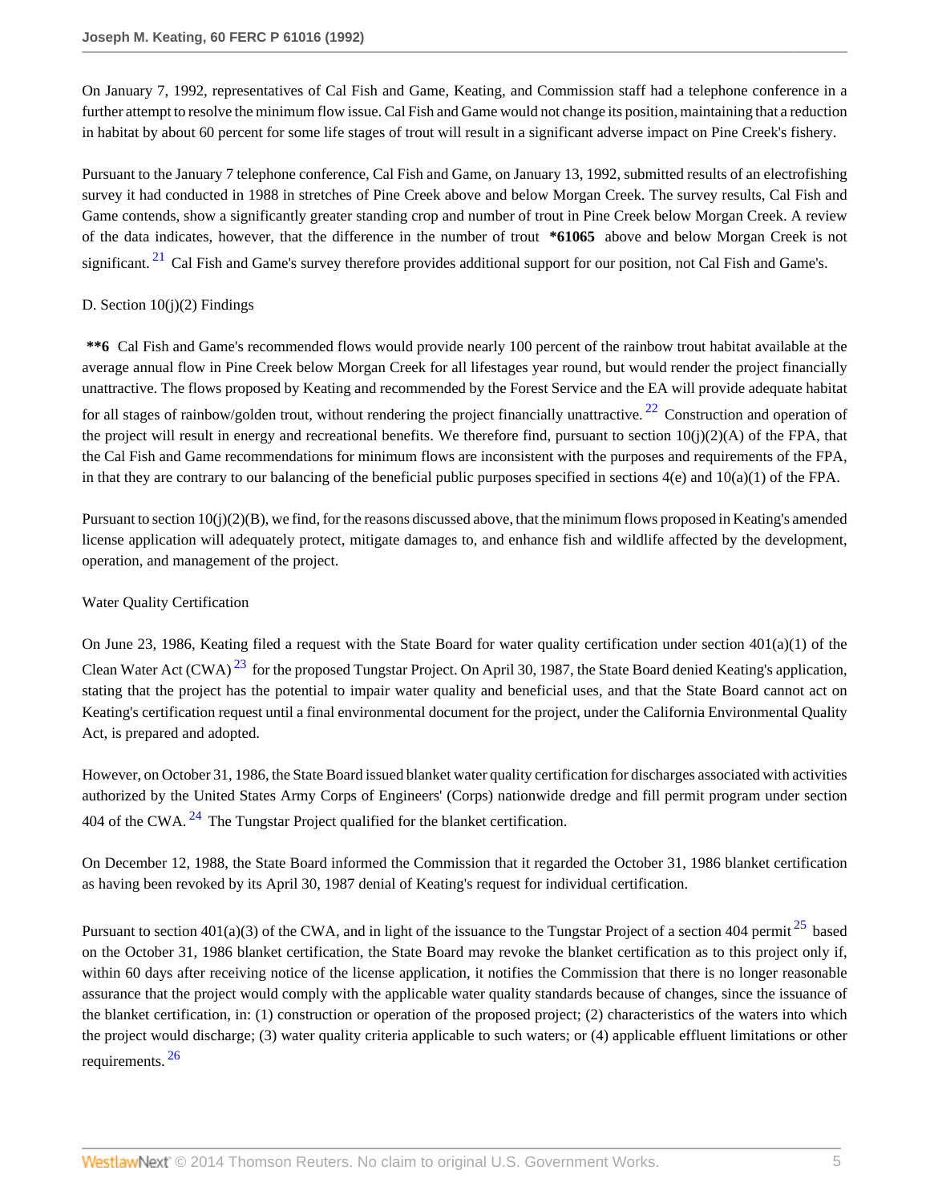On January 7, 1992, representatives of Cal Fish and Game, Keating, and Commission staff had a telephone conference in a further attempt to resolve the minimum flow issue. Cal Fish and Game would not change its position, maintaining that a reduction in habitat by about 60 percent for some life stages of trout will result in a significant adverse impact on Pine Creek's fishery.

Pursuant to the January 7 telephone conference, Cal Fish and Game, on January 13, 1992, submitted results of an electrofishing survey it had conducted in 1988 in stretches of Pine Creek above and below Morgan Creek. The survey results, Cal Fish and Game contends, show a significantly greater standing crop and number of trout in Pine Creek below Morgan Creek. A review of the data indicates, however, that the difference in the number of trout **\*61065** above and below Morgan Creek is not significant.[21] Cal Fish and Game's survey therefore provides additional support for our position, not Cal Fish and Game's.

D. Section 10(j)(2) Findings

**\*\*6** Cal Fish and Game's recommended flows would provide nearly 100 percent of the rainbow trout habitat available at the average annual flow in Pine Creek below Morgan Creek for all lifestages year round, but would render the project financially unattractive. The flows proposed by Keating and recommended by the Forest Service and the EA will provide adequate habitat for all stages of rainbow/golden trout, without rendering the project financially unattractive.[22] Construction and operation of the project will result in energy and recreational benefits. We therefore find, pursuant to section 10(j)(2)(A) of the FPA, that the Cal Fish and Game recommendations for minimum flows are inconsistent with the purposes and requirements of the FPA, in that they are contrary to our balancing of the beneficial public purposes specified in sections 4(e) and 10(a)(1) of the FPA.

Pursuant to section 10(j)(2)(B), we find, for the reasons discussed above, that the minimum flows proposed in Keating's amended license application will adequately protect, mitigate damages to, and enhance fish and wildlife affected by the development, operation, and management of the project.

Water Quality Certification

On June 23, 1986, Keating filed a request with the State Board for water quality certification under section 401(a)(1) of the Clean Water Act (CWA)[23] for the proposed Tungstar Project. On April 30, 1987, the State Board denied Keating's application, stating that the project has the potential to impair water quality and beneficial uses, and that the State Board cannot act on Keating's certification request until a final environmental document for the project, under the California Environmental Quality Act, is prepared and adopted.

However, on October 31, 1986, the State Board issued blanket water quality certification for discharges associated with activities authorized by the United States Army Corps of Engineers' (Corps) nationwide dredge and fill permit program under section 404 of the CWA.[24] The Tungstar Project qualified for the blanket certification.

On December 12, 1988, the State Board informed the Commission that it regarded the October 31, 1986 blanket certification as having been revoked by its April 30, 1987 denial of Keating's request for individual certification.

Pursuant to section 401(a)(3) of the CWA, and in light of the issuance to the Tungstar Project of a section 404 permit[25] based on the October 31, 1986 blanket certification, the State Board may revoke the blanket certification as to this project only if, within 60 days after receiving notice of the license application, it notifies the Commission that there is no longer reasonable assurance that the project would comply with the applicable water quality standards because of changes, since the issuance of the blanket certification, in: (1) construction or operation of the proposed project; (2) characteristics of the waters into which the project would discharge; (3) water quality criteria applicable to such waters; or (4) applicable effluent limitations or other requirements.[26]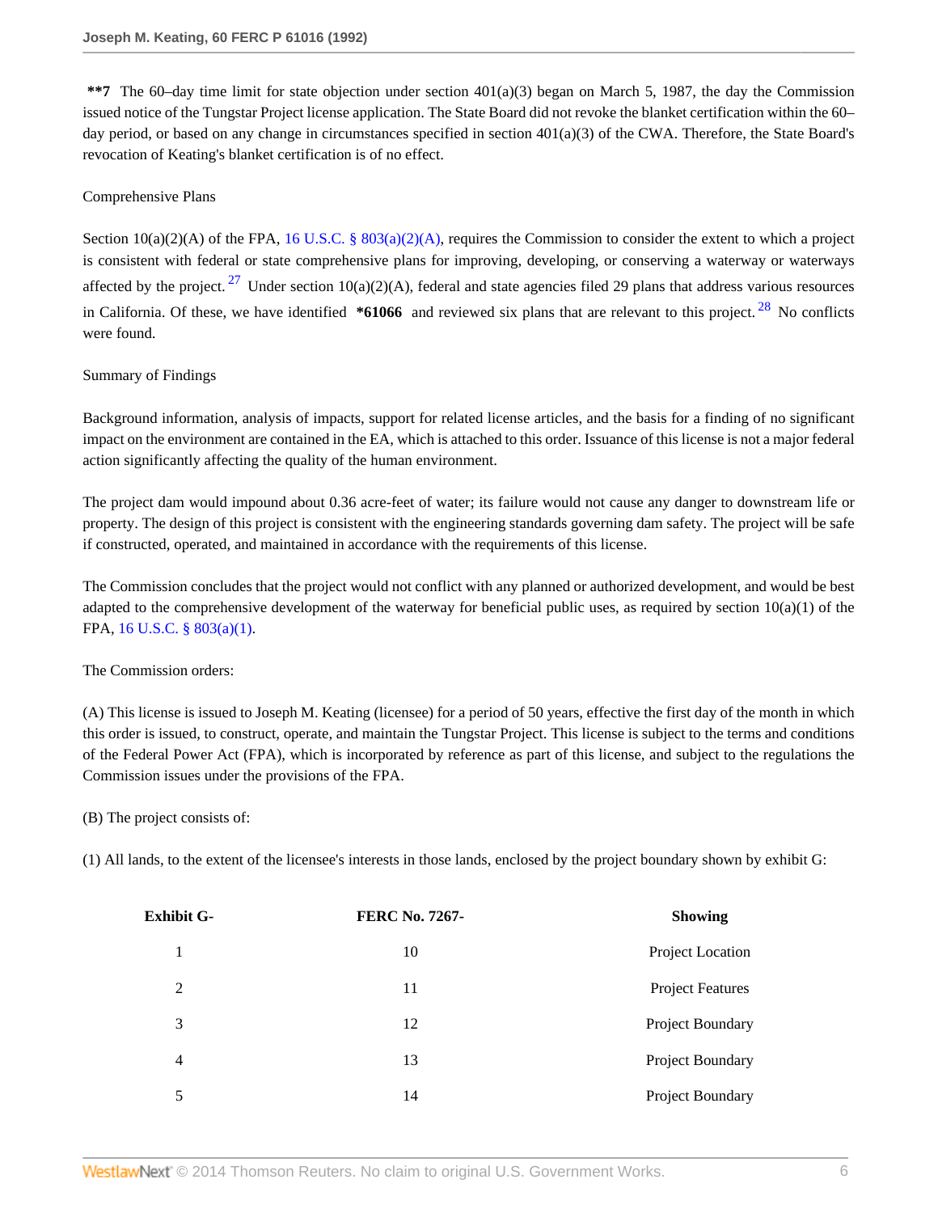**7 The 60–day time limit for state objection under section 401(a)(3) began on March 5, 1987, the day the Commission issued notice of the Tungstar Project license application. The State Board did not revoke the blanket certification within the 60–day period, or based on any change in circumstances specified in section 401(a)(3) of the CWA. Therefore, the State Board's revocation of Keating's blanket certification is of no effect.

Comprehensive Plans

Section 10(a)(2)(A) of the FPA, 16 U.S.C. § 803(a)(2)(A), requires the Commission to consider the extent to which a project is consistent with federal or state comprehensive plans for improving, developing, or conserving a waterway or waterways affected by the project.[27] Under section 10(a)(2)(A), federal and state agencies filed 29 plans that address various resources in California. Of these, we have identified **\*61066** and reviewed six plans that are relevant to this project.[28] No conflicts were found.

Summary of Findings

Background information, analysis of impacts, support for related license articles, and the basis for a finding of no significant impact on the environment are contained in the EA, which is attached to this order. Issuance of this license is not a major federal action significantly affecting the quality of the human environment.

The project dam would impound about 0.36 acre-feet of water; its failure would not cause any danger to downstream life or property. The design of this project is consistent with the engineering standards governing dam safety. The project will be safe if constructed, operated, and maintained in accordance with the requirements of this license.

The Commission concludes that the project would not conflict with any planned or authorized development, and would be best adapted to the comprehensive development of the waterway for beneficial public uses, as required by section 10(a)(1) of the FPA, 16 U.S.C. § 803(a)(1).

The Commission orders:

(A) This license is issued to Joseph M. Keating (licensee) for a period of 50 years, effective the first day of the month in which this order is issued, to construct, operate, and maintain the Tungstar Project. This license is subject to the terms and conditions of the Federal Power Act (FPA), which is incorporated by reference as part of this license, and subject to the regulations the Commission issues under the provisions of the FPA.

(B) The project consists of:

(1) All lands, to the extent of the licensee's interests in those lands, enclosed by the project boundary shown by exhibit G:

| Exhibit G- | FERC No. 7267- | Showing |
|---|---|---|
| 1 | 10 | Project Location |
| 2 | 11 | Project Features |
| 3 | 12 | Project Boundary |
| 4 | 13 | Project Boundary |
| 5 | 14 | Project Boundary |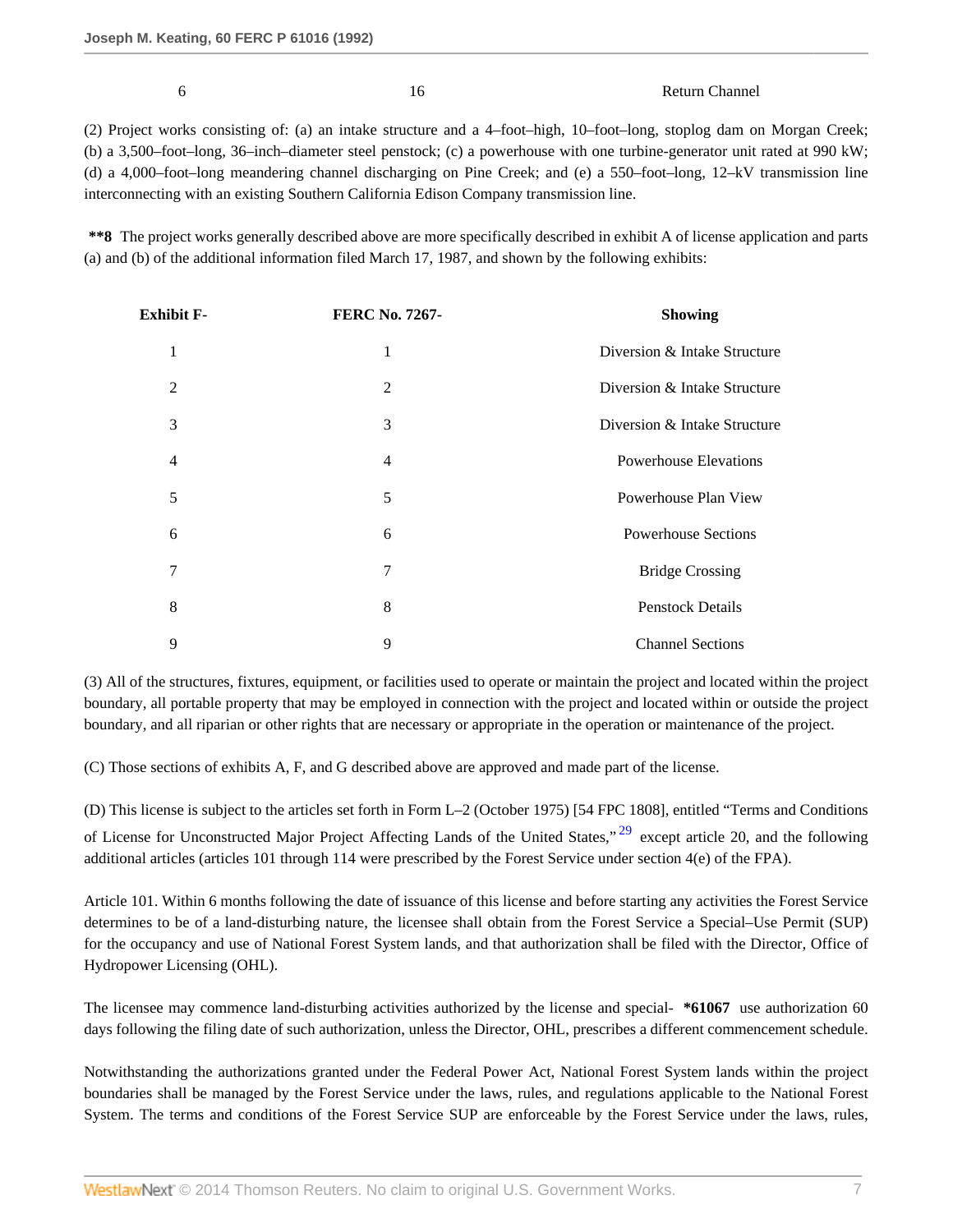| 6 | 16 | Return Channel |
|---|---|---|

(2) Project works consisting of: (a) an intake structure and a 4–foot–high, 10–foot–long, stoplog dam on Morgan Creek; (b) a 3,500–foot–long, 36–inch–diameter steel penstock; (c) a powerhouse with one turbine-generator unit rated at 990 kW; (d) a 4,000–foot–long meandering channel discharging on Pine Creek; and (e) a 550–foot–long, 12–kV transmission line interconnecting with an existing Southern California Edison Company transmission line.

**\*\*8** The project works generally described above are more specifically described in exhibit A of license application and parts (a) and (b) of the additional information filed March 17, 1987, and shown by the following exhibits:

| Exhibit F- | FERC No. 7267- | Showing |
|---|---|---|
| 1 | 1 | Diversion & Intake Structure |
| 2 | 2 | Diversion & Intake Structure |
| 3 | 3 | Diversion & Intake Structure |
| 4 | 4 | Powerhouse Elevations |
| 5 | 5 | Powerhouse Plan View |
| 6 | 6 | Powerhouse Sections |
| 7 | 7 | Bridge Crossing |
| 8 | 8 | Penstock Details |
| 9 | 9 | Channel Sections |

(3) All of the structures, fixtures, equipment, or facilities used to operate or maintain the project and located within the project boundary, all portable property that may be employed in connection with the project and located within or outside the project boundary, and all riparian or other rights that are necessary or appropriate in the operation or maintenance of the project.

(C) Those sections of exhibits A, F, and G described above are approved and made part of the license.

(D) This license is subject to the articles set forth in Form L–2 (October 1975) [54 FPC 1808], entitled "Terms and Conditions of License for Unconstructed Major Project Affecting Lands of the United States,"[29] except article 20, and the following additional articles (articles 101 through 114 were prescribed by the Forest Service under section 4(e) of the FPA).

Article 101. Within 6 months following the date of issuance of this license and before starting any activities the Forest Service determines to be of a land-disturbing nature, the licensee shall obtain from the Forest Service a Special–Use Permit (SUP) for the occupancy and use of National Forest System lands, and that authorization shall be filed with the Director, Office of Hydropower Licensing (OHL).

The licensee may commence land-disturbing activities authorized by the license and special- **\*61067** use authorization 60 days following the filing date of such authorization, unless the Director, OHL, prescribes a different commencement schedule.

Notwithstanding the authorizations granted under the Federal Power Act, National Forest System lands within the project boundaries shall be managed by the Forest Service under the laws, rules, and regulations applicable to the National Forest System. The terms and conditions of the Forest Service SUP are enforceable by the Forest Service under the laws, rules,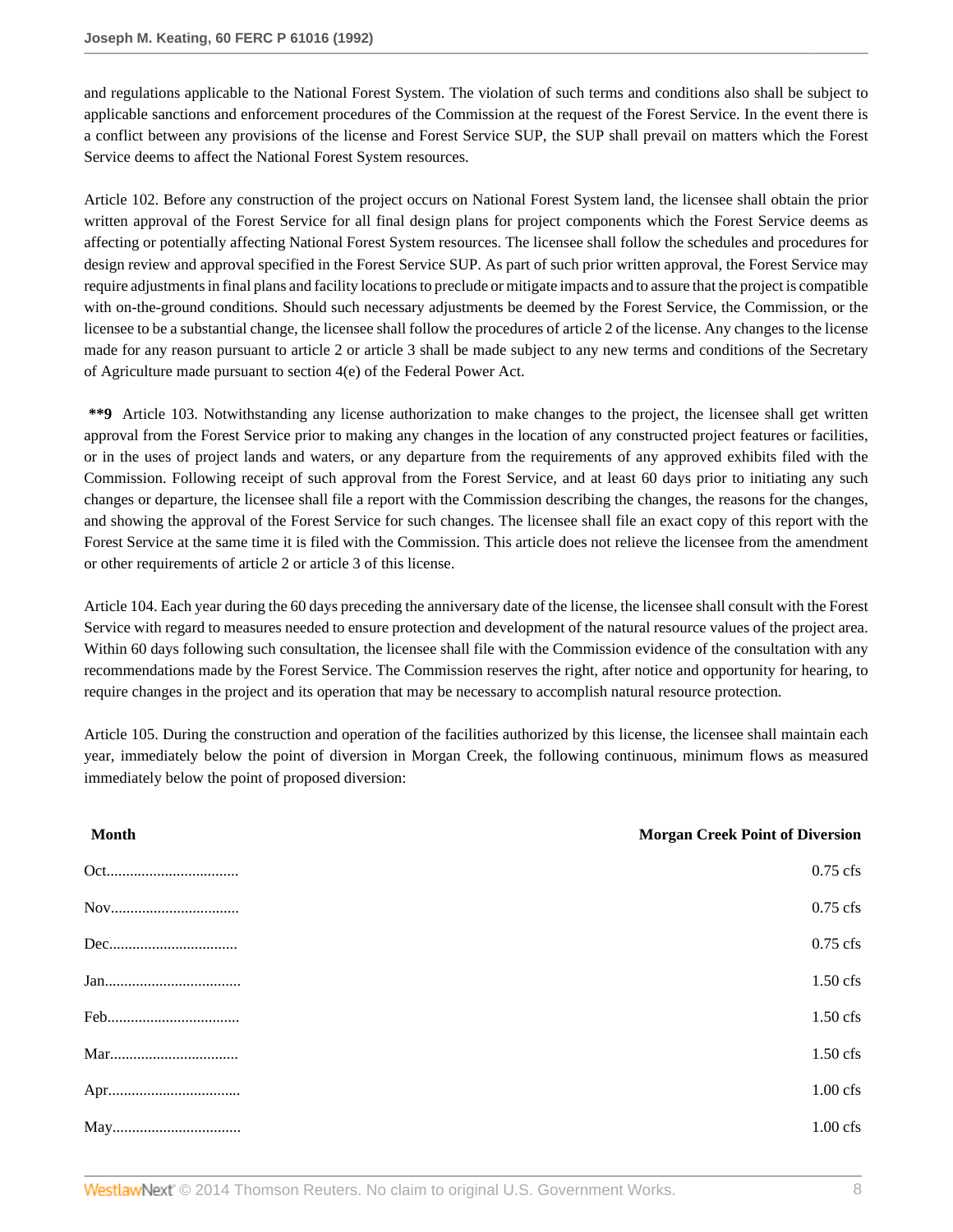and regulations applicable to the National Forest System. The violation of such terms and conditions also shall be subject to applicable sanctions and enforcement procedures of the Commission at the request of the Forest Service. In the event there is a conflict between any provisions of the license and Forest Service SUP, the SUP shall prevail on matters which the Forest Service deems to affect the National Forest System resources.

Article 102. Before any construction of the project occurs on National Forest System land, the licensee shall obtain the prior written approval of the Forest Service for all final design plans for project components which the Forest Service deems as affecting or potentially affecting National Forest System resources. The licensee shall follow the schedules and procedures for design review and approval specified in the Forest Service SUP. As part of such prior written approval, the Forest Service may require adjustments in final plans and facility locations to preclude or mitigate impacts and to assure that the project is compatible with on-the-ground conditions. Should such necessary adjustments be deemed by the Forest Service, the Commission, or the licensee to be a substantial change, the licensee shall follow the procedures of article 2 of the license. Any changes to the license made for any reason pursuant to article 2 or article 3 shall be made subject to any new terms and conditions of the Secretary of Agriculture made pursuant to section 4(e) of the Federal Power Act.

**\*\*9** Article 103. Notwithstanding any license authorization to make changes to the project, the licensee shall get written approval from the Forest Service prior to making any changes in the location of any constructed project features or facilities, or in the uses of project lands and waters, or any departure from the requirements of any approved exhibits filed with the Commission. Following receipt of such approval from the Forest Service, and at least 60 days prior to initiating any such changes or departure, the licensee shall file a report with the Commission describing the changes, the reasons for the changes, and showing the approval of the Forest Service for such changes. The licensee shall file an exact copy of this report with the Forest Service at the same time it is filed with the Commission. This article does not relieve the licensee from the amendment or other requirements of article 2 or article 3 of this license.

Article 104. Each year during the 60 days preceding the anniversary date of the license, the licensee shall consult with the Forest Service with regard to measures needed to ensure protection and development of the natural resource values of the project area. Within 60 days following such consultation, the licensee shall file with the Commission evidence of the consultation with any recommendations made by the Forest Service. The Commission reserves the right, after notice and opportunity for hearing, to require changes in the project and its operation that may be necessary to accomplish natural resource protection.

Article 105. During the construction and operation of the facilities authorized by this license, the licensee shall maintain each year, immediately below the point of diversion in Morgan Creek, the following continuous, minimum flows as measured immediately below the point of proposed diversion:

| Month | Morgan Creek Point of Diversion |
| --- | --- |
| Oct................................. | 0.75 cfs |
| Nov................................ | 0.75 cfs |
| Dec................................ | 0.75 cfs |
| Jan.................................. | 1.50 cfs |
| Feb................................. | 1.50 cfs |
| Mar................................ | 1.50 cfs |
| Apr................................. | 1.00 cfs |
| May................................ | 1.00 cfs |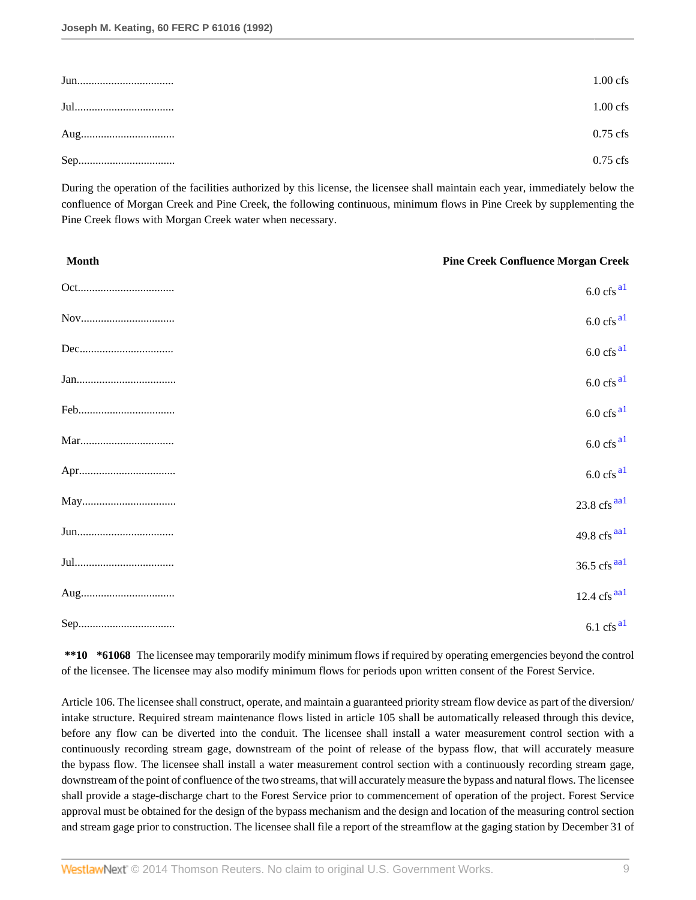| | |
|---|---|
| Jun.................................. | 1.00 cfs |
| Jul................................... | 1.00 cfs |
| Aug................................. | 0.75 cfs |
| Sep.................................. | 0.75 cfs |

During the operation of the facilities authorized by this license, the licensee shall maintain each year, immediately below the confluence of Morgan Creek and Pine Creek, the following continuous, minimum flows in Pine Creek by supplementing the Pine Creek flows with Morgan Creek water when necessary.

| Month | Pine Creek Confluence Morgan Creek |
|---|---|
| Oct.................................. | 6.0 cfs [a1] |
| Nov................................. | 6.0 cfs [a1] |
| Dec................................. | 6.0 cfs [a1] |
| Jan................................... | 6.0 cfs [a1] |
| Feb.................................. | 6.0 cfs [a1] |
| Mar................................. | 6.0 cfs [a1] |
| Apr.................................. | 6.0 cfs [a1] |
| May................................. | 23.8 cfs [aa1] |
| Jun.................................. | 49.8 cfs [aa1] |
| Jul................................... | 36.5 cfs [aa1] |
| Aug................................. | 12.4 cfs [aa1] |
| Sep.................................. | 6.1 cfs [a1] |

**\*\*10 \*61068** The licensee may temporarily modify minimum flows if required by operating emergencies beyond the control of the licensee. The licensee may also modify minimum flows for periods upon written consent of the Forest Service.

Article 106. The licensee shall construct, operate, and maintain a guaranteed priority stream flow device as part of the diversion/intake structure. Required stream maintenance flows listed in article 105 shall be automatically released through this device, before any flow can be diverted into the conduit. The licensee shall install a water measurement control section with a continuously recording stream gage, downstream of the point of release of the bypass flow, that will accurately measure the bypass flow. The licensee shall install a water measurement control section with a continuously recording stream gage, downstream of the point of confluence of the two streams, that will accurately measure the bypass and natural flows. The licensee shall provide a stage-discharge chart to the Forest Service prior to commencement of operation of the project. Forest Service approval must be obtained for the design of the bypass mechanism and the design and location of the measuring control section and stream gage prior to construction. The licensee shall file a report of the streamflow at the gaging station by December 31 of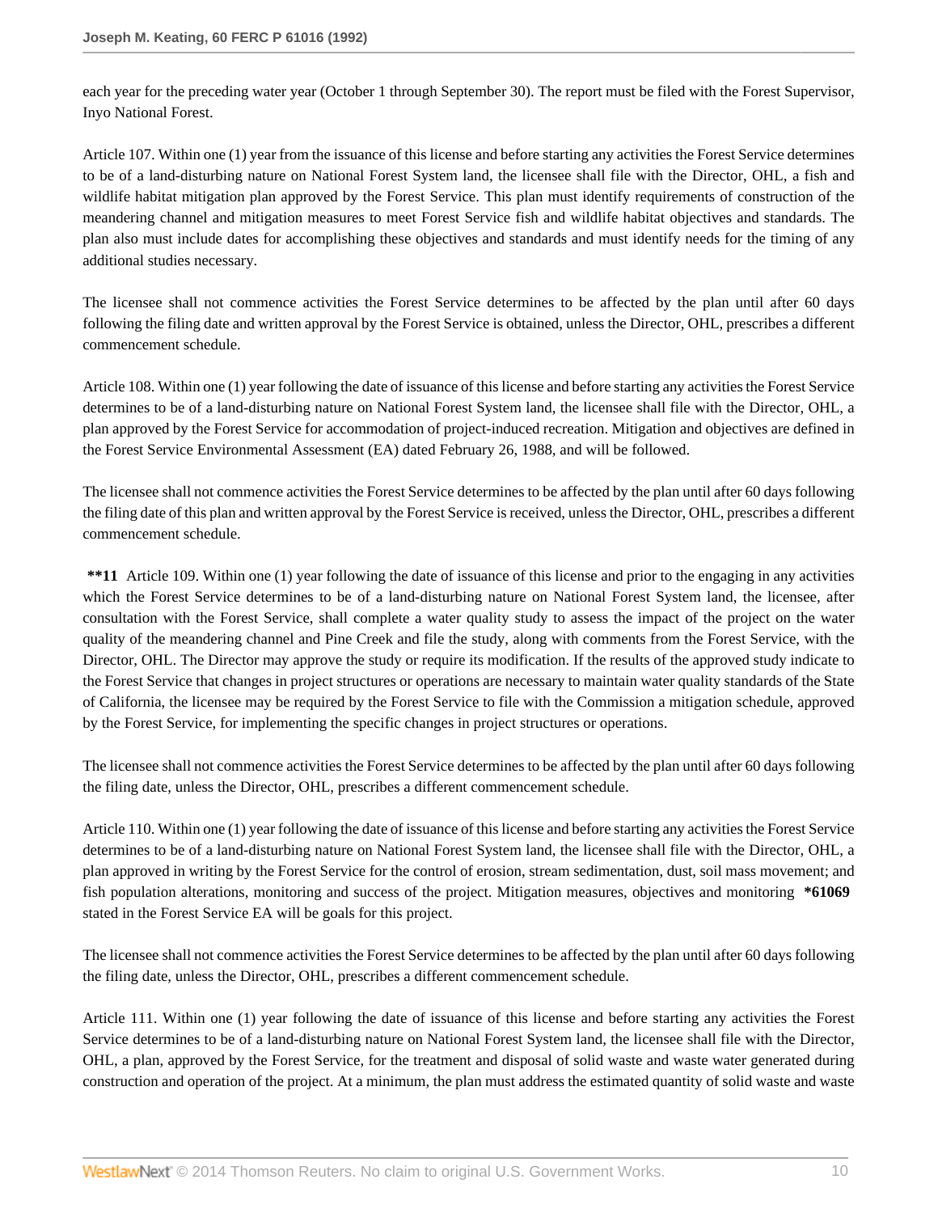each year for the preceding water year (October 1 through September 30). The report must be filed with the Forest Supervisor, Inyo National Forest.

Article 107. Within one (1) year from the issuance of this license and before starting any activities the Forest Service determines to be of a land-disturbing nature on National Forest System land, the licensee shall file with the Director, OHL, a fish and wildlife habitat mitigation plan approved by the Forest Service. This plan must identify requirements of construction of the meandering channel and mitigation measures to meet Forest Service fish and wildlife habitat objectives and standards. The plan also must include dates for accomplishing these objectives and standards and must identify needs for the timing of any additional studies necessary.

The licensee shall not commence activities the Forest Service determines to be affected by the plan until after 60 days following the filing date and written approval by the Forest Service is obtained, unless the Director, OHL, prescribes a different commencement schedule.

Article 108. Within one (1) year following the date of issuance of this license and before starting any activities the Forest Service determines to be of a land-disturbing nature on National Forest System land, the licensee shall file with the Director, OHL, a plan approved by the Forest Service for accommodation of project-induced recreation. Mitigation and objectives are defined in the Forest Service Environmental Assessment (EA) dated February 26, 1988, and will be followed.

The licensee shall not commence activities the Forest Service determines to be affected by the plan until after 60 days following the filing date of this plan and written approval by the Forest Service is received, unless the Director, OHL, prescribes a different commencement schedule.

**\*\*11** Article 109. Within one (1) year following the date of issuance of this license and prior to the engaging in any activities which the Forest Service determines to be of a land-disturbing nature on National Forest System land, the licensee, after consultation with the Forest Service, shall complete a water quality study to assess the impact of the project on the water quality of the meandering channel and Pine Creek and file the study, along with comments from the Forest Service, with the Director, OHL. The Director may approve the study or require its modification. If the results of the approved study indicate to the Forest Service that changes in project structures or operations are necessary to maintain water quality standards of the State of California, the licensee may be required by the Forest Service to file with the Commission a mitigation schedule, approved by the Forest Service, for implementing the specific changes in project structures or operations.

The licensee shall not commence activities the Forest Service determines to be affected by the plan until after 60 days following the filing date, unless the Director, OHL, prescribes a different commencement schedule.

Article 110. Within one (1) year following the date of issuance of this license and before starting any activities the Forest Service determines to be of a land-disturbing nature on National Forest System land, the licensee shall file with the Director, OHL, a plan approved in writing by the Forest Service for the control of erosion, stream sedimentation, dust, soil mass movement; and fish population alterations, monitoring and success of the project. Mitigation measures, objectives and monitoring **\*61069** stated in the Forest Service EA will be goals for this project.

The licensee shall not commence activities the Forest Service determines to be affected by the plan until after 60 days following the filing date, unless the Director, OHL, prescribes a different commencement schedule.

Article 111. Within one (1) year following the date of issuance of this license and before starting any activities the Forest Service determines to be of a land-disturbing nature on National Forest System land, the licensee shall file with the Director, OHL, a plan, approved by the Forest Service, for the treatment and disposal of solid waste and waste water generated during construction and operation of the project. At a minimum, the plan must address the estimated quantity of solid waste and waste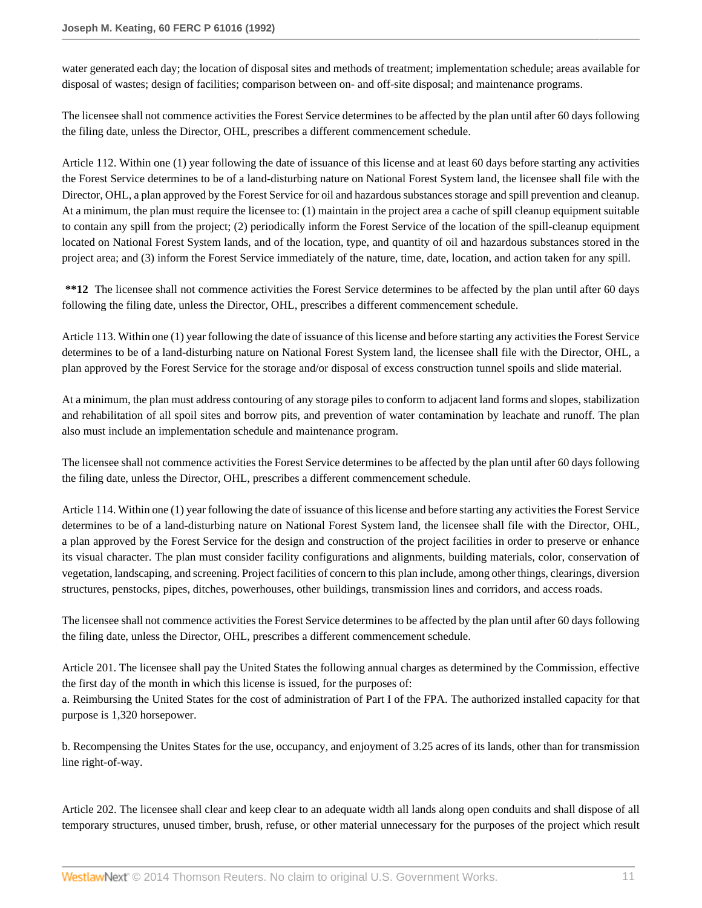water generated each day; the location of disposal sites and methods of treatment; implementation schedule; areas available for disposal of wastes; design of facilities; comparison between on- and off-site disposal; and maintenance programs.

The licensee shall not commence activities the Forest Service determines to be affected by the plan until after 60 days following the filing date, unless the Director, OHL, prescribes a different commencement schedule.

Article 112. Within one (1) year following the date of issuance of this license and at least 60 days before starting any activities the Forest Service determines to be of a land-disturbing nature on National Forest System land, the licensee shall file with the Director, OHL, a plan approved by the Forest Service for oil and hazardous substances storage and spill prevention and cleanup. At a minimum, the plan must require the licensee to: (1) maintain in the project area a cache of spill cleanup equipment suitable to contain any spill from the project; (2) periodically inform the Forest Service of the location of the spill-cleanup equipment located on National Forest System lands, and of the location, type, and quantity of oil and hazardous substances stored in the project area; and (3) inform the Forest Service immediately of the nature, time, date, location, and action taken for any spill.

**\*\*12** The licensee shall not commence activities the Forest Service determines to be affected by the plan until after 60 days following the filing date, unless the Director, OHL, prescribes a different commencement schedule.

Article 113. Within one (1) year following the date of issuance of this license and before starting any activities the Forest Service determines to be of a land-disturbing nature on National Forest System land, the licensee shall file with the Director, OHL, a plan approved by the Forest Service for the storage and/or disposal of excess construction tunnel spoils and slide material.

At a minimum, the plan must address contouring of any storage piles to conform to adjacent land forms and slopes, stabilization and rehabilitation of all spoil sites and borrow pits, and prevention of water contamination by leachate and runoff. The plan also must include an implementation schedule and maintenance program.

The licensee shall not commence activities the Forest Service determines to be affected by the plan until after 60 days following the filing date, unless the Director, OHL, prescribes a different commencement schedule.

Article 114. Within one (1) year following the date of issuance of this license and before starting any activities the Forest Service determines to be of a land-disturbing nature on National Forest System land, the licensee shall file with the Director, OHL, a plan approved by the Forest Service for the design and construction of the project facilities in order to preserve or enhance its visual character. The plan must consider facility configurations and alignments, building materials, color, conservation of vegetation, landscaping, and screening. Project facilities of concern to this plan include, among other things, clearings, diversion structures, penstocks, pipes, ditches, powerhouses, other buildings, transmission lines and corridors, and access roads.

The licensee shall not commence activities the Forest Service determines to be affected by the plan until after 60 days following the filing date, unless the Director, OHL, prescribes a different commencement schedule.

Article 201. The licensee shall pay the United States the following annual charges as determined by the Commission, effective the first day of the month in which this license is issued, for the purposes of:

a. Reimbursing the United States for the cost of administration of Part I of the FPA. The authorized installed capacity for that purpose is 1,320 horsepower.

b. Recompensing the Unites States for the use, occupancy, and enjoyment of 3.25 acres of its lands, other than for transmission line right-of-way.

Article 202. The licensee shall clear and keep clear to an adequate width all lands along open conduits and shall dispose of all temporary structures, unused timber, brush, refuse, or other material unnecessary for the purposes of the project which result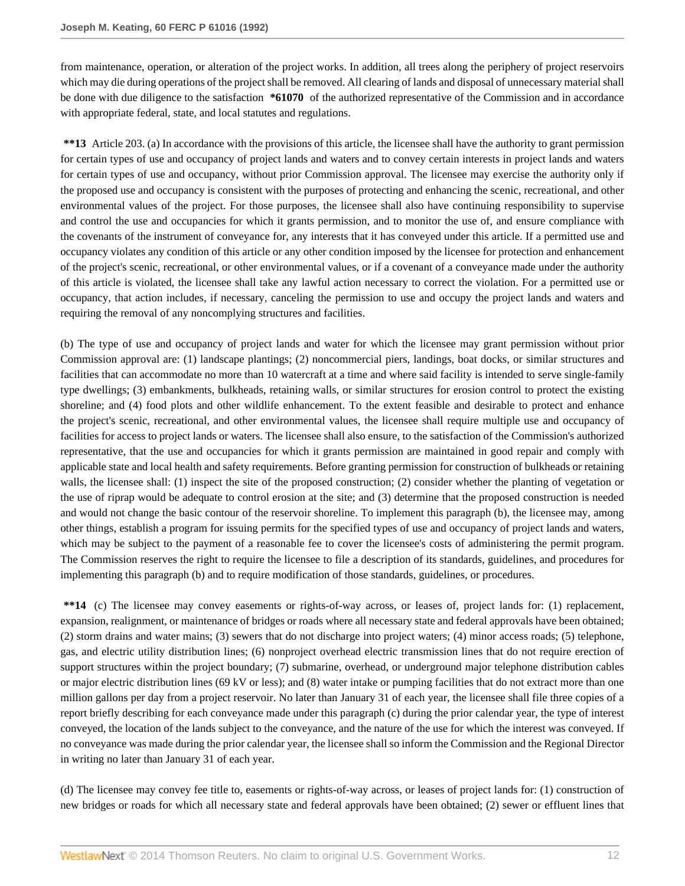from maintenance, operation, or alteration of the project works. In addition, all trees along the periphery of project reservoirs which may die during operations of the project shall be removed. All clearing of lands and disposal of unnecessary material shall be done with due diligence to the satisfaction **\*61070** of the authorized representative of the Commission and in accordance with appropriate federal, state, and local statutes and regulations.

**\*\*13** Article 203. (a) In accordance with the provisions of this article, the licensee shall have the authority to grant permission for certain types of use and occupancy of project lands and waters and to convey certain interests in project lands and waters for certain types of use and occupancy, without prior Commission approval. The licensee may exercise the authority only if the proposed use and occupancy is consistent with the purposes of protecting and enhancing the scenic, recreational, and other environmental values of the project. For those purposes, the licensee shall also have continuing responsibility to supervise and control the use and occupancies for which it grants permission, and to monitor the use of, and ensure compliance with the covenants of the instrument of conveyance for, any interests that it has conveyed under this article. If a permitted use and occupancy violates any condition of this article or any other condition imposed by the licensee for protection and enhancement of the project's scenic, recreational, or other environmental values, or if a covenant of a conveyance made under the authority of this article is violated, the licensee shall take any lawful action necessary to correct the violation. For a permitted use or occupancy, that action includes, if necessary, canceling the permission to use and occupy the project lands and waters and requiring the removal of any noncomplying structures and facilities.

(b) The type of use and occupancy of project lands and water for which the licensee may grant permission without prior Commission approval are: (1) landscape plantings; (2) noncommercial piers, landings, boat docks, or similar structures and facilities that can accommodate no more than 10 watercraft at a time and where said facility is intended to serve single-family type dwellings; (3) embankments, bulkheads, retaining walls, or similar structures for erosion control to protect the existing shoreline; and (4) food plots and other wildlife enhancement. To the extent feasible and desirable to protect and enhance the project's scenic, recreational, and other environmental values, the licensee shall require multiple use and occupancy of facilities for access to project lands or waters. The licensee shall also ensure, to the satisfaction of the Commission's authorized representative, that the use and occupancies for which it grants permission are maintained in good repair and comply with applicable state and local health and safety requirements. Before granting permission for construction of bulkheads or retaining walls, the licensee shall: (1) inspect the site of the proposed construction; (2) consider whether the planting of vegetation or the use of riprap would be adequate to control erosion at the site; and (3) determine that the proposed construction is needed and would not change the basic contour of the reservoir shoreline. To implement this paragraph (b), the licensee may, among other things, establish a program for issuing permits for the specified types of use and occupancy of project lands and waters, which may be subject to the payment of a reasonable fee to cover the licensee's costs of administering the permit program. The Commission reserves the right to require the licensee to file a description of its standards, guidelines, and procedures for implementing this paragraph (b) and to require modification of those standards, guidelines, or procedures.

**\*\*14** (c) The licensee may convey easements or rights-of-way across, or leases of, project lands for: (1) replacement, expansion, realignment, or maintenance of bridges or roads where all necessary state and federal approvals have been obtained; (2) storm drains and water mains; (3) sewers that do not discharge into project waters; (4) minor access roads; (5) telephone, gas, and electric utility distribution lines; (6) nonproject overhead electric transmission lines that do not require erection of support structures within the project boundary; (7) submarine, overhead, or underground major telephone distribution cables or major electric distribution lines (69 kV or less); and (8) water intake or pumping facilities that do not extract more than one million gallons per day from a project reservoir. No later than January 31 of each year, the licensee shall file three copies of a report briefly describing for each conveyance made under this paragraph (c) during the prior calendar year, the type of interest conveyed, the location of the lands subject to the conveyance, and the nature of the use for which the interest was conveyed. If no conveyance was made during the prior calendar year, the licensee shall so inform the Commission and the Regional Director in writing no later than January 31 of each year.

(d) The licensee may convey fee title to, easements or rights-of-way across, or leases of project lands for: (1) construction of new bridges or roads for which all necessary state and federal approvals have been obtained; (2) sewer or effluent lines that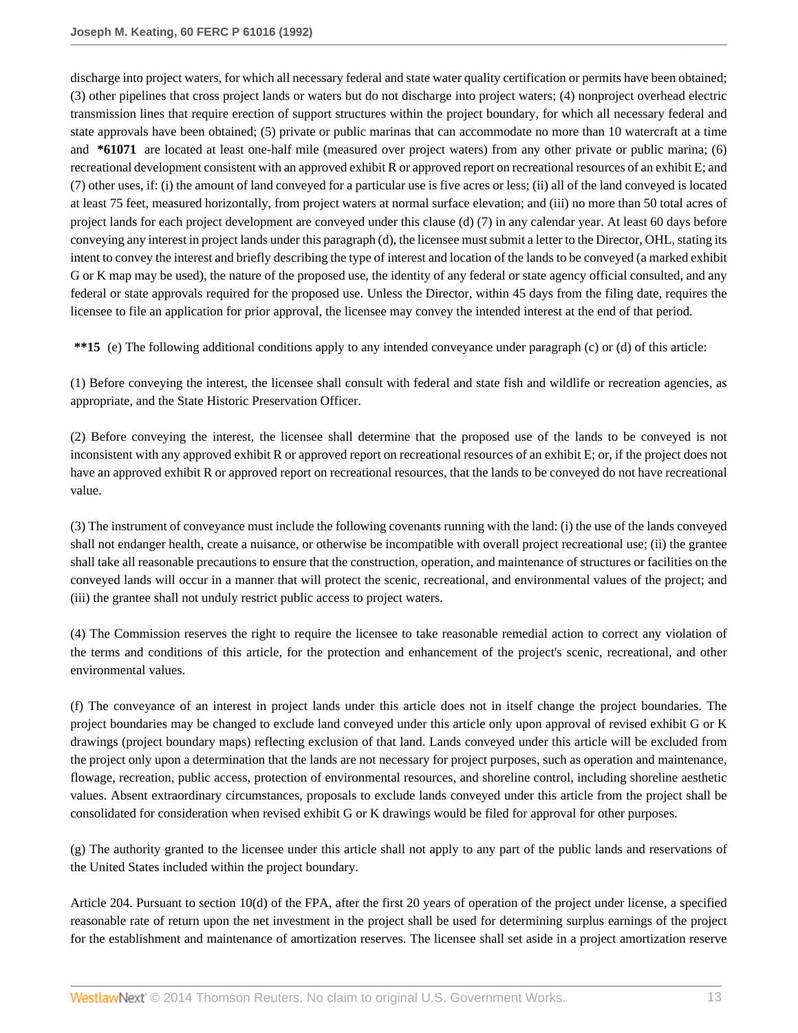discharge into project waters, for which all necessary federal and state water quality certification or permits have been obtained; (3) other pipelines that cross project lands or waters but do not discharge into project waters; (4) nonproject overhead electric transmission lines that require erection of support structures within the project boundary, for which all necessary federal and state approvals have been obtained; (5) private or public marinas that can accommodate no more than 10 watercraft at a time and **\*61071** are located at least one-half mile (measured over project waters) from any other private or public marina; (6) recreational development consistent with an approved exhibit R or approved report on recreational resources of an exhibit E; and (7) other uses, if: (i) the amount of land conveyed for a particular use is five acres or less; (ii) all of the land conveyed is located at least 75 feet, measured horizontally, from project waters at normal surface elevation; and (iii) no more than 50 total acres of project lands for each project development are conveyed under this clause (d) (7) in any calendar year. At least 60 days before conveying any interest in project lands under this paragraph (d), the licensee must submit a letter to the Director, OHL, stating its intent to convey the interest and briefly describing the type of interest and location of the lands to be conveyed (a marked exhibit G or K map may be used), the nature of the proposed use, the identity of any federal or state agency official consulted, and any federal or state approvals required for the proposed use. Unless the Director, within 45 days from the filing date, requires the licensee to file an application for prior approval, the licensee may convey the intended interest at the end of that period.

**\*\*15** (e) The following additional conditions apply to any intended conveyance under paragraph (c) or (d) of this article:

(1) Before conveying the interest, the licensee shall consult with federal and state fish and wildlife or recreation agencies, as appropriate, and the State Historic Preservation Officer.

(2) Before conveying the interest, the licensee shall determine that the proposed use of the lands to be conveyed is not inconsistent with any approved exhibit R or approved report on recreational resources of an exhibit E; or, if the project does not have an approved exhibit R or approved report on recreational resources, that the lands to be conveyed do not have recreational value.

(3) The instrument of conveyance must include the following covenants running with the land: (i) the use of the lands conveyed shall not endanger health, create a nuisance, or otherwise be incompatible with overall project recreational use; (ii) the grantee shall take all reasonable precautions to ensure that the construction, operation, and maintenance of structures or facilities on the conveyed lands will occur in a manner that will protect the scenic, recreational, and environmental values of the project; and (iii) the grantee shall not unduly restrict public access to project waters.

(4) The Commission reserves the right to require the licensee to take reasonable remedial action to correct any violation of the terms and conditions of this article, for the protection and enhancement of the project's scenic, recreational, and other environmental values.

(f) The conveyance of an interest in project lands under this article does not in itself change the project boundaries. The project boundaries may be changed to exclude land conveyed under this article only upon approval of revised exhibit G or K drawings (project boundary maps) reflecting exclusion of that land. Lands conveyed under this article will be excluded from the project only upon a determination that the lands are not necessary for project purposes, such as operation and maintenance, flowage, recreation, public access, protection of environmental resources, and shoreline control, including shoreline aesthetic values. Absent extraordinary circumstances, proposals to exclude lands conveyed under this article from the project shall be consolidated for consideration when revised exhibit G or K drawings would be filed for approval for other purposes.

(g) The authority granted to the licensee under this article shall not apply to any part of the public lands and reservations of the United States included within the project boundary.

Article 204. Pursuant to section 10(d) of the FPA, after the first 20 years of operation of the project under license, a specified reasonable rate of return upon the net investment in the project shall be used for determining surplus earnings of the project for the establishment and maintenance of amortization reserves. The licensee shall set aside in a project amortization reserve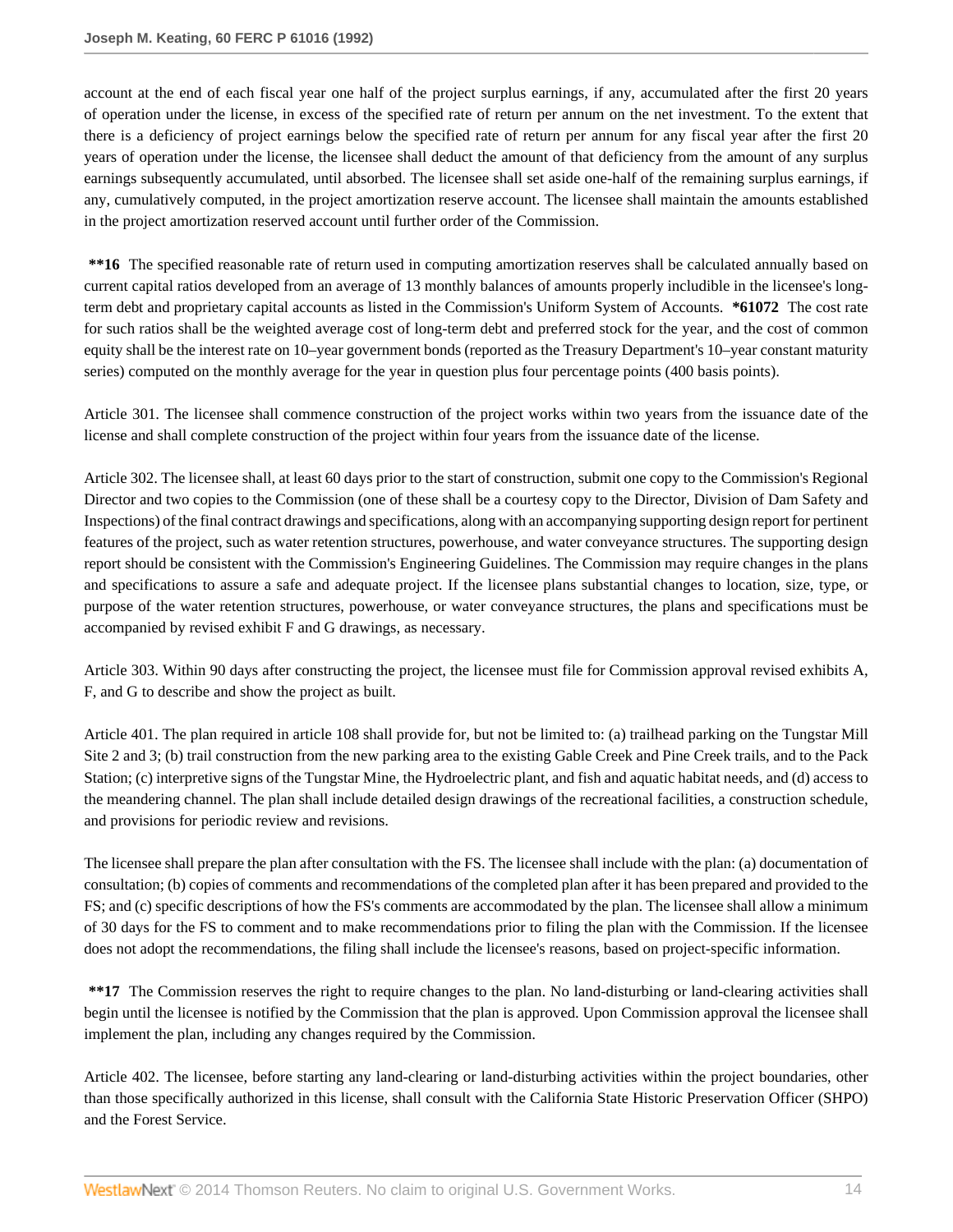account at the end of each fiscal year one half of the project surplus earnings, if any, accumulated after the first 20 years of operation under the license, in excess of the specified rate of return per annum on the net investment. To the extent that there is a deficiency of project earnings below the specified rate of return per annum for any fiscal year after the first 20 years of operation under the license, the licensee shall deduct the amount of that deficiency from the amount of any surplus earnings subsequently accumulated, until absorbed. The licensee shall set aside one-half of the remaining surplus earnings, if any, cumulatively computed, in the project amortization reserve account. The licensee shall maintain the amounts established in the project amortization reserved account until further order of the Commission.

**\*\*16** The specified reasonable rate of return used in computing amortization reserves shall be calculated annually based on current capital ratios developed from an average of 13 monthly balances of amounts properly includible in the licensee's long-term debt and proprietary capital accounts as listed in the Commission's Uniform System of Accounts. **\*61072** The cost rate for such ratios shall be the weighted average cost of long-term debt and preferred stock for the year, and the cost of common equity shall be the interest rate on 10–year government bonds (reported as the Treasury Department's 10–year constant maturity series) computed on the monthly average for the year in question plus four percentage points (400 basis points).

Article 301. The licensee shall commence construction of the project works within two years from the issuance date of the license and shall complete construction of the project within four years from the issuance date of the license.

Article 302. The licensee shall, at least 60 days prior to the start of construction, submit one copy to the Commission's Regional Director and two copies to the Commission (one of these shall be a courtesy copy to the Director, Division of Dam Safety and Inspections) of the final contract drawings and specifications, along with an accompanying supporting design report for pertinent features of the project, such as water retention structures, powerhouse, and water conveyance structures. The supporting design report should be consistent with the Commission's Engineering Guidelines. The Commission may require changes in the plans and specifications to assure a safe and adequate project. If the licensee plans substantial changes to location, size, type, or purpose of the water retention structures, powerhouse, or water conveyance structures, the plans and specifications must be accompanied by revised exhibit F and G drawings, as necessary.

Article 303. Within 90 days after constructing the project, the licensee must file for Commission approval revised exhibits A, F, and G to describe and show the project as built.

Article 401. The plan required in article 108 shall provide for, but not be limited to: (a) trailhead parking on the Tungstar Mill Site 2 and 3; (b) trail construction from the new parking area to the existing Gable Creek and Pine Creek trails, and to the Pack Station; (c) interpretive signs of the Tungstar Mine, the Hydroelectric plant, and fish and aquatic habitat needs, and (d) access to the meandering channel. The plan shall include detailed design drawings of the recreational facilities, a construction schedule, and provisions for periodic review and revisions.

The licensee shall prepare the plan after consultation with the FS. The licensee shall include with the plan: (a) documentation of consultation; (b) copies of comments and recommendations of the completed plan after it has been prepared and provided to the FS; and (c) specific descriptions of how the FS's comments are accommodated by the plan. The licensee shall allow a minimum of 30 days for the FS to comment and to make recommendations prior to filing the plan with the Commission. If the licensee does not adopt the recommendations, the filing shall include the licensee's reasons, based on project-specific information.

**\*\*17** The Commission reserves the right to require changes to the plan. No land-disturbing or land-clearing activities shall begin until the licensee is notified by the Commission that the plan is approved. Upon Commission approval the licensee shall implement the plan, including any changes required by the Commission.

Article 402. The licensee, before starting any land-clearing or land-disturbing activities within the project boundaries, other than those specifically authorized in this license, shall consult with the California State Historic Preservation Officer (SHPO) and the Forest Service.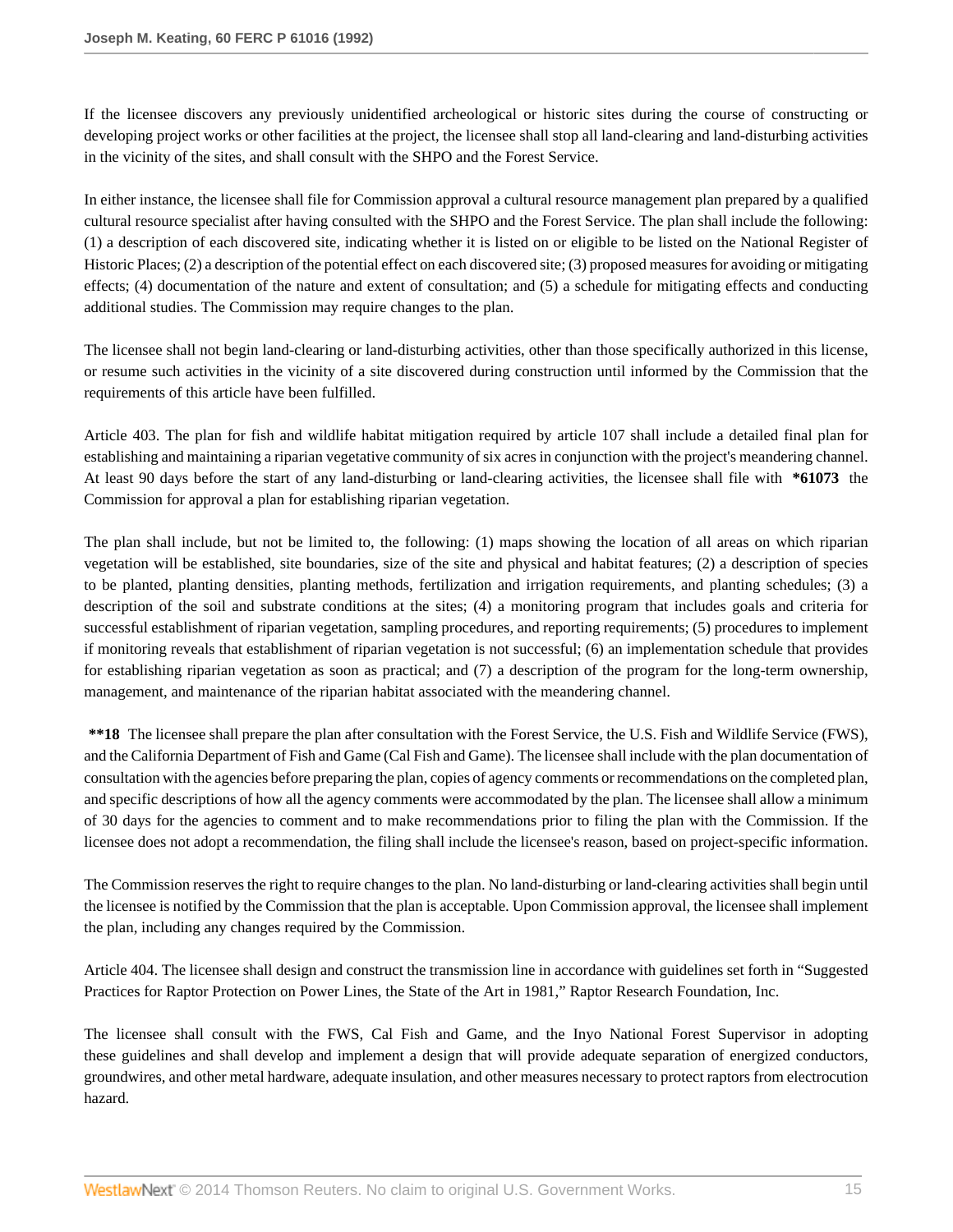If the licensee discovers any previously unidentified archeological or historic sites during the course of constructing or developing project works or other facilities at the project, the licensee shall stop all land-clearing and land-disturbing activities in the vicinity of the sites, and shall consult with the SHPO and the Forest Service.

In either instance, the licensee shall file for Commission approval a cultural resource management plan prepared by a qualified cultural resource specialist after having consulted with the SHPO and the Forest Service. The plan shall include the following: (1) a description of each discovered site, indicating whether it is listed on or eligible to be listed on the National Register of Historic Places; (2) a description of the potential effect on each discovered site; (3) proposed measures for avoiding or mitigating effects; (4) documentation of the nature and extent of consultation; and (5) a schedule for mitigating effects and conducting additional studies. The Commission may require changes to the plan.

The licensee shall not begin land-clearing or land-disturbing activities, other than those specifically authorized in this license, or resume such activities in the vicinity of a site discovered during construction until informed by the Commission that the requirements of this article have been fulfilled.

Article 403. The plan for fish and wildlife habitat mitigation required by article 107 shall include a detailed final plan for establishing and maintaining a riparian vegetative community of six acres in conjunction with the project's meandering channel. At least 90 days before the start of any land-disturbing or land-clearing activities, the licensee shall file with **\*61073** the Commission for approval a plan for establishing riparian vegetation.

The plan shall include, but not be limited to, the following: (1) maps showing the location of all areas on which riparian vegetation will be established, site boundaries, size of the site and physical and habitat features; (2) a description of species to be planted, planting densities, planting methods, fertilization and irrigation requirements, and planting schedules; (3) a description of the soil and substrate conditions at the sites; (4) a monitoring program that includes goals and criteria for successful establishment of riparian vegetation, sampling procedures, and reporting requirements; (5) procedures to implement if monitoring reveals that establishment of riparian vegetation is not successful; (6) an implementation schedule that provides for establishing riparian vegetation as soon as practical; and (7) a description of the program for the long-term ownership, management, and maintenance of the riparian habitat associated with the meandering channel.

**\*\*18** The licensee shall prepare the plan after consultation with the Forest Service, the U.S. Fish and Wildlife Service (FWS), and the California Department of Fish and Game (Cal Fish and Game). The licensee shall include with the plan documentation of consultation with the agencies before preparing the plan, copies of agency comments or recommendations on the completed plan, and specific descriptions of how all the agency comments were accommodated by the plan. The licensee shall allow a minimum of 30 days for the agencies to comment and to make recommendations prior to filing the plan with the Commission. If the licensee does not adopt a recommendation, the filing shall include the licensee's reason, based on project-specific information.

The Commission reserves the right to require changes to the plan. No land-disturbing or land-clearing activities shall begin until the licensee is notified by the Commission that the plan is acceptable. Upon Commission approval, the licensee shall implement the plan, including any changes required by the Commission.

Article 404. The licensee shall design and construct the transmission line in accordance with guidelines set forth in "Suggested Practices for Raptor Protection on Power Lines, the State of the Art in 1981," Raptor Research Foundation, Inc.

The licensee shall consult with the FWS, Cal Fish and Game, and the Inyo National Forest Supervisor in adopting these guidelines and shall develop and implement a design that will provide adequate separation of energized conductors, groundwires, and other metal hardware, adequate insulation, and other measures necessary to protect raptors from electrocution hazard.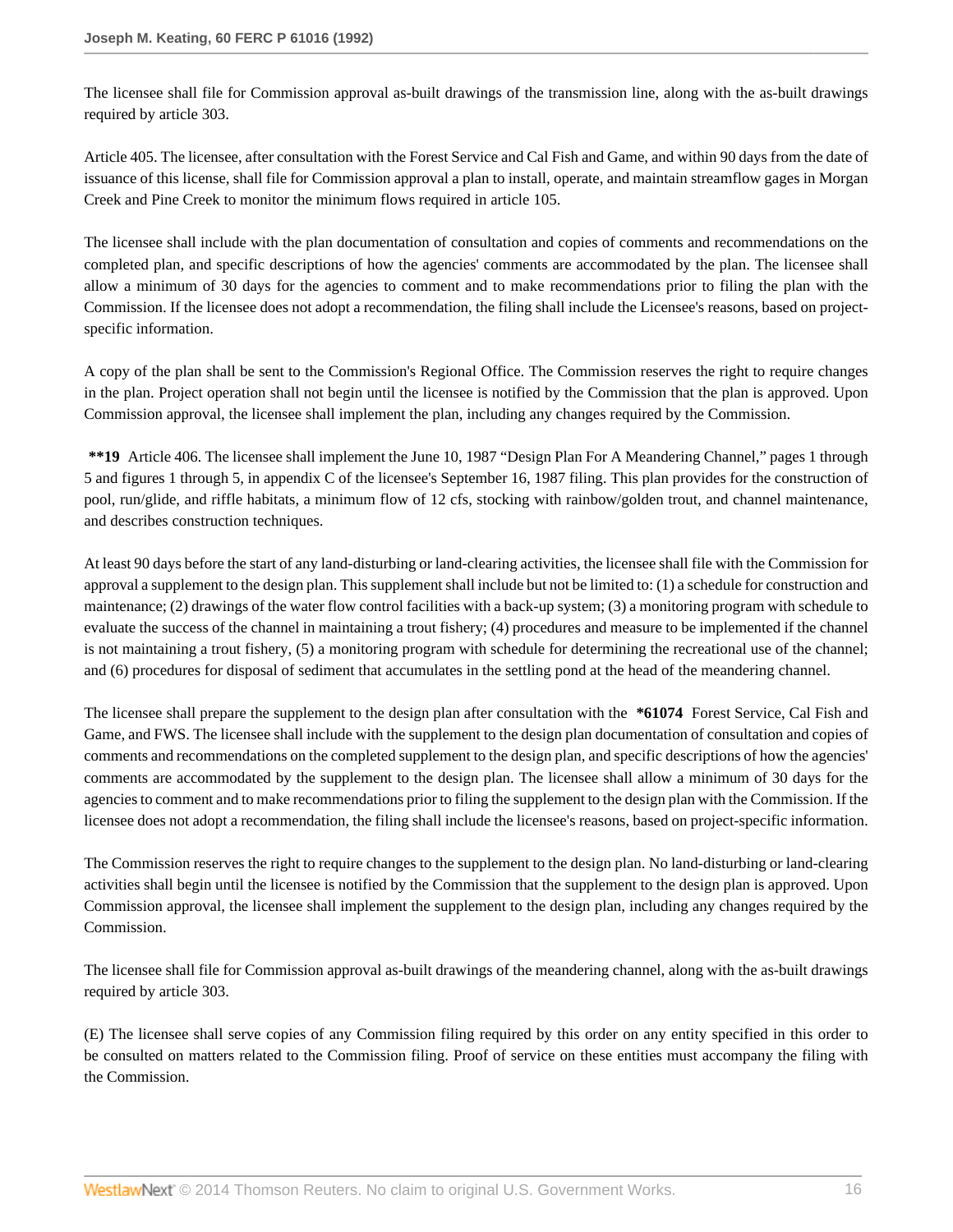The licensee shall file for Commission approval as-built drawings of the transmission line, along with the as-built drawings required by article 303.

Article 405. The licensee, after consultation with the Forest Service and Cal Fish and Game, and within 90 days from the date of issuance of this license, shall file for Commission approval a plan to install, operate, and maintain streamflow gages in Morgan Creek and Pine Creek to monitor the minimum flows required in article 105.

The licensee shall include with the plan documentation of consultation and copies of comments and recommendations on the completed plan, and specific descriptions of how the agencies' comments are accommodated by the plan. The licensee shall allow a minimum of 30 days for the agencies to comment and to make recommendations prior to filing the plan with the Commission. If the licensee does not adopt a recommendation, the filing shall include the Licensee's reasons, based on project-specific information.

A copy of the plan shall be sent to the Commission's Regional Office. The Commission reserves the right to require changes in the plan. Project operation shall not begin until the licensee is notified by the Commission that the plan is approved. Upon Commission approval, the licensee shall implement the plan, including any changes required by the Commission.

**\*\*19** Article 406. The licensee shall implement the June 10, 1987 "Design Plan For A Meandering Channel," pages 1 through 5 and figures 1 through 5, in appendix C of the licensee's September 16, 1987 filing. This plan provides for the construction of pool, run/glide, and riffle habitats, a minimum flow of 12 cfs, stocking with rainbow/golden trout, and channel maintenance, and describes construction techniques.

At least 90 days before the start of any land-disturbing or land-clearing activities, the licensee shall file with the Commission for approval a supplement to the design plan. This supplement shall include but not be limited to: (1) a schedule for construction and maintenance; (2) drawings of the water flow control facilities with a back-up system; (3) a monitoring program with schedule to evaluate the success of the channel in maintaining a trout fishery; (4) procedures and measure to be implemented if the channel is not maintaining a trout fishery, (5) a monitoring program with schedule for determining the recreational use of the channel; and (6) procedures for disposal of sediment that accumulates in the settling pond at the head of the meandering channel.

The licensee shall prepare the supplement to the design plan after consultation with the **\*61074** Forest Service, Cal Fish and Game, and FWS. The licensee shall include with the supplement to the design plan documentation of consultation and copies of comments and recommendations on the completed supplement to the design plan, and specific descriptions of how the agencies' comments are accommodated by the supplement to the design plan. The licensee shall allow a minimum of 30 days for the agencies to comment and to make recommendations prior to filing the supplement to the design plan with the Commission. If the licensee does not adopt a recommendation, the filing shall include the licensee's reasons, based on project-specific information.

The Commission reserves the right to require changes to the supplement to the design plan. No land-disturbing or land-clearing activities shall begin until the licensee is notified by the Commission that the supplement to the design plan is approved. Upon Commission approval, the licensee shall implement the supplement to the design plan, including any changes required by the Commission.

The licensee shall file for Commission approval as-built drawings of the meandering channel, along with the as-built drawings required by article 303.

(E) The licensee shall serve copies of any Commission filing required by this order on any entity specified in this order to be consulted on matters related to the Commission filing. Proof of service on these entities must accompany the filing with the Commission.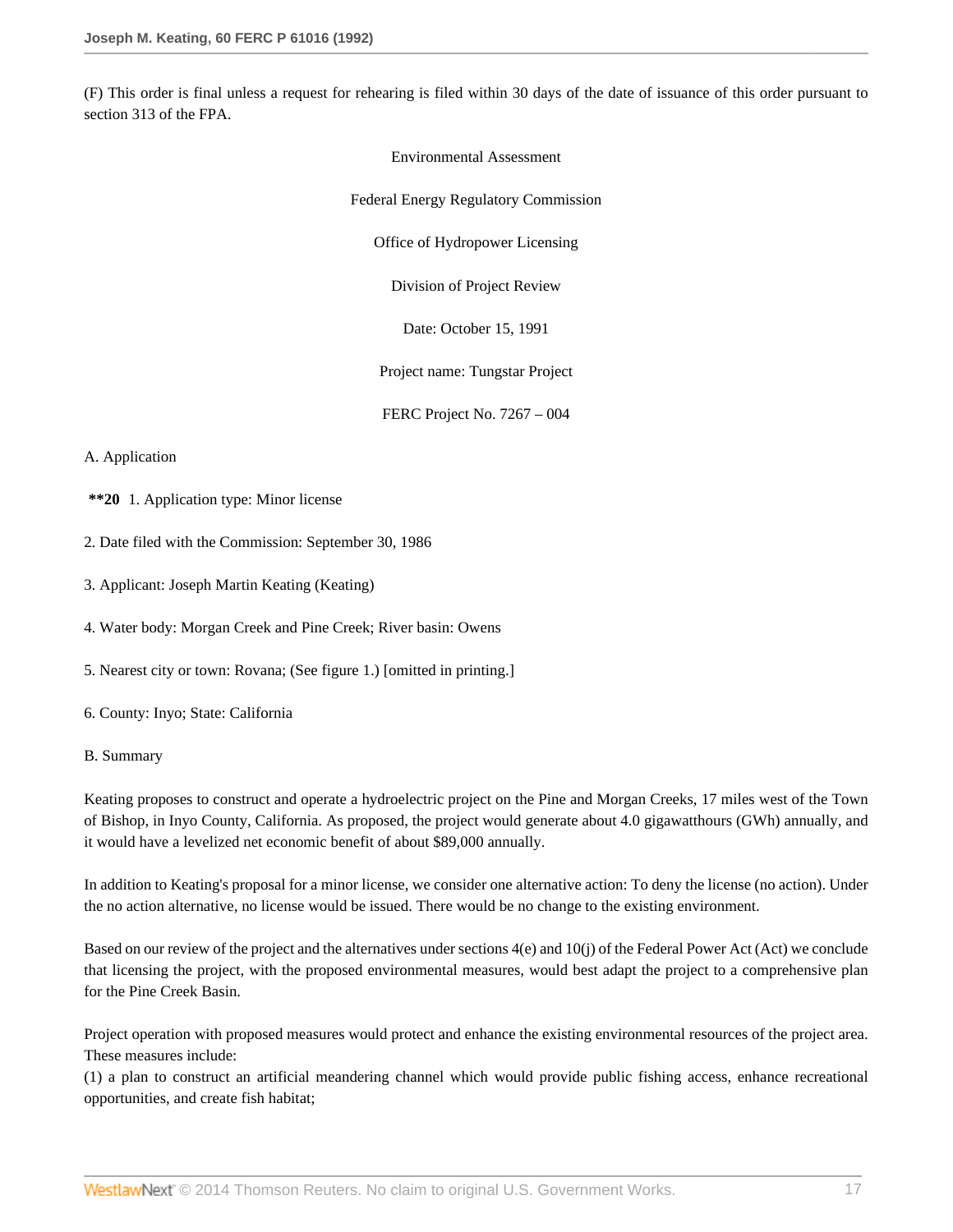(F) This order is final unless a request for rehearing is filed within 30 days of the date of issuance of this order pursuant to section 313 of the FPA.

Environmental Assessment

Federal Energy Regulatory Commission

Office of Hydropower Licensing

Division of Project Review

Date: October 15, 1991

Project name: Tungstar Project

FERC Project No. 7267 – 004

A. Application

**\*\*20** 1. Application type: Minor license

2. Date filed with the Commission: September 30, 1986

3. Applicant: Joseph Martin Keating (Keating)

4. Water body: Morgan Creek and Pine Creek; River basin: Owens

5. Nearest city or town: Rovana; (See figure 1.) [omitted in printing.]

6. County: Inyo; State: California

B. Summary

Keating proposes to construct and operate a hydroelectric project on the Pine and Morgan Creeks, 17 miles west of the Town of Bishop, in Inyo County, California. As proposed, the project would generate about 4.0 gigawatthours (GWh) annually, and it would have a levelized net economic benefit of about $89,000 annually.

In addition to Keating's proposal for a minor license, we consider one alternative action: To deny the license (no action). Under the no action alternative, no license would be issued. There would be no change to the existing environment.

Based on our review of the project and the alternatives under sections 4(e) and 10(j) of the Federal Power Act (Act) we conclude that licensing the project, with the proposed environmental measures, would best adapt the project to a comprehensive plan for the Pine Creek Basin.

Project operation with proposed measures would protect and enhance the existing environmental resources of the project area. These measures include:
(1) a plan to construct an artificial meandering channel which would provide public fishing access, enhance recreational opportunities, and create fish habitat;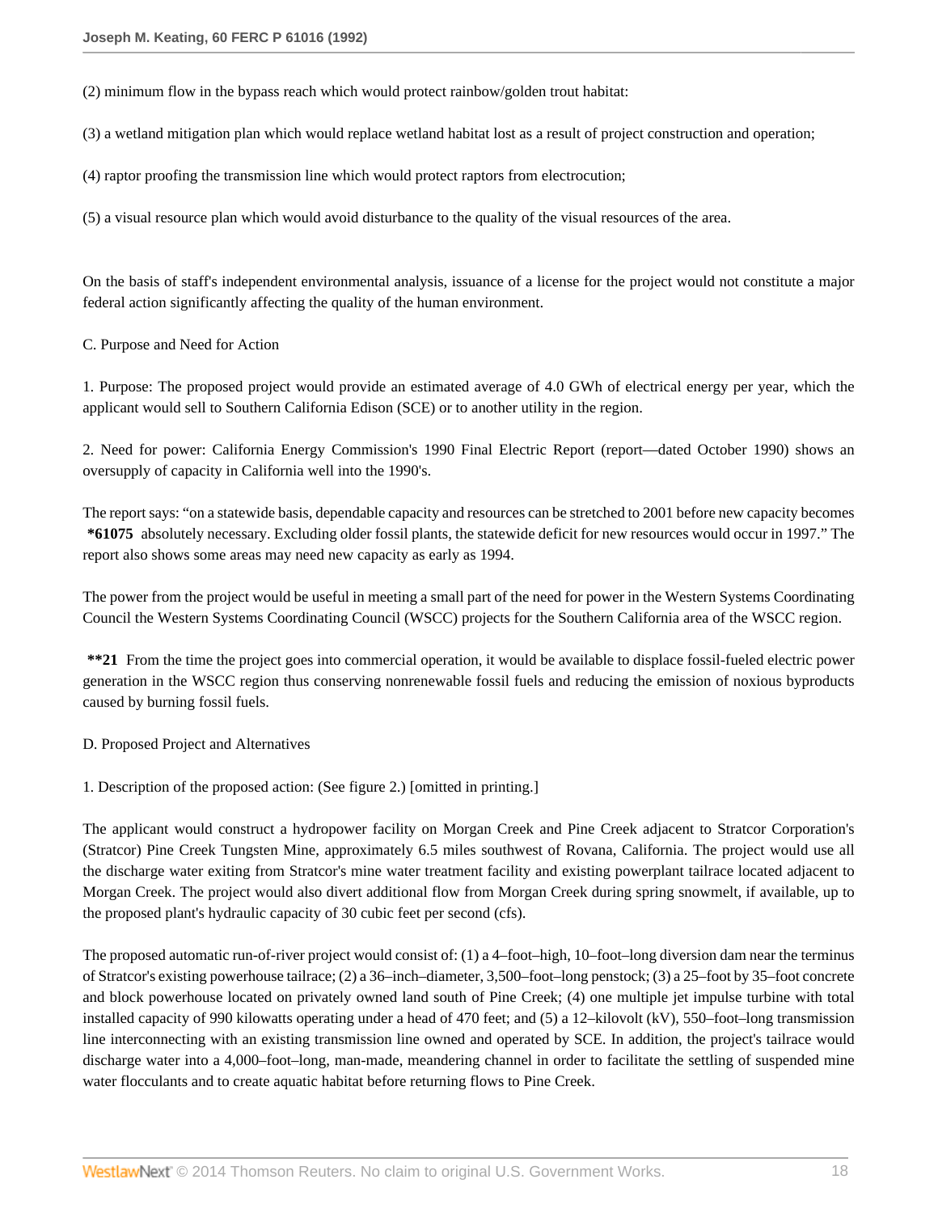(2) minimum flow in the bypass reach which would protect rainbow/golden trout habitat:

(3) a wetland mitigation plan which would replace wetland habitat lost as a result of project construction and operation;

(4) raptor proofing the transmission line which would protect raptors from electrocution;

(5) a visual resource plan which would avoid disturbance to the quality of the visual resources of the area.

On the basis of staff's independent environmental analysis, issuance of a license for the project would not constitute a major federal action significantly affecting the quality of the human environment.

C. Purpose and Need for Action

1. Purpose: The proposed project would provide an estimated average of 4.0 GWh of electrical energy per year, which the applicant would sell to Southern California Edison (SCE) or to another utility in the region.

2. Need for power: California Energy Commission's 1990 Final Electric Report (report—dated October 1990) shows an oversupply of capacity in California well into the 1990's.

The report says: "on a statewide basis, dependable capacity and resources can be stretched to 2001 before new capacity becomes **\*61075** absolutely necessary. Excluding older fossil plants, the statewide deficit for new resources would occur in 1997." The report also shows some areas may need new capacity as early as 1994.

The power from the project would be useful in meeting a small part of the need for power in the Western Systems Coordinating Council the Western Systems Coordinating Council (WSCC) projects for the Southern California area of the WSCC region.

**\*\*21** From the time the project goes into commercial operation, it would be available to displace fossil-fueled electric power generation in the WSCC region thus conserving nonrenewable fossil fuels and reducing the emission of noxious byproducts caused by burning fossil fuels.

D. Proposed Project and Alternatives

1. Description of the proposed action: (See figure 2.) [omitted in printing.]

The applicant would construct a hydropower facility on Morgan Creek and Pine Creek adjacent to Stratcor Corporation's (Stratcor) Pine Creek Tungsten Mine, approximately 6.5 miles southwest of Rovana, California. The project would use all the discharge water exiting from Stratcor's mine water treatment facility and existing powerplant tailrace located adjacent to Morgan Creek. The project would also divert additional flow from Morgan Creek during spring snowmelt, if available, up to the proposed plant's hydraulic capacity of 30 cubic feet per second (cfs).

The proposed automatic run-of-river project would consist of: (1) a 4–foot–high, 10–foot–long diversion dam near the terminus of Stratcor's existing powerhouse tailrace; (2) a 36–inch–diameter, 3,500–foot–long penstock; (3) a 25–foot by 35–foot concrete and block powerhouse located on privately owned land south of Pine Creek; (4) one multiple jet impulse turbine with total installed capacity of 990 kilowatts operating under a head of 470 feet; and (5) a 12–kilovolt (kV), 550–foot–long transmission line interconnecting with an existing transmission line owned and operated by SCE. In addition, the project's tailrace would discharge water into a 4,000–foot–long, man-made, meandering channel in order to facilitate the settling of suspended mine water flocculants and to create aquatic habitat before returning flows to Pine Creek.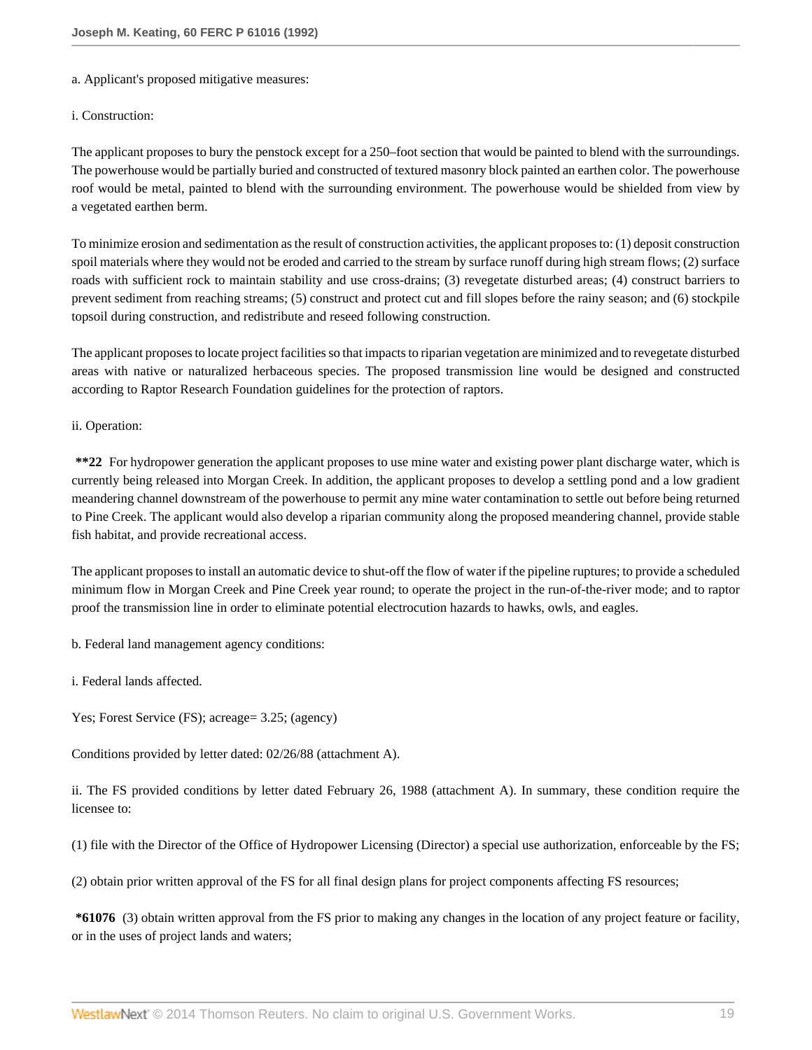a. Applicant's proposed mitigative measures:

i. Construction:

The applicant proposes to bury the penstock except for a 250–foot section that would be painted to blend with the surroundings. The powerhouse would be partially buried and constructed of textured masonry block painted an earthen color. The powerhouse roof would be metal, painted to blend with the surrounding environment. The powerhouse would be shielded from view by a vegetated earthen berm.

To minimize erosion and sedimentation as the result of construction activities, the applicant proposes to: (1) deposit construction spoil materials where they would not be eroded and carried to the stream by surface runoff during high stream flows; (2) surface roads with sufficient rock to maintain stability and use cross-drains; (3) revegetate disturbed areas; (4) construct barriers to prevent sediment from reaching streams; (5) construct and protect cut and fill slopes before the rainy season; and (6) stockpile topsoil during construction, and redistribute and reseed following construction.

The applicant proposes to locate project facilities so that impacts to riparian vegetation are minimized and to revegetate disturbed areas with native or naturalized herbaceous species. The proposed transmission line would be designed and constructed according to Raptor Research Foundation guidelines for the protection of raptors.

ii. Operation:

**\*\*22** For hydropower generation the applicant proposes to use mine water and existing power plant discharge water, which is currently being released into Morgan Creek. In addition, the applicant proposes to develop a settling pond and a low gradient meandering channel downstream of the powerhouse to permit any mine water contamination to settle out before being returned to Pine Creek. The applicant would also develop a riparian community along the proposed meandering channel, provide stable fish habitat, and provide recreational access.

The applicant proposes to install an automatic device to shut-off the flow of water if the pipeline ruptures; to provide a scheduled minimum flow in Morgan Creek and Pine Creek year round; to operate the project in the run-of-the-river mode; and to raptor proof the transmission line in order to eliminate potential electrocution hazards to hawks, owls, and eagles.

b. Federal land management agency conditions:

i. Federal lands affected.

Yes; Forest Service (FS); acreage= 3.25; (agency)

Conditions provided by letter dated: 02/26/88 (attachment A).

ii. The FS provided conditions by letter dated February 26, 1988 (attachment A). In summary, these condition require the licensee to:

(1) file with the Director of the Office of Hydropower Licensing (Director) a special use authorization, enforceable by the FS;

(2) obtain prior written approval of the FS for all final design plans for project components affecting FS resources;

**\*61076** (3) obtain written approval from the FS prior to making any changes in the location of any project feature or facility, or in the uses of project lands and waters;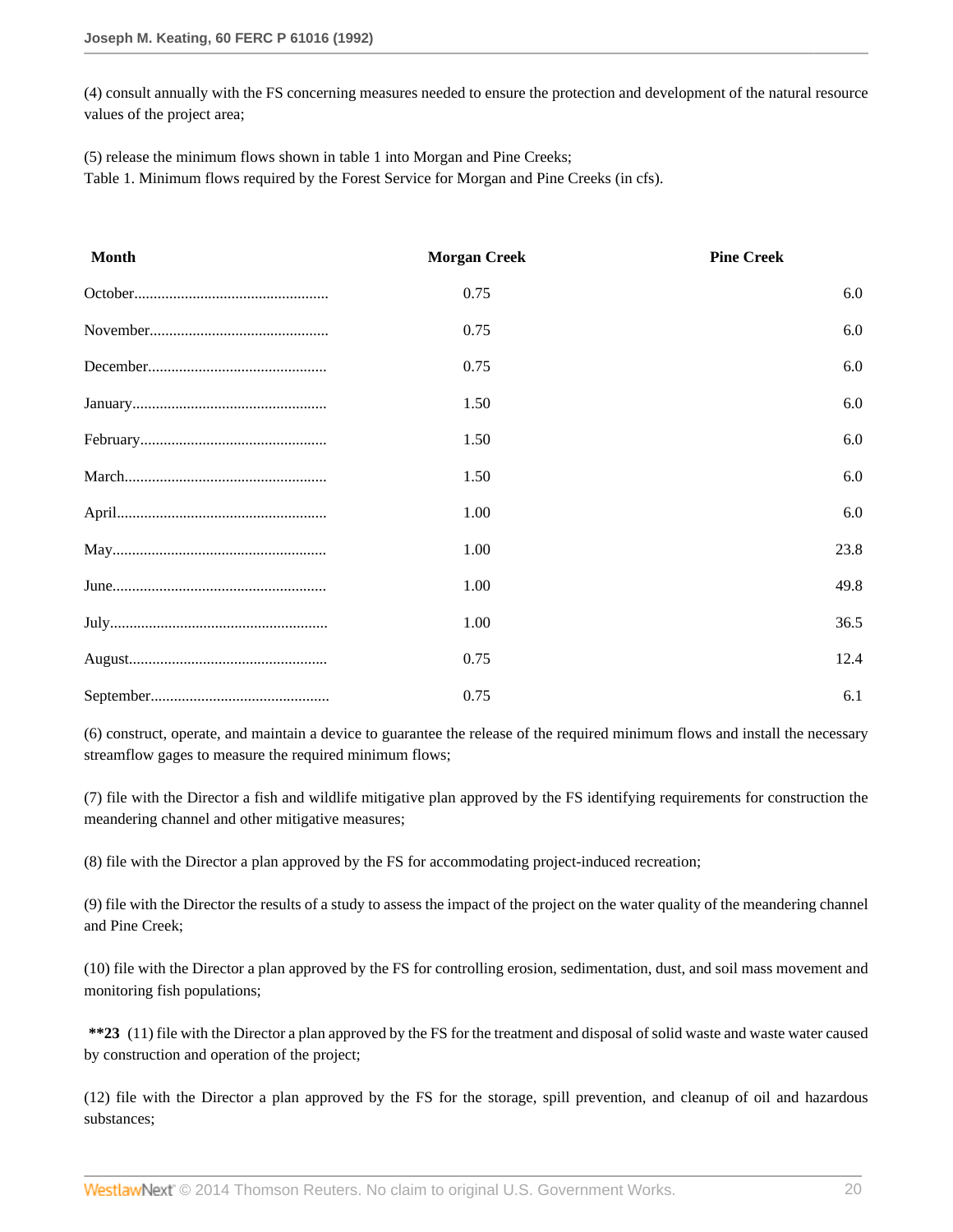(4) consult annually with the FS concerning measures needed to ensure the protection and development of the natural resource values of the project area;

(5) release the minimum flows shown in table 1 into Morgan and Pine Creeks;
Table 1. Minimum flows required by the Forest Service for Morgan and Pine Creeks (in cfs).

| Month | Morgan Creek | Pine Creek |
| --- | --- | --- |
| October.................................................. | 0.75 | 6.0 |
| November.............................................. | 0.75 | 6.0 |
| December.............................................. | 0.75 | 6.0 |
| January.................................................. | 1.50 | 6.0 |
| February................................................ | 1.50 | 6.0 |
| March.................................................... | 1.50 | 6.0 |
| April...................................................... | 1.00 | 6.0 |
| May....................................................... | 1.00 | 23.8 |
| June....................................................... | 1.00 | 49.8 |
| July........................................................ | 1.00 | 36.5 |
| August................................................... | 0.75 | 12.4 |
| September.............................................. | 0.75 | 6.1 |

(6) construct, operate, and maintain a device to guarantee the release of the required minimum flows and install the necessary streamflow gages to measure the required minimum flows;

(7) file with the Director a fish and wildlife mitigative plan approved by the FS identifying requirements for construction the meandering channel and other mitigative measures;

(8) file with the Director a plan approved by the FS for accommodating project-induced recreation;

(9) file with the Director the results of a study to assess the impact of the project on the water quality of the meandering channel and Pine Creek;

(10) file with the Director a plan approved by the FS for controlling erosion, sedimentation, dust, and soil mass movement and monitoring fish populations;

**\*\*23** (11) file with the Director a plan approved by the FS for the treatment and disposal of solid waste and waste water caused by construction and operation of the project;

(12) file with the Director a plan approved by the FS for the storage, spill prevention, and cleanup of oil and hazardous substances;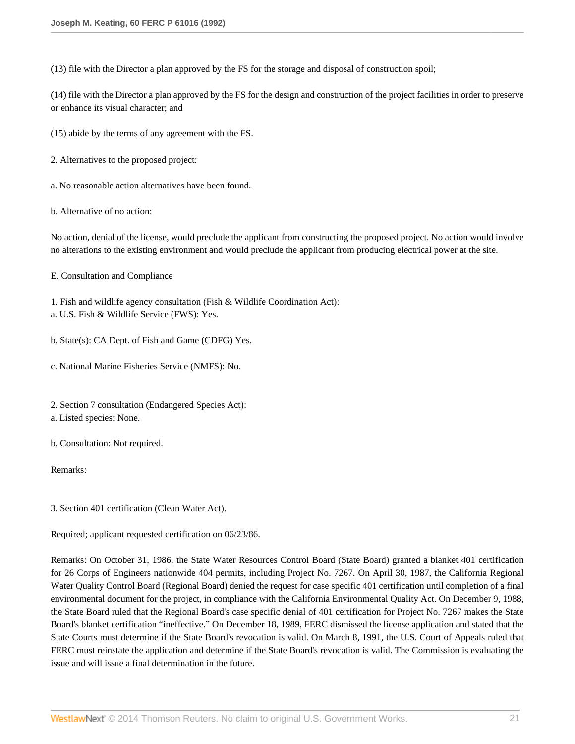(13) file with the Director a plan approved by the FS for the storage and disposal of construction spoil;

(14) file with the Director a plan approved by the FS for the design and construction of the project facilities in order to preserve or enhance its visual character; and

(15) abide by the terms of any agreement with the FS.

2. Alternatives to the proposed project:

a. No reasonable action alternatives have been found.

b. Alternative of no action:

No action, denial of the license, would preclude the applicant from constructing the proposed project. No action would involve no alterations to the existing environment and would preclude the applicant from producing electrical power at the site.

E. Consultation and Compliance

1. Fish and wildlife agency consultation (Fish & Wildlife Coordination Act):
a. U.S. Fish & Wildlife Service (FWS): Yes.

b. State(s): CA Dept. of Fish and Game (CDFG) Yes.

c. National Marine Fisheries Service (NMFS): No.

2. Section 7 consultation (Endangered Species Act):
a. Listed species: None.

b. Consultation: Not required.

Remarks:

3. Section 401 certification (Clean Water Act).

Required; applicant requested certification on 06/23/86.

Remarks: On October 31, 1986, the State Water Resources Control Board (State Board) granted a blanket 401 certification for 26 Corps of Engineers nationwide 404 permits, including Project No. 7267. On April 30, 1987, the California Regional Water Quality Control Board (Regional Board) denied the request for case specific 401 certification until completion of a final environmental document for the project, in compliance with the California Environmental Quality Act. On December 9, 1988, the State Board ruled that the Regional Board's case specific denial of 401 certification for Project No. 7267 makes the State Board's blanket certification "ineffective." On December 18, 1989, FERC dismissed the license application and stated that the State Courts must determine if the State Board's revocation is valid. On March 8, 1991, the U.S. Court of Appeals ruled that FERC must reinstate the application and determine if the State Board's revocation is valid. The Commission is evaluating the issue and will issue a final determination in the future.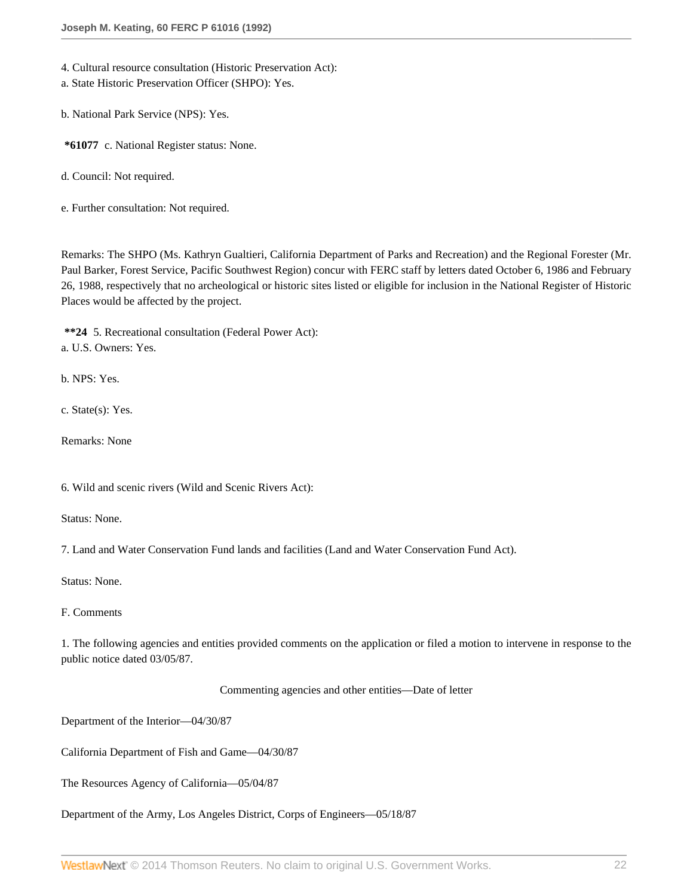4. Cultural resource consultation (Historic Preservation Act):
a. State Historic Preservation Officer (SHPO): Yes.

b. National Park Service (NPS): Yes.

**\*61077** c. National Register status: None.

d. Council: Not required.

e. Further consultation: Not required.

Remarks: The SHPO (Ms. Kathryn Gualtieri, California Department of Parks and Recreation) and the Regional Forester (Mr. Paul Barker, Forest Service, Pacific Southwest Region) concur with FERC staff by letters dated October 6, 1986 and February 26, 1988, respectively that no archeological or historic sites listed or eligible for inclusion in the National Register of Historic Places would be affected by the project.

**\*\*24** 5. Recreational consultation (Federal Power Act):
a. U.S. Owners: Yes.

b. NPS: Yes.

c. State(s): Yes.

Remarks: None

6. Wild and scenic rivers (Wild and Scenic Rivers Act):

Status: None.

7. Land and Water Conservation Fund lands and facilities (Land and Water Conservation Fund Act).

Status: None.

F. Comments

1. The following agencies and entities provided comments on the application or filed a motion to intervene in response to the public notice dated 03/05/87.

Commenting agencies and other entities—Date of letter

Department of the Interior—04/30/87

California Department of Fish and Game—04/30/87

The Resources Agency of California—05/04/87

Department of the Army, Los Angeles District, Corps of Engineers—05/18/87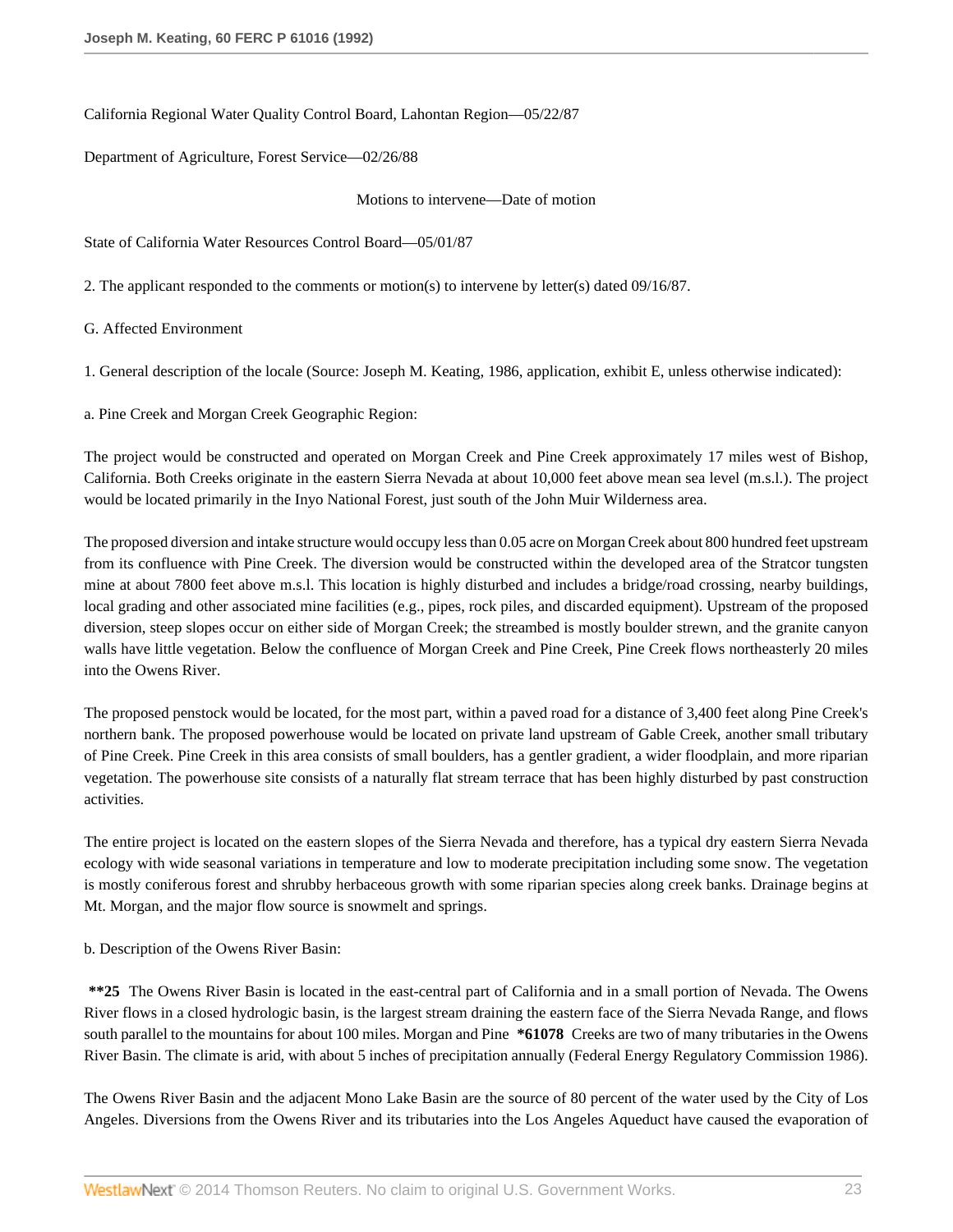California Regional Water Quality Control Board, Lahontan Region—05/22/87

Department of Agriculture, Forest Service—02/26/88

Motions to intervene—Date of motion

State of California Water Resources Control Board—05/01/87

2. The applicant responded to the comments or motion(s) to intervene by letter(s) dated 09/16/87.

G. Affected Environment

1. General description of the locale (Source: Joseph M. Keating, 1986, application, exhibit E, unless otherwise indicated):

a. Pine Creek and Morgan Creek Geographic Region:

The project would be constructed and operated on Morgan Creek and Pine Creek approximately 17 miles west of Bishop, California. Both Creeks originate in the eastern Sierra Nevada at about 10,000 feet above mean sea level (m.s.l.). The project would be located primarily in the Inyo National Forest, just south of the John Muir Wilderness area.

The proposed diversion and intake structure would occupy less than 0.05 acre on Morgan Creek about 800 hundred feet upstream from its confluence with Pine Creek. The diversion would be constructed within the developed area of the Stratcor tungsten mine at about 7800 feet above m.s.l. This location is highly disturbed and includes a bridge/road crossing, nearby buildings, local grading and other associated mine facilities (e.g., pipes, rock piles, and discarded equipment). Upstream of the proposed diversion, steep slopes occur on either side of Morgan Creek; the streambed is mostly boulder strewn, and the granite canyon walls have little vegetation. Below the confluence of Morgan Creek and Pine Creek, Pine Creek flows northeasterly 20 miles into the Owens River.

The proposed penstock would be located, for the most part, within a paved road for a distance of 3,400 feet along Pine Creek's northern bank. The proposed powerhouse would be located on private land upstream of Gable Creek, another small tributary of Pine Creek. Pine Creek in this area consists of small boulders, has a gentler gradient, a wider floodplain, and more riparian vegetation. The powerhouse site consists of a naturally flat stream terrace that has been highly disturbed by past construction activities.

The entire project is located on the eastern slopes of the Sierra Nevada and therefore, has a typical dry eastern Sierra Nevada ecology with wide seasonal variations in temperature and low to moderate precipitation including some snow. The vegetation is mostly coniferous forest and shrubby herbaceous growth with some riparian species along creek banks. Drainage begins at Mt. Morgan, and the major flow source is snowmelt and springs.

b. Description of the Owens River Basin:

**\*\*25** The Owens River Basin is located in the east-central part of California and in a small portion of Nevada. The Owens River flows in a closed hydrologic basin, is the largest stream draining the eastern face of the Sierra Nevada Range, and flows south parallel to the mountains for about 100 miles. Morgan and Pine **\*61078** Creeks are two of many tributaries in the Owens River Basin. The climate is arid, with about 5 inches of precipitation annually (Federal Energy Regulatory Commission 1986).

The Owens River Basin and the adjacent Mono Lake Basin are the source of 80 percent of the water used by the City of Los Angeles. Diversions from the Owens River and its tributaries into the Los Angeles Aqueduct have caused the evaporation of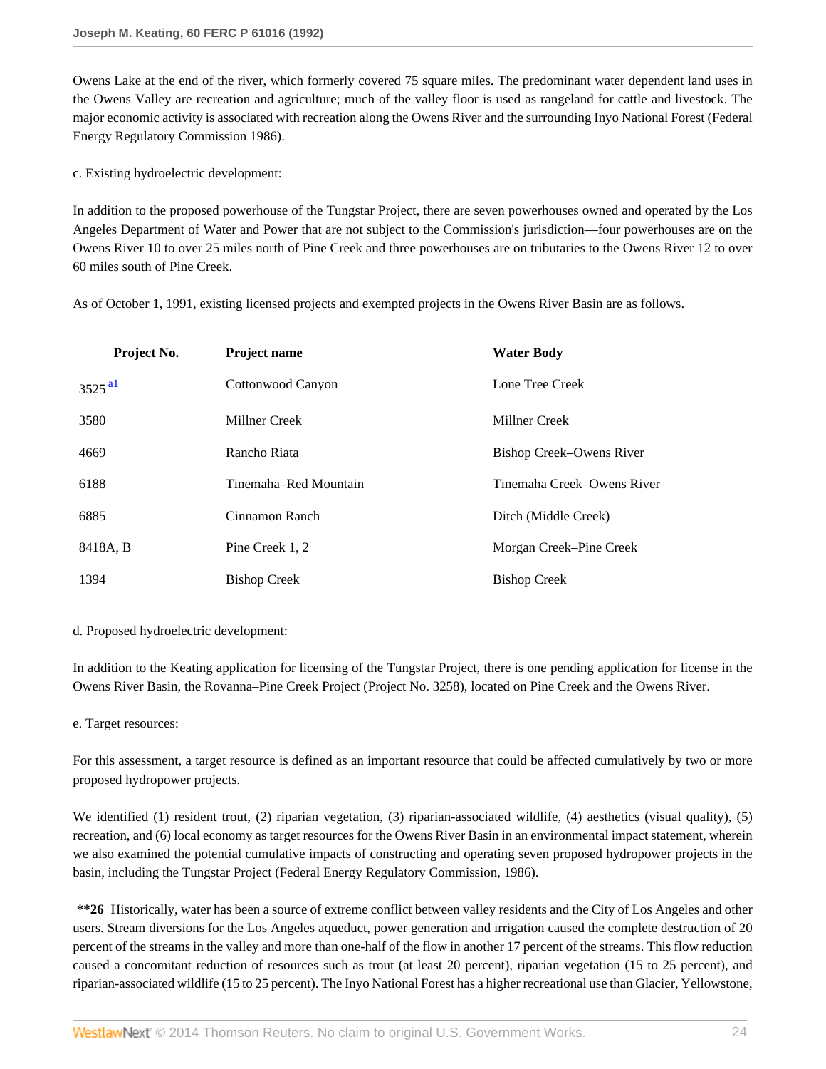Owens Lake at the end of the river, which formerly covered 75 square miles. The predominant water dependent land uses in the Owens Valley are recreation and agriculture; much of the valley floor is used as rangeland for cattle and livestock. The major economic activity is associated with recreation along the Owens River and the surrounding Inyo National Forest (Federal Energy Regulatory Commission 1986).

c. Existing hydroelectric development:

In addition to the proposed powerhouse of the Tungstar Project, there are seven powerhouses owned and operated by the Los Angeles Department of Water and Power that are not subject to the Commission's jurisdiction—four powerhouses are on the Owens River 10 to over 25 miles north of Pine Creek and three powerhouses are on tributaries to the Owens River 12 to over 60 miles south of Pine Creek.

As of October 1, 1991, existing licensed projects and exempted projects in the Owens River Basin are as follows.

| Project No. | Project name | Water Body |
|---|---|---|
| 3525 [a1] | Cottonwood Canyon | Lone Tree Creek |
| 3580 | Millner Creek | Millner Creek |
| 4669 | Rancho Riata | Bishop Creek–Owens River |
| 6188 | Tinemaha–Red Mountain | Tinemaha Creek–Owens River |
| 6885 | Cinnamon Ranch | Ditch (Middle Creek) |
| 8418A, B | Pine Creek 1, 2 | Morgan Creek–Pine Creek |
| 1394 | Bishop Creek | Bishop Creek |

d. Proposed hydroelectric development:

In addition to the Keating application for licensing of the Tungstar Project, there is one pending application for license in the Owens River Basin, the Rovanna–Pine Creek Project (Project No. 3258), located on Pine Creek and the Owens River.

e. Target resources:

For this assessment, a target resource is defined as an important resource that could be affected cumulatively by two or more proposed hydropower projects.

We identified (1) resident trout, (2) riparian vegetation, (3) riparian-associated wildlife, (4) aesthetics (visual quality), (5) recreation, and (6) local economy as target resources for the Owens River Basin in an environmental impact statement, wherein we also examined the potential cumulative impacts of constructing and operating seven proposed hydropower projects in the basin, including the Tungstar Project (Federal Energy Regulatory Commission, 1986).

**\*\*26** Historically, water has been a source of extreme conflict between valley residents and the City of Los Angeles and other users. Stream diversions for the Los Angeles aqueduct, power generation and irrigation caused the complete destruction of 20 percent of the streams in the valley and more than one-half of the flow in another 17 percent of the streams. This flow reduction caused a concomitant reduction of resources such as trout (at least 20 percent), riparian vegetation (15 to 25 percent), and riparian-associated wildlife (15 to 25 percent). The Inyo National Forest has a higher recreational use than Glacier, Yellowstone,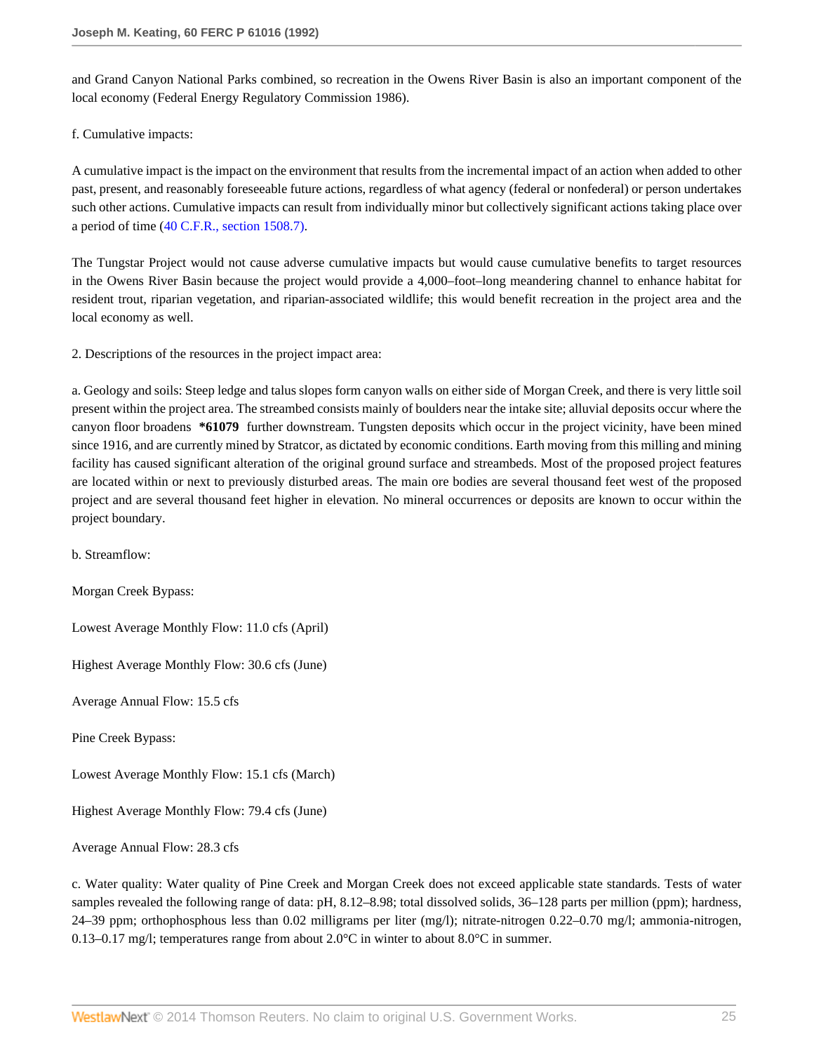and Grand Canyon National Parks combined, so recreation in the Owens River Basin is also an important component of the local economy (Federal Energy Regulatory Commission 1986).

f. Cumulative impacts:

A cumulative impact is the impact on the environment that results from the incremental impact of an action when added to other past, present, and reasonably foreseeable future actions, regardless of what agency (federal or nonfederal) or person undertakes such other actions. Cumulative impacts can result from individually minor but collectively significant actions taking place over a period of time (40 C.F.R., section 1508.7).

The Tungstar Project would not cause adverse cumulative impacts but would cause cumulative benefits to target resources in the Owens River Basin because the project would provide a 4,000–foot–long meandering channel to enhance habitat for resident trout, riparian vegetation, and riparian-associated wildlife; this would benefit recreation in the project area and the local economy as well.

2. Descriptions of the resources in the project impact area:

a. Geology and soils: Steep ledge and talus slopes form canyon walls on either side of Morgan Creek, and there is very little soil present within the project area. The streambed consists mainly of boulders near the intake site; alluvial deposits occur where the canyon floor broadens **\*61079** further downstream. Tungsten deposits which occur in the project vicinity, have been mined since 1916, and are currently mined by Stratcor, as dictated by economic conditions. Earth moving from this milling and mining facility has caused significant alteration of the original ground surface and streambeds. Most of the proposed project features are located within or next to previously disturbed areas. The main ore bodies are several thousand feet west of the proposed project and are several thousand feet higher in elevation. No mineral occurrences or deposits are known to occur within the project boundary.

b. Streamflow:

Morgan Creek Bypass:

Lowest Average Monthly Flow: 11.0 cfs (April)

Highest Average Monthly Flow: 30.6 cfs (June)

Average Annual Flow: 15.5 cfs

Pine Creek Bypass:

Lowest Average Monthly Flow: 15.1 cfs (March)

Highest Average Monthly Flow: 79.4 cfs (June)

Average Annual Flow: 28.3 cfs

c. Water quality: Water quality of Pine Creek and Morgan Creek does not exceed applicable state standards. Tests of water samples revealed the following range of data: pH, 8.12–8.98; total dissolved solids, 36–128 parts per million (ppm); hardness, 24–39 ppm; orthophosphous less than 0.02 milligrams per liter (mg/l); nitrate-nitrogen 0.22–0.70 mg/l; ammonia-nitrogen, 0.13–0.17 mg/l; temperatures range from about 2.0°C in winter to about 8.0°C in summer.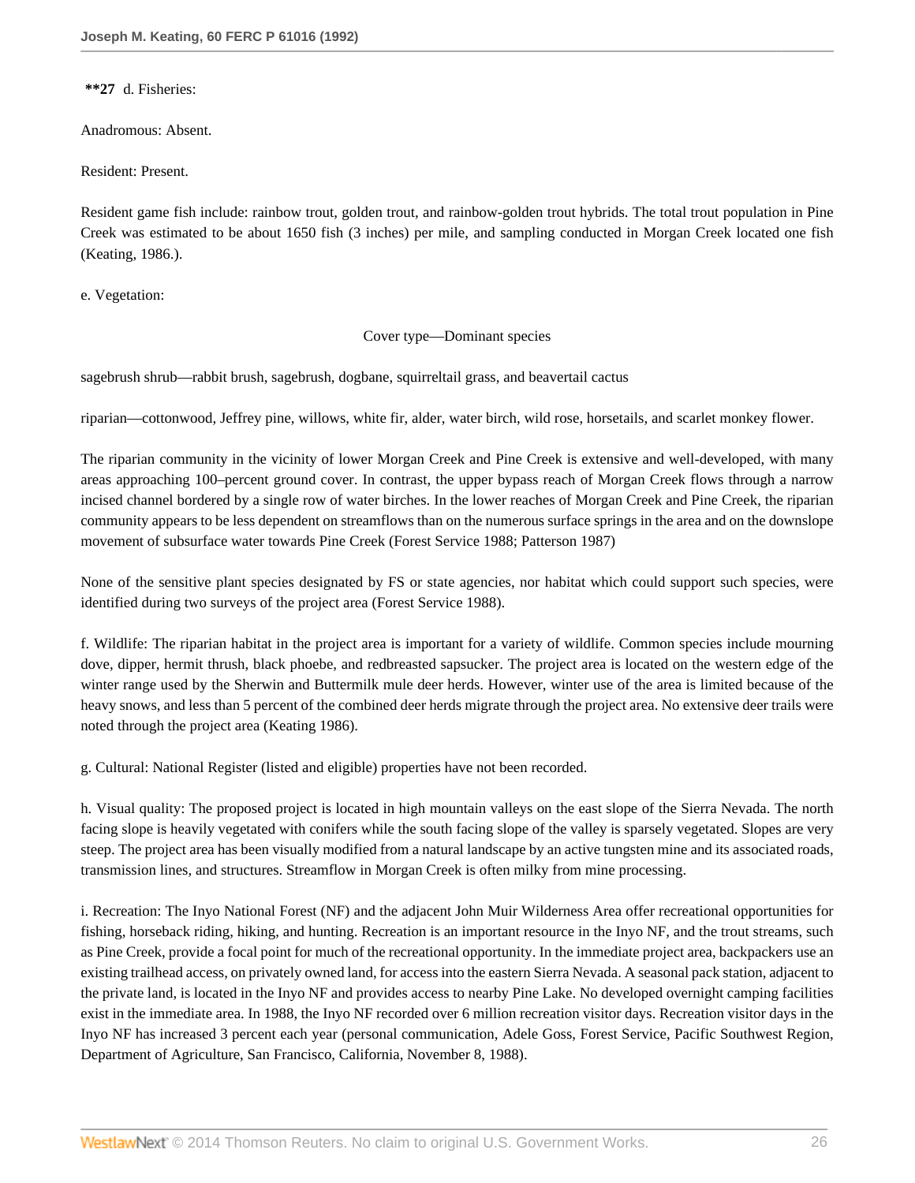**\*\*27** d. Fisheries:

Anadromous: Absent.

Resident: Present.

Resident game fish include: rainbow trout, golden trout, and rainbow-golden trout hybrids. The total trout population in Pine Creek was estimated to be about 1650 fish (3 inches) per mile, and sampling conducted in Morgan Creek located one fish (Keating, 1986.).

e. Vegetation:

Cover type—Dominant species

sagebrush shrub—rabbit brush, sagebrush, dogbane, squirreltail grass, and beavertail cactus

riparian—cottonwood, Jeffrey pine, willows, white fir, alder, water birch, wild rose, horsetails, and scarlet monkey flower.

The riparian community in the vicinity of lower Morgan Creek and Pine Creek is extensive and well-developed, with many areas approaching 100–percent ground cover. In contrast, the upper bypass reach of Morgan Creek flows through a narrow incised channel bordered by a single row of water birches. In the lower reaches of Morgan Creek and Pine Creek, the riparian community appears to be less dependent on streamflows than on the numerous surface springs in the area and on the downslope movement of subsurface water towards Pine Creek (Forest Service 1988; Patterson 1987)

None of the sensitive plant species designated by FS or state agencies, nor habitat which could support such species, were identified during two surveys of the project area (Forest Service 1988).

f. Wildlife: The riparian habitat in the project area is important for a variety of wildlife. Common species include mourning dove, dipper, hermit thrush, black phoebe, and redbreasted sapsucker. The project area is located on the western edge of the winter range used by the Sherwin and Buttermilk mule deer herds. However, winter use of the area is limited because of the heavy snows, and less than 5 percent of the combined deer herds migrate through the project area. No extensive deer trails were noted through the project area (Keating 1986).

g. Cultural: National Register (listed and eligible) properties have not been recorded.

h. Visual quality: The proposed project is located in high mountain valleys on the east slope of the Sierra Nevada. The north facing slope is heavily vegetated with conifers while the south facing slope of the valley is sparsely vegetated. Slopes are very steep. The project area has been visually modified from a natural landscape by an active tungsten mine and its associated roads, transmission lines, and structures. Streamflow in Morgan Creek is often milky from mine processing.

i. Recreation: The Inyo National Forest (NF) and the adjacent John Muir Wilderness Area offer recreational opportunities for fishing, horseback riding, hiking, and hunting. Recreation is an important resource in the Inyo NF, and the trout streams, such as Pine Creek, provide a focal point for much of the recreational opportunity. In the immediate project area, backpackers use an existing trailhead access, on privately owned land, for access into the eastern Sierra Nevada. A seasonal pack station, adjacent to the private land, is located in the Inyo NF and provides access to nearby Pine Lake. No developed overnight camping facilities exist in the immediate area. In 1988, the Inyo NF recorded over 6 million recreation visitor days. Recreation visitor days in the Inyo NF has increased 3 percent each year (personal communication, Adele Goss, Forest Service, Pacific Southwest Region, Department of Agriculture, San Francisco, California, November 8, 1988).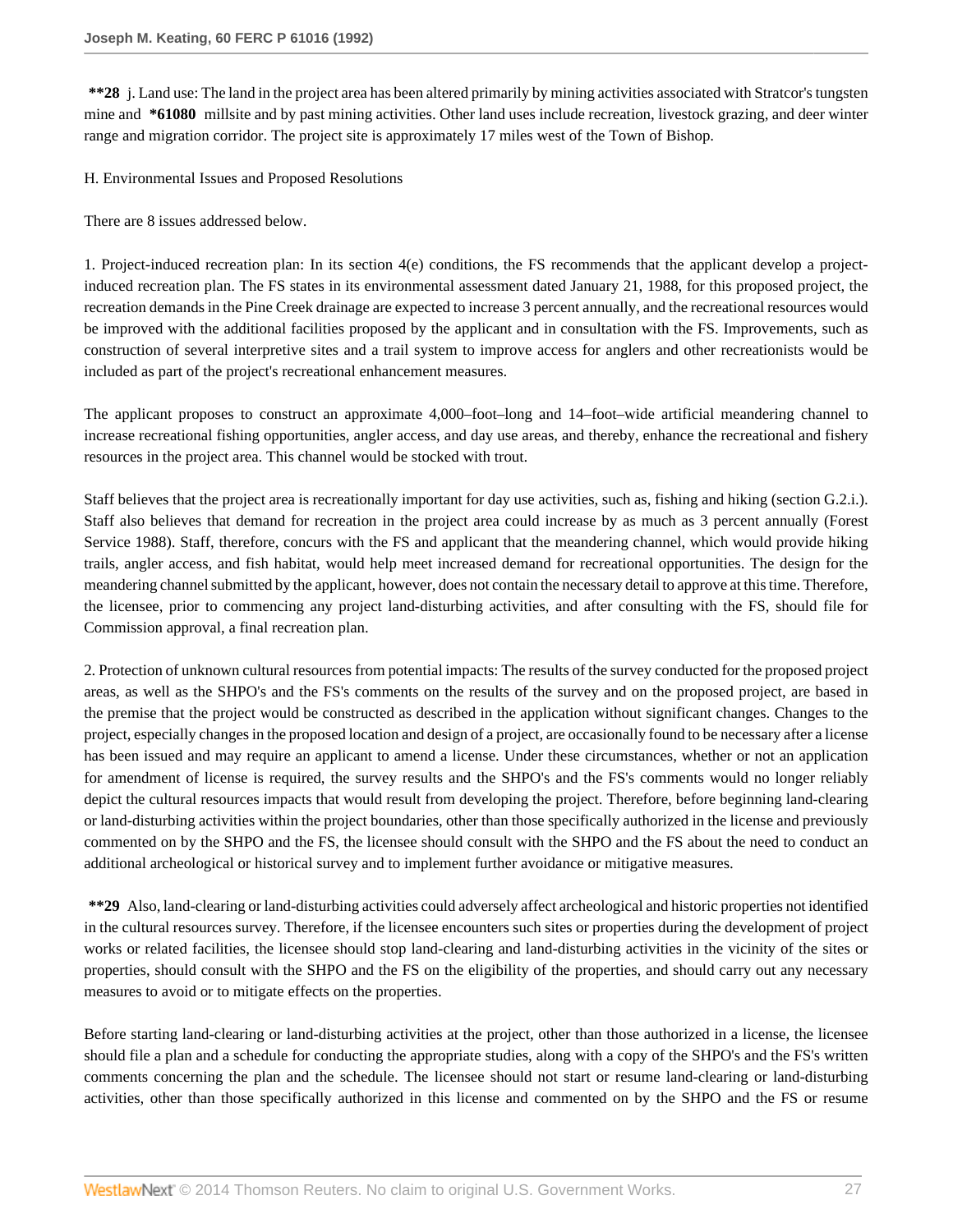**28 j. Land use: The land in the project area has been altered primarily by mining activities associated with Stratcor's tungsten mine and *61080 millsite and by past mining activities. Other land uses include recreation, livestock grazing, and deer winter range and migration corridor. The project site is approximately 17 miles west of the Town of Bishop.

H. Environmental Issues and Proposed Resolutions

There are 8 issues addressed below.

1. Project-induced recreation plan: In its section 4(e) conditions, the FS recommends that the applicant develop a project-induced recreation plan. The FS states in its environmental assessment dated January 21, 1988, for this proposed project, the recreation demands in the Pine Creek drainage are expected to increase 3 percent annually, and the recreational resources would be improved with the additional facilities proposed by the applicant and in consultation with the FS. Improvements, such as construction of several interpretive sites and a trail system to improve access for anglers and other recreationists would be included as part of the project's recreational enhancement measures.

The applicant proposes to construct an approximate 4,000–foot–long and 14–foot–wide artificial meandering channel to increase recreational fishing opportunities, angler access, and day use areas, and thereby, enhance the recreational and fishery resources in the project area. This channel would be stocked with trout.

Staff believes that the project area is recreationally important for day use activities, such as, fishing and hiking (section G.2.i.). Staff also believes that demand for recreation in the project area could increase by as much as 3 percent annually (Forest Service 1988). Staff, therefore, concurs with the FS and applicant that the meandering channel, which would provide hiking trails, angler access, and fish habitat, would help meet increased demand for recreational opportunities. The design for the meandering channel submitted by the applicant, however, does not contain the necessary detail to approve at this time. Therefore, the licensee, prior to commencing any project land-disturbing activities, and after consulting with the FS, should file for Commission approval, a final recreation plan.

2. Protection of unknown cultural resources from potential impacts: The results of the survey conducted for the proposed project areas, as well as the SHPO's and the FS's comments on the results of the survey and on the proposed project, are based in the premise that the project would be constructed as described in the application without significant changes. Changes to the project, especially changes in the proposed location and design of a project, are occasionally found to be necessary after a license has been issued and may require an applicant to amend a license. Under these circumstances, whether or not an application for amendment of license is required, the survey results and the SHPO's and the FS's comments would no longer reliably depict the cultural resources impacts that would result from developing the project. Therefore, before beginning land-clearing or land-disturbing activities within the project boundaries, other than those specifically authorized in the license and previously commented on by the SHPO and the FS, the licensee should consult with the SHPO and the FS about the need to conduct an additional archeological or historical survey and to implement further avoidance or mitigative measures.

**29 Also, land-clearing or land-disturbing activities could adversely affect archeological and historic properties not identified in the cultural resources survey. Therefore, if the licensee encounters such sites or properties during the development of project works or related facilities, the licensee should stop land-clearing and land-disturbing activities in the vicinity of the sites or properties, should consult with the SHPO and the FS on the eligibility of the properties, and should carry out any necessary measures to avoid or to mitigate effects on the properties.

Before starting land-clearing or land-disturbing activities at the project, other than those authorized in a license, the licensee should file a plan and a schedule for conducting the appropriate studies, along with a copy of the SHPO's and the FS's written comments concerning the plan and the schedule. The licensee should not start or resume land-clearing or land-disturbing activities, other than those specifically authorized in this license and commented on by the SHPO and the FS or resume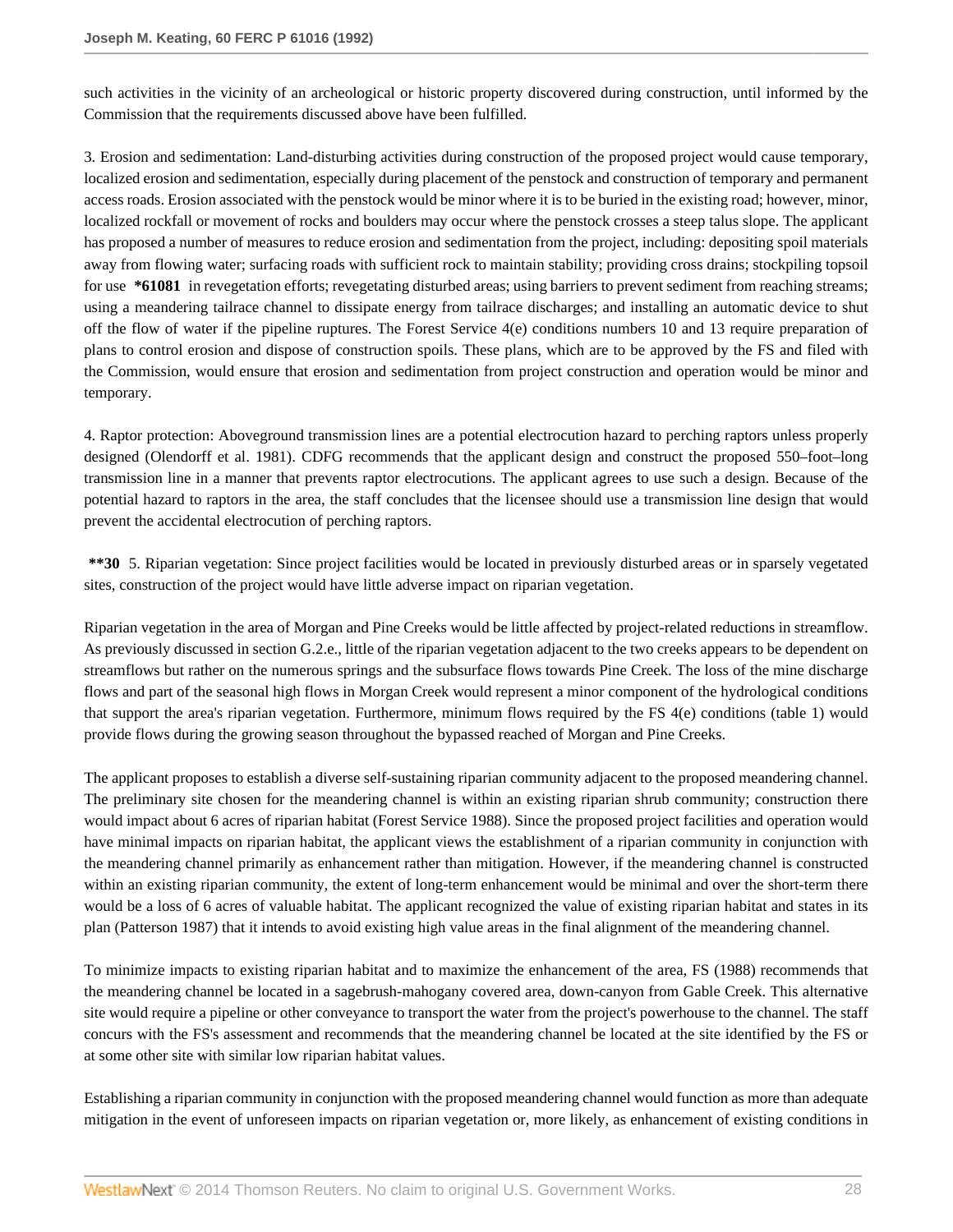such activities in the vicinity of an archeological or historic property discovered during construction, until informed by the Commission that the requirements discussed above have been fulfilled.

3. Erosion and sedimentation: Land-disturbing activities during construction of the proposed project would cause temporary, localized erosion and sedimentation, especially during placement of the penstock and construction of temporary and permanent access roads. Erosion associated with the penstock would be minor where it is to be buried in the existing road; however, minor, localized rockfall or movement of rocks and boulders may occur where the penstock crosses a steep talus slope. The applicant has proposed a number of measures to reduce erosion and sedimentation from the project, including: depositing spoil materials away from flowing water; surfacing roads with sufficient rock to maintain stability; providing cross drains; stockpiling topsoil for use **\*61081** in revegetation efforts; revegetating disturbed areas; using barriers to prevent sediment from reaching streams; using a meandering tailrace channel to dissipate energy from tailrace discharges; and installing an automatic device to shut off the flow of water if the pipeline ruptures. The Forest Service 4(e) conditions numbers 10 and 13 require preparation of plans to control erosion and dispose of construction spoils. These plans, which are to be approved by the FS and filed with the Commission, would ensure that erosion and sedimentation from project construction and operation would be minor and temporary.

4. Raptor protection: Aboveground transmission lines are a potential electrocution hazard to perching raptors unless properly designed (Olendorff et al. 1981). CDFG recommends that the applicant design and construct the proposed 550–foot–long transmission line in a manner that prevents raptor electrocutions. The applicant agrees to use such a design. Because of the potential hazard to raptors in the area, the staff concludes that the licensee should use a transmission line design that would prevent the accidental electrocution of perching raptors.

**\*\*30** 5. Riparian vegetation: Since project facilities would be located in previously disturbed areas or in sparsely vegetated sites, construction of the project would have little adverse impact on riparian vegetation.

Riparian vegetation in the area of Morgan and Pine Creeks would be little affected by project-related reductions in streamflow. As previously discussed in section G.2.e., little of the riparian vegetation adjacent to the two creeks appears to be dependent on streamflows but rather on the numerous springs and the subsurface flows towards Pine Creek. The loss of the mine discharge flows and part of the seasonal high flows in Morgan Creek would represent a minor component of the hydrological conditions that support the area's riparian vegetation. Furthermore, minimum flows required by the FS 4(e) conditions (table 1) would provide flows during the growing season throughout the bypassed reached of Morgan and Pine Creeks.

The applicant proposes to establish a diverse self-sustaining riparian community adjacent to the proposed meandering channel. The preliminary site chosen for the meandering channel is within an existing riparian shrub community; construction there would impact about 6 acres of riparian habitat (Forest Service 1988). Since the proposed project facilities and operation would have minimal impacts on riparian habitat, the applicant views the establishment of a riparian community in conjunction with the meandering channel primarily as enhancement rather than mitigation. However, if the meandering channel is constructed within an existing riparian community, the extent of long-term enhancement would be minimal and over the short-term there would be a loss of 6 acres of valuable habitat. The applicant recognized the value of existing riparian habitat and states in its plan (Patterson 1987) that it intends to avoid existing high value areas in the final alignment of the meandering channel.

To minimize impacts to existing riparian habitat and to maximize the enhancement of the area, FS (1988) recommends that the meandering channel be located in a sagebrush-mahogany covered area, down-canyon from Gable Creek. This alternative site would require a pipeline or other conveyance to transport the water from the project's powerhouse to the channel. The staff concurs with the FS's assessment and recommends that the meandering channel be located at the site identified by the FS or at some other site with similar low riparian habitat values.

Establishing a riparian community in conjunction with the proposed meandering channel would function as more than adequate mitigation in the event of unforeseen impacts on riparian vegetation or, more likely, as enhancement of existing conditions in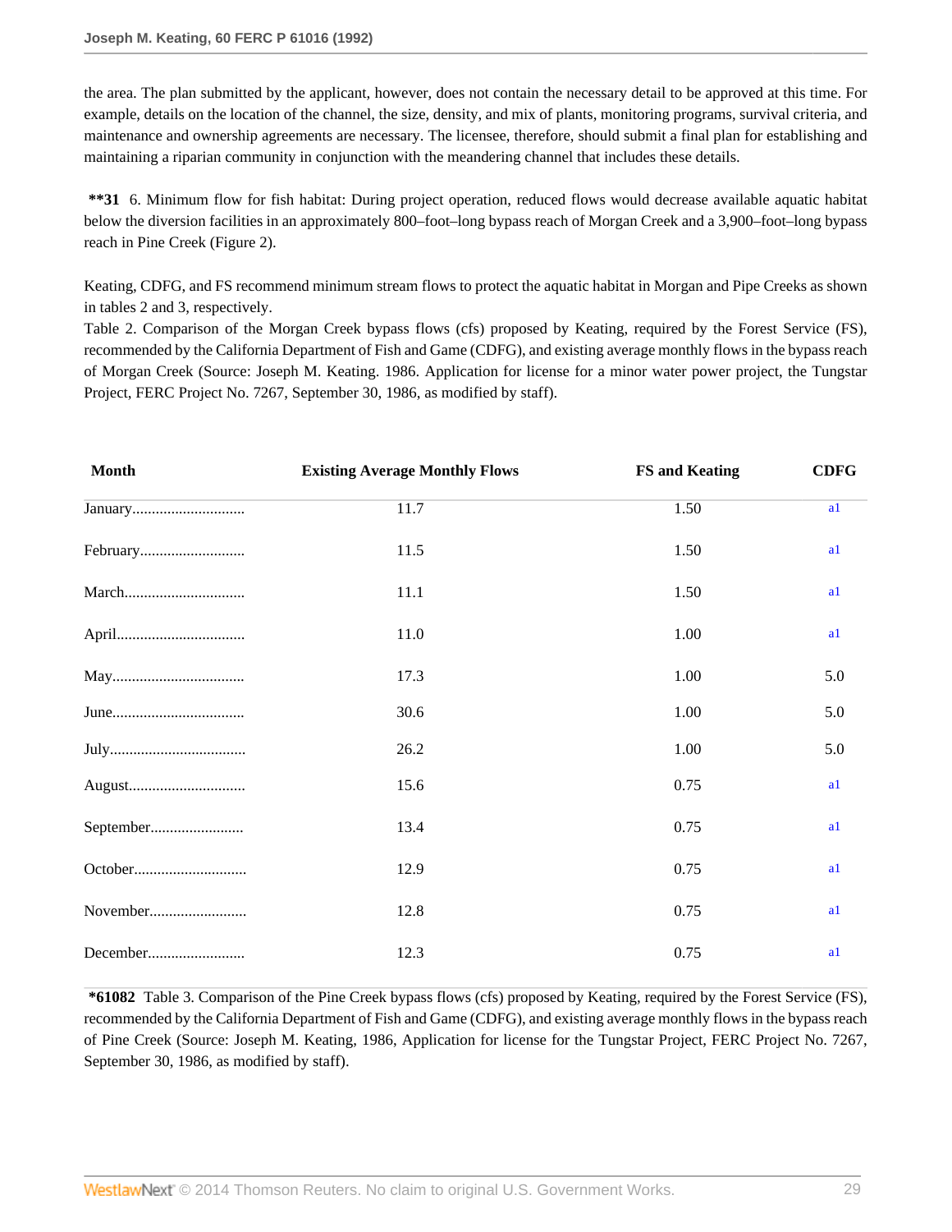the area. The plan submitted by the applicant, however, does not contain the necessary detail to be approved at this time. For example, details on the location of the channel, the size, density, and mix of plants, monitoring programs, survival criteria, and maintenance and ownership agreements are necessary. The licensee, therefore, should submit a final plan for establishing and maintaining a riparian community in conjunction with the meandering channel that includes these details.

**\*\*31** 6. Minimum flow for fish habitat: During project operation, reduced flows would decrease available aquatic habitat below the diversion facilities in an approximately 800–foot–long bypass reach of Morgan Creek and a 3,900–foot–long bypass reach in Pine Creek (Figure 2).

Keating, CDFG, and FS recommend minimum stream flows to protect the aquatic habitat in Morgan and Pipe Creeks as shown in tables 2 and 3, respectively.

Table 2. Comparison of the Morgan Creek bypass flows (cfs) proposed by Keating, required by the Forest Service (FS), recommended by the California Department of Fish and Game (CDFG), and existing average monthly flows in the bypass reach of Morgan Creek (Source: Joseph M. Keating. 1986. Application for license for a minor water power project, the Tungstar Project, FERC Project No. 7267, September 30, 1986, as modified by staff).

| Month | Existing Average Monthly Flows | FS and Keating | CDFG |
|---|---|---|---|
| January............................ | 11.7 | 1.50 | a1 |
| February.......................... | 11.5 | 1.50 | a1 |
| March.............................. | 11.1 | 1.50 | a1 |
| April................................ | 11.0 | 1.00 | a1 |
| May................................. | 17.3 | 1.00 | 5.0 |
| June................................. | 30.6 | 1.00 | 5.0 |
| July.................................. | 26.2 | 1.00 | 5.0 |
| August............................. | 15.6 | 0.75 | a1 |
| September....................... | 13.4 | 0.75 | a1 |
| October............................ | 12.9 | 0.75 | a1 |
| November......................... | 12.8 | 0.75 | a1 |
| December......................... | 12.3 | 0.75 | a1 |

**\*61082** Table 3. Comparison of the Pine Creek bypass flows (cfs) proposed by Keating, required by the Forest Service (FS), recommended by the California Department of Fish and Game (CDFG), and existing average monthly flows in the bypass reach of Pine Creek (Source: Joseph M. Keating, 1986, Application for license for the Tungstar Project, FERC Project No. 7267, September 30, 1986, as modified by staff).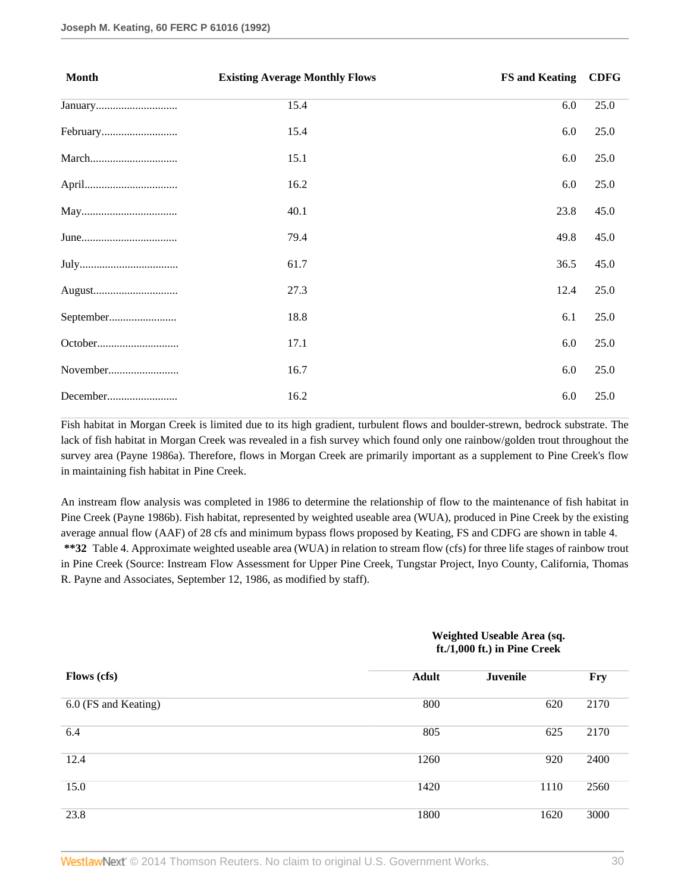| Month | Existing Average Monthly Flows | FS and Keating | CDFG |
|---|---|---|---|
| January............................ | 15.4 | 6.0 | 25.0 |
| February........................... | 15.4 | 6.0 | 25.0 |
| March.............................. | 15.1 | 6.0 | 25.0 |
| April................................ | 16.2 | 6.0 | 25.0 |
| May.................................. | 40.1 | 23.8 | 45.0 |
| June.................................. | 79.4 | 49.8 | 45.0 |
| July.................................. | 61.7 | 36.5 | 45.0 |
| August.............................. | 27.3 | 12.4 | 25.0 |
| September........................ | 18.8 | 6.1 | 25.0 |
| October............................. | 17.1 | 6.0 | 25.0 |
| November......................... | 16.7 | 6.0 | 25.0 |
| December......................... | 16.2 | 6.0 | 25.0 |

Fish habitat in Morgan Creek is limited due to its high gradient, turbulent flows and boulder-strewn, bedrock substrate. The lack of fish habitat in Morgan Creek was revealed in a fish survey which found only one rainbow/golden trout throughout the survey area (Payne 1986a). Therefore, flows in Morgan Creek are primarily important as a supplement to Pine Creek's flow in maintaining fish habitat in Pine Creek.

An instream flow analysis was completed in 1986 to determine the relationship of flow to the maintenance of fish habitat in Pine Creek (Payne 1986b). Fish habitat, represented by weighted useable area (WUA), produced in Pine Creek by the existing average annual flow (AAF) of 28 cfs and minimum bypass flows proposed by Keating, FS and CDFG are shown in table 4.

**\*\*32** Table 4. Approximate weighted useable area (WUA) in relation to stream flow (cfs) for three life stages of rainbow trout in Pine Creek (Source: Instream Flow Assessment for Upper Pine Creek, Tungstar Project, Inyo County, California, Thomas R. Payne and Associates, September 12, 1986, as modified by staff).

| | Weighted Useable Area (sq. ft./1,000 ft.) in Pine Creek | | |
|---|---|---|---|
| Flows (cfs) | Adult | Juvenile | Fry |
| 6.0 (FS and Keating) | 800 | 620 | 2170 |
| 6.4 | 805 | 625 | 2170 |
| 12.4 | 1260 | 920 | 2400 |
| 15.0 | 1420 | 1110 | 2560 |
| 23.8 | 1800 | 1620 | 3000 |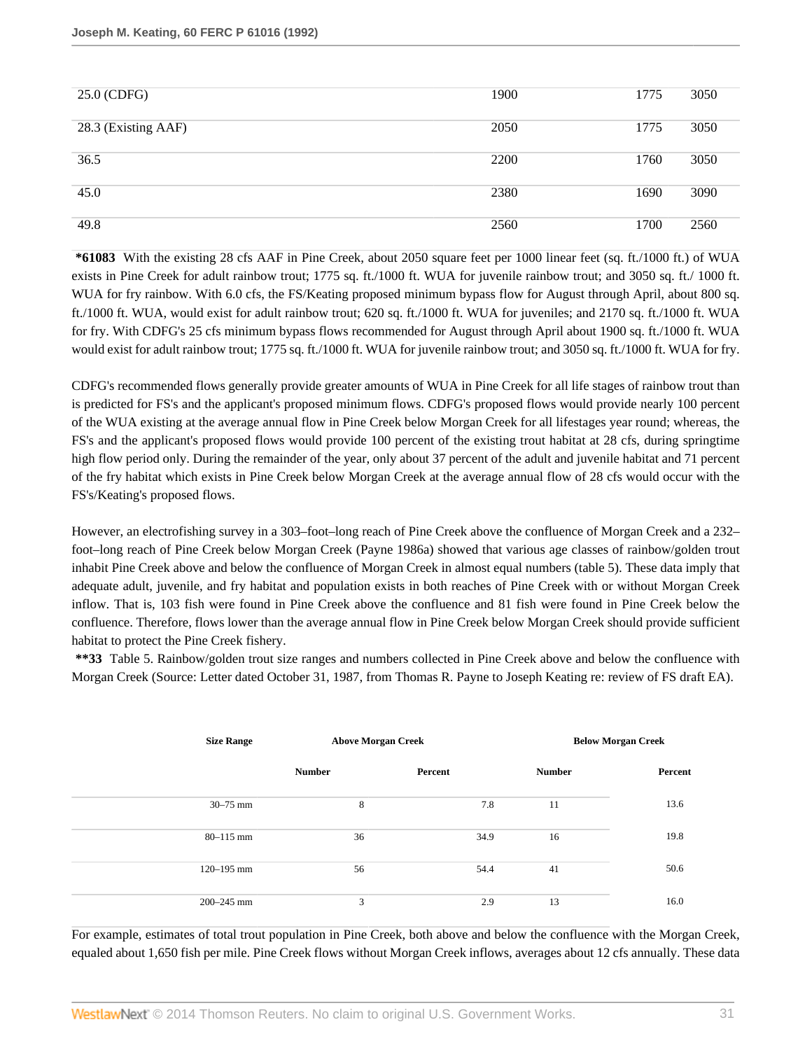| 25.0 (CDFG) | 1900 | 1775 | 3050 |
| --- | --- | --- | --- |
| 28.3 (Existing AAF) | 2050 | 1775 | 3050 |
| 36.5 | 2200 | 1760 | 3050 |
| 45.0 | 2380 | 1690 | 3090 |
| 49.8 | 2560 | 1700 | 2560 |

**\*61083** With the existing 28 cfs AAF in Pine Creek, about 2050 square feet per 1000 linear feet (sq. ft./1000 ft.) of WUA exists in Pine Creek for adult rainbow trout; 1775 sq. ft./1000 ft. WUA for juvenile rainbow trout; and 3050 sq. ft./ 1000 ft. WUA for fry rainbow. With 6.0 cfs, the FS/Keating proposed minimum bypass flow for August through April, about 800 sq. ft./1000 ft. WUA, would exist for adult rainbow trout; 620 sq. ft./1000 ft. WUA for juveniles; and 2170 sq. ft./1000 ft. WUA for fry. With CDFG's 25 cfs minimum bypass flows recommended for August through April about 1900 sq. ft./1000 ft. WUA would exist for adult rainbow trout; 1775 sq. ft./1000 ft. WUA for juvenile rainbow trout; and 3050 sq. ft./1000 ft. WUA for fry.

CDFG's recommended flows generally provide greater amounts of WUA in Pine Creek for all life stages of rainbow trout than is predicted for FS's and the applicant's proposed minimum flows. CDFG's proposed flows would provide nearly 100 percent of the WUA existing at the average annual flow in Pine Creek below Morgan Creek for all lifestages year round; whereas, the FS's and the applicant's proposed flows would provide 100 percent of the existing trout habitat at 28 cfs, during springtime high flow period only. During the remainder of the year, only about 37 percent of the adult and juvenile habitat and 71 percent of the fry habitat which exists in Pine Creek below Morgan Creek at the average annual flow of 28 cfs would occur with the FS's/Keating's proposed flows.

However, an electrofishing survey in a 303–foot–long reach of Pine Creek above the confluence of Morgan Creek and a 232–foot–long reach of Pine Creek below Morgan Creek (Payne 1986a) showed that various age classes of rainbow/golden trout inhabit Pine Creek above and below the confluence of Morgan Creek in almost equal numbers (table 5). These data imply that adequate adult, juvenile, and fry habitat and population exists in both reaches of Pine Creek with or without Morgan Creek inflow. That is, 103 fish were found in Pine Creek above the confluence and 81 fish were found in Pine Creek below the confluence. Therefore, flows lower than the average annual flow in Pine Creek below Morgan Creek should provide sufficient habitat to protect the Pine Creek fishery.

**\*\*33** Table 5. Rainbow/golden trout size ranges and numbers collected in Pine Creek above and below the confluence with Morgan Creek (Source: Letter dated October 31, 1987, from Thomas R. Payne to Joseph Keating re: review of FS draft EA).

| Size Range | Above Morgan Creek | | Below Morgan Creek | |
| --- | --- | --- | --- | --- |
| | Number | Percent | Number | Percent |
| 30–75 mm | 8 | 7.8 | 11 | 13.6 |
| 80–115 mm | 36 | 34.9 | 16 | 19.8 |
| 120–195 mm | 56 | 54.4 | 41 | 50.6 |
| 200–245 mm | 3 | 2.9 | 13 | 16.0 |

For example, estimates of total trout population in Pine Creek, both above and below the confluence with the Morgan Creek, equaled about 1,650 fish per mile. Pine Creek flows without Morgan Creek inflows, averages about 12 cfs annually. These data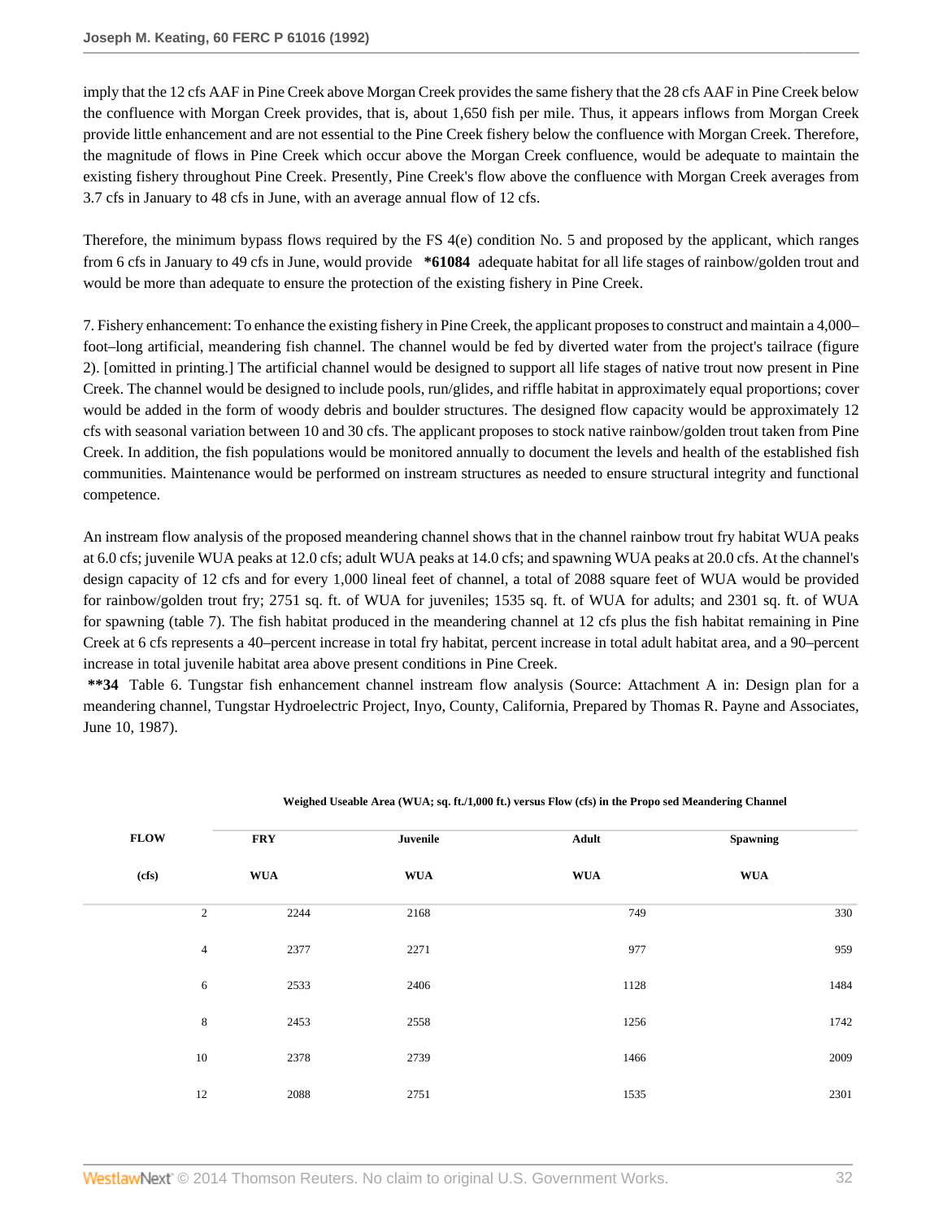imply that the 12 cfs AAF in Pine Creek above Morgan Creek provides the same fishery that the 28 cfs AAF in Pine Creek below the confluence with Morgan Creek provides, that is, about 1,650 fish per mile. Thus, it appears inflows from Morgan Creek provide little enhancement and are not essential to the Pine Creek fishery below the confluence with Morgan Creek. Therefore, the magnitude of flows in Pine Creek which occur above the Morgan Creek confluence, would be adequate to maintain the existing fishery throughout Pine Creek. Presently, Pine Creek's flow above the confluence with Morgan Creek averages from 3.7 cfs in January to 48 cfs in June, with an average annual flow of 12 cfs.

Therefore, the minimum bypass flows required by the FS 4(e) condition No. 5 and proposed by the applicant, which ranges from 6 cfs in January to 49 cfs in June, would provide **\*61084** adequate habitat for all life stages of rainbow/golden trout and would be more than adequate to ensure the protection of the existing fishery in Pine Creek.

7. Fishery enhancement: To enhance the existing fishery in Pine Creek, the applicant proposes to construct and maintain a 4,000–foot–long artificial, meandering fish channel. The channel would be fed by diverted water from the project's tailrace (figure 2). [omitted in printing.] The artificial channel would be designed to support all life stages of native trout now present in Pine Creek. The channel would be designed to include pools, run/glides, and riffle habitat in approximately equal proportions; cover would be added in the form of woody debris and boulder structures. The designed flow capacity would be approximately 12 cfs with seasonal variation between 10 and 30 cfs. The applicant proposes to stock native rainbow/golden trout taken from Pine Creek. In addition, the fish populations would be monitored annually to document the levels and health of the established fish communities. Maintenance would be performed on instream structures as needed to ensure structural integrity and functional competence.

An instream flow analysis of the proposed meandering channel shows that in the channel rainbow trout fry habitat WUA peaks at 6.0 cfs; juvenile WUA peaks at 12.0 cfs; adult WUA peaks at 14.0 cfs; and spawning WUA peaks at 20.0 cfs. At the channel's design capacity of 12 cfs and for every 1,000 lineal feet of channel, a total of 2088 square feet of WUA would be provided for rainbow/golden trout fry; 2751 sq. ft. of WUA for juveniles; 1535 sq. ft. of WUA for adults; and 2301 sq. ft. of WUA for spawning (table 7). The fish habitat produced in the meandering channel at 12 cfs plus the fish habitat remaining in Pine Creek at 6 cfs represents a 40–percent increase in total fry habitat, percent increase in total adult habitat area, and a 90–percent increase in total juvenile habitat area above present conditions in Pine Creek.

**\*\*34** Table 6. Tungstar fish enhancement channel instream flow analysis (Source: Attachment A in: Design plan for a meandering channel, Tungstar Hydroelectric Project, Inyo, County, California, Prepared by Thomas R. Payne and Associates, June 10, 1987).

**Weighed Useable Area (WUA; sq. ft./1,000 ft.) versus Flow (cfs) in the Propo sed Meandering Channel**

| FLOW (cfs) | FRY WUA | Juvenile WUA | Adult WUA | Spawning WUA |
|---|---|---|---|---|
| 2 | 2244 | 2168 | 749 | 330 |
| 4 | 2377 | 2271 | 977 | 959 |
| 6 | 2533 | 2406 | 1128 | 1484 |
| 8 | 2453 | 2558 | 1256 | 1742 |
| 10 | 2378 | 2739 | 1466 | 2009 |
| 12 | 2088 | 2751 | 1535 | 2301 |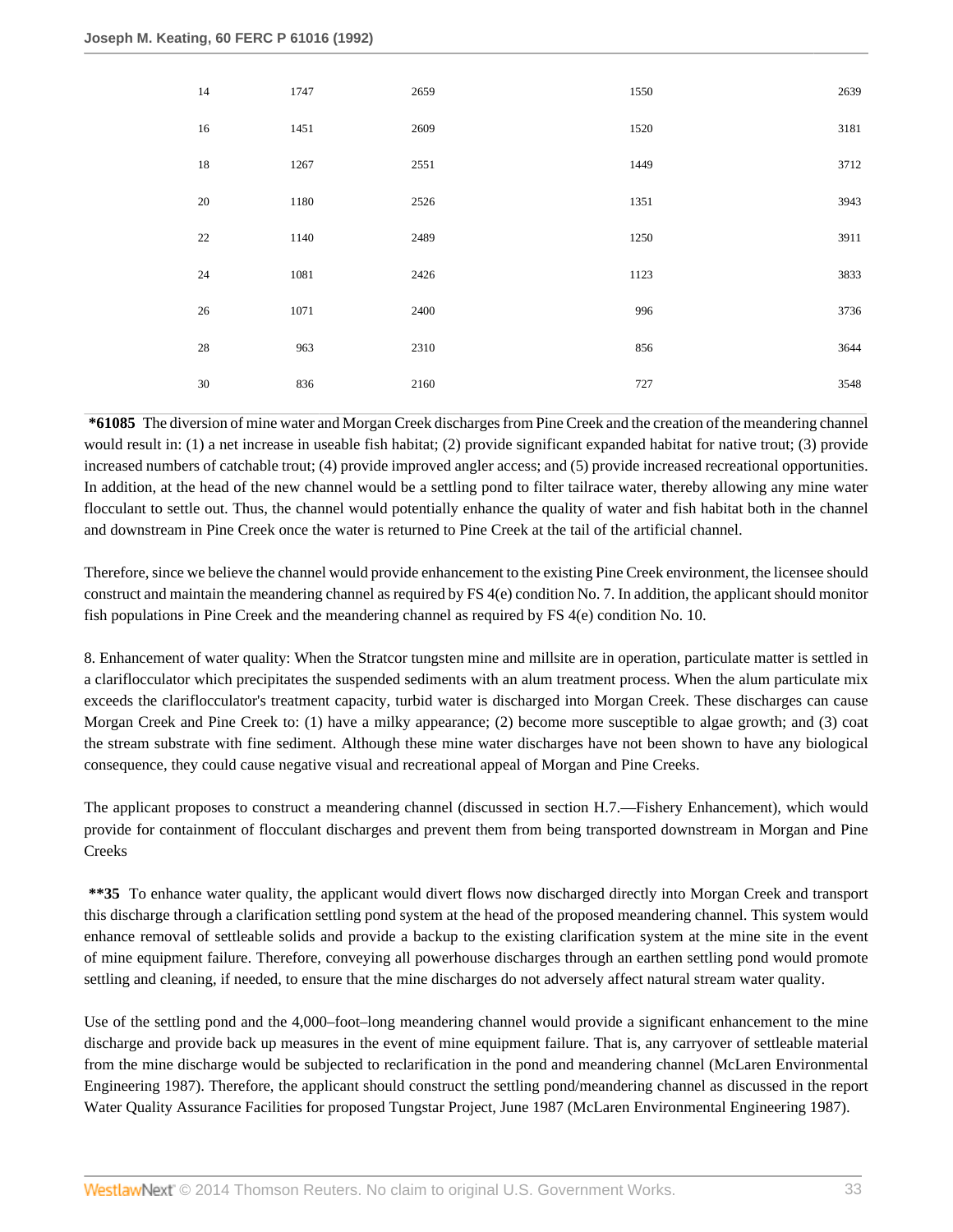| | | | | |
|---|---|---|---|---|
| 14 | 1747 | 2659 | 1550 | 2639 |
| 16 | 1451 | 2609 | 1520 | 3181 |
| 18 | 1267 | 2551 | 1449 | 3712 |
| 20 | 1180 | 2526 | 1351 | 3943 |
| 22 | 1140 | 2489 | 1250 | 3911 |
| 24 | 1081 | 2426 | 1123 | 3833 |
| 26 | 1071 | 2400 | 996 | 3736 |
| 28 | 963 | 2310 | 856 | 3644 |
| 30 | 836 | 2160 | 727 | 3548 |

**\*61085** The diversion of mine water and Morgan Creek discharges from Pine Creek and the creation of the meandering channel would result in: (1) a net increase in useable fish habitat; (2) provide significant expanded habitat for native trout; (3) provide increased numbers of catchable trout; (4) provide improved angler access; and (5) provide increased recreational opportunities. In addition, at the head of the new channel would be a settling pond to filter tailrace water, thereby allowing any mine water flocculant to settle out. Thus, the channel would potentially enhance the quality of water and fish habitat both in the channel and downstream in Pine Creek once the water is returned to Pine Creek at the tail of the artificial channel.

Therefore, since we believe the channel would provide enhancement to the existing Pine Creek environment, the licensee should construct and maintain the meandering channel as required by FS 4(e) condition No. 7. In addition, the applicant should monitor fish populations in Pine Creek and the meandering channel as required by FS 4(e) condition No. 10.

8. Enhancement of water quality: When the Stratcor tungsten mine and millsite are in operation, particulate matter is settled in a clariflocculator which precipitates the suspended sediments with an alum treatment process. When the alum particulate mix exceeds the clariflocculator's treatment capacity, turbid water is discharged into Morgan Creek. These discharges can cause Morgan Creek and Pine Creek to: (1) have a milky appearance; (2) become more susceptible to algae growth; and (3) coat the stream substrate with fine sediment. Although these mine water discharges have not been shown to have any biological consequence, they could cause negative visual and recreational appeal of Morgan and Pine Creeks.

The applicant proposes to construct a meandering channel (discussed in section H.7.—Fishery Enhancement), which would provide for containment of flocculant discharges and prevent them from being transported downstream in Morgan and Pine Creeks

**\*\*35** To enhance water quality, the applicant would divert flows now discharged directly into Morgan Creek and transport this discharge through a clarification settling pond system at the head of the proposed meandering channel. This system would enhance removal of settleable solids and provide a backup to the existing clarification system at the mine site in the event of mine equipment failure. Therefore, conveying all powerhouse discharges through an earthen settling pond would promote settling and cleaning, if needed, to ensure that the mine discharges do not adversely affect natural stream water quality.

Use of the settling pond and the 4,000–foot–long meandering channel would provide a significant enhancement to the mine discharge and provide back up measures in the event of mine equipment failure. That is, any carryover of settleable material from the mine discharge would be subjected to reclarification in the pond and meandering channel (McLaren Environmental Engineering 1987). Therefore, the applicant should construct the settling pond/meandering channel as discussed in the report Water Quality Assurance Facilities for proposed Tungstar Project, June 1987 (McLaren Environmental Engineering 1987).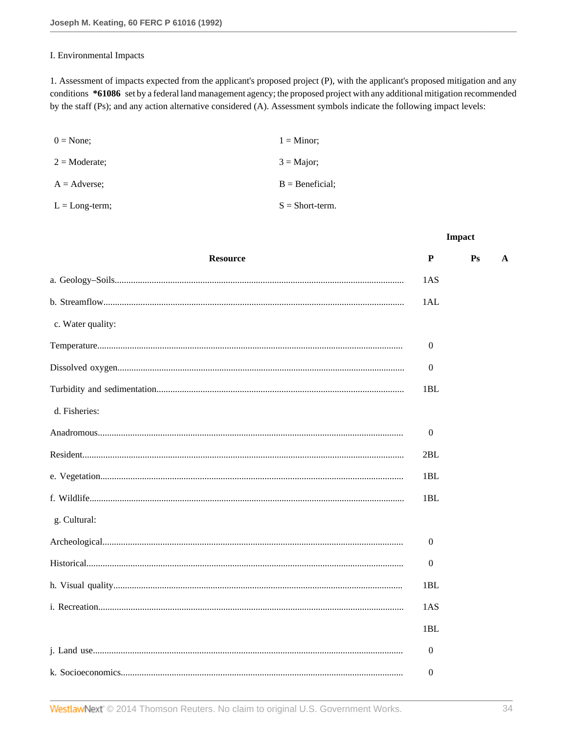I. Environmental Impacts

1. Assessment of impacts expected from the applicant's proposed project (P), with the applicant's proposed mitigation and any conditions **\*61086** set by a federal land management agency; the proposed project with any additional mitigation recommended by the staff (Ps); and any action alternative considered (A). Assessment symbols indicate the following impact levels:

| | |
|---|---|
| 0 = None; | 1 = Minor; |
| 2 = Moderate; | 3 = Major; |
| A = Adverse; | B = Beneficial; |
| L = Long-term; | S = Short-term. |

| | Impact | | |
|---|---|---|---|
| **Resource** | **P** | **Ps** | **A** |
| a. Geology–Soils | 1AS | | |
| b. Streamflow | 1AL | | |
| c. Water quality: | | | |
| Temperature | 0 | | |
| Dissolved oxygen | 0 | | |
| Turbidity and sedimentation | 1BL | | |
| d. Fisheries: | | | |
| Anadromous | 0 | | |
| Resident | 2BL | | |
| e. Vegetation | 1BL | | |
| f. Wildlife | 1BL | | |
| g. Cultural: | | | |
| Archeological | 0 | | |
| Historical | 0 | | |
| h. Visual quality | 1BL | | |
| i. Recreation | 1AS | | |
| | 1BL | | |
| j. Land use | 0 | | |
| k. Socioeconomics | 0 | | |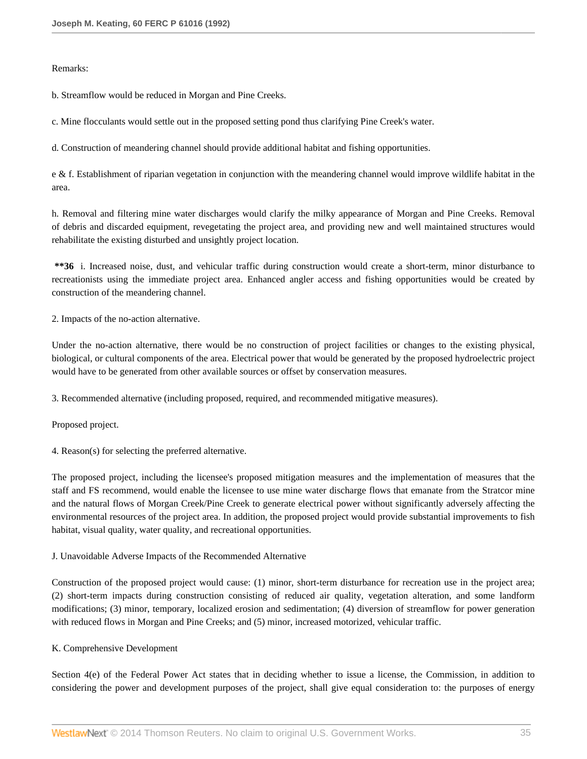Remarks:

b. Streamflow would be reduced in Morgan and Pine Creeks.

c. Mine flocculants would settle out in the proposed setting pond thus clarifying Pine Creek's water.

d. Construction of meandering channel should provide additional habitat and fishing opportunities.

e & f. Establishment of riparian vegetation in conjunction with the meandering channel would improve wildlife habitat in the area.

h. Removal and filtering mine water discharges would clarify the milky appearance of Morgan and Pine Creeks. Removal of debris and discarded equipment, revegetating the project area, and providing new and well maintained structures would rehabilitate the existing disturbed and unsightly project location.

**\*\*36** i. Increased noise, dust, and vehicular traffic during construction would create a short-term, minor disturbance to recreationists using the immediate project area. Enhanced angler access and fishing opportunities would be created by construction of the meandering channel.

2. Impacts of the no-action alternative.

Under the no-action alternative, there would be no construction of project facilities or changes to the existing physical, biological, or cultural components of the area. Electrical power that would be generated by the proposed hydroelectric project would have to be generated from other available sources or offset by conservation measures.

3. Recommended alternative (including proposed, required, and recommended mitigative measures).

Proposed project.

4. Reason(s) for selecting the preferred alternative.

The proposed project, including the licensee's proposed mitigation measures and the implementation of measures that the staff and FS recommend, would enable the licensee to use mine water discharge flows that emanate from the Stratcor mine and the natural flows of Morgan Creek/Pine Creek to generate electrical power without significantly adversely affecting the environmental resources of the project area. In addition, the proposed project would provide substantial improvements to fish habitat, visual quality, water quality, and recreational opportunities.

J. Unavoidable Adverse Impacts of the Recommended Alternative

Construction of the proposed project would cause: (1) minor, short-term disturbance for recreation use in the project area; (2) short-term impacts during construction consisting of reduced air quality, vegetation alteration, and some landform modifications; (3) minor, temporary, localized erosion and sedimentation; (4) diversion of streamflow for power generation with reduced flows in Morgan and Pine Creeks; and (5) minor, increased motorized, vehicular traffic.

K. Comprehensive Development

Section 4(e) of the Federal Power Act states that in deciding whether to issue a license, the Commission, in addition to considering the power and development purposes of the project, shall give equal consideration to: the purposes of energy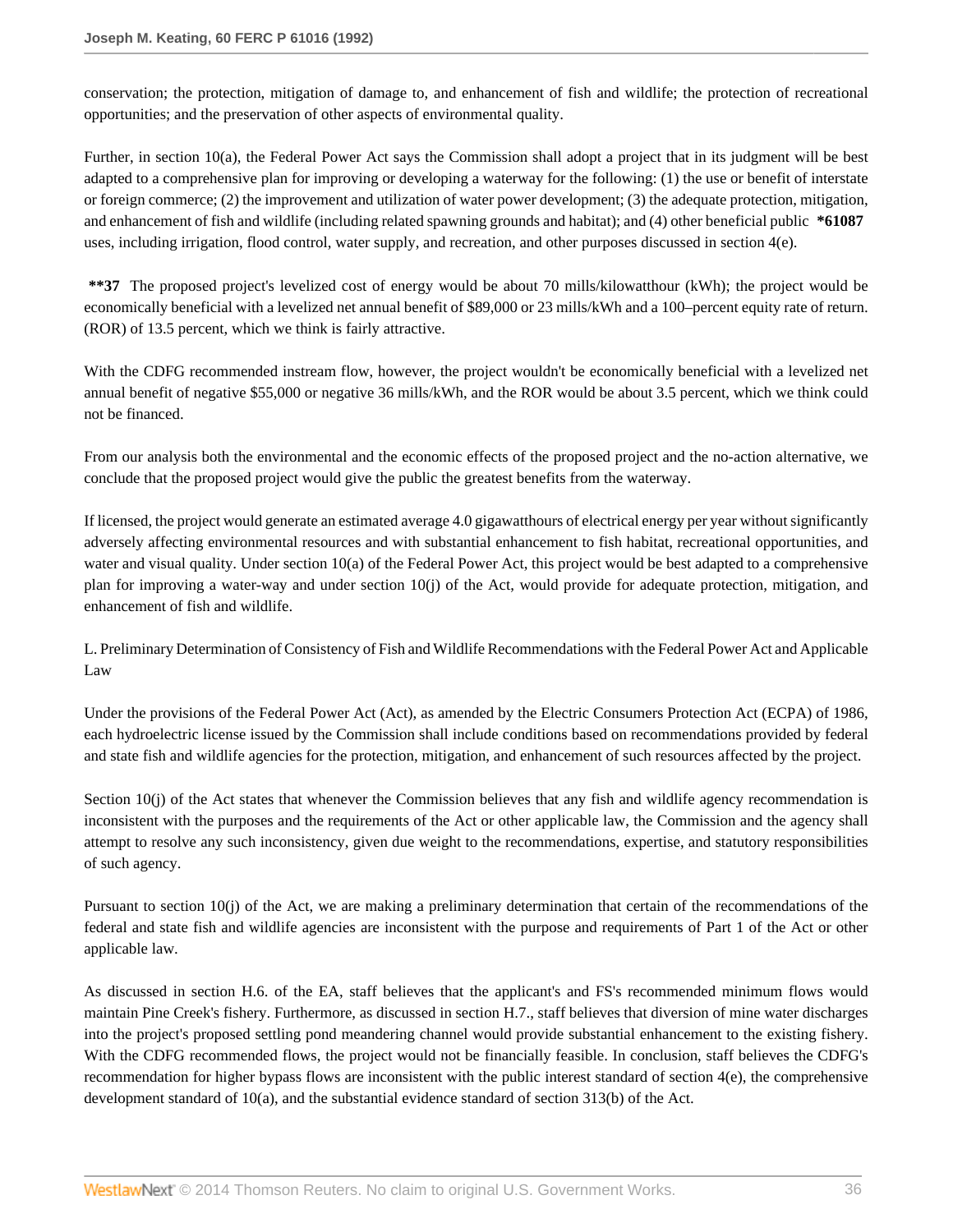conservation; the protection, mitigation of damage to, and enhancement of fish and wildlife; the protection of recreational opportunities; and the preservation of other aspects of environmental quality.

Further, in section 10(a), the Federal Power Act says the Commission shall adopt a project that in its judgment will be best adapted to a comprehensive plan for improving or developing a waterway for the following: (1) the use or benefit of interstate or foreign commerce; (2) the improvement and utilization of water power development; (3) the adequate protection, mitigation, and enhancement of fish and wildlife (including related spawning grounds and habitat); and (4) other beneficial public **\*61087** uses, including irrigation, flood control, water supply, and recreation, and other purposes discussed in section 4(e).

**\*\*37** The proposed project's levelized cost of energy would be about 70 mills/kilowatthour (kWh); the project would be economically beneficial with a levelized net annual benefit of $89,000 or 23 mills/kWh and a 100–percent equity rate of return. (ROR) of 13.5 percent, which we think is fairly attractive.

With the CDFG recommended instream flow, however, the project wouldn't be economically beneficial with a levelized net annual benefit of negative $55,000 or negative 36 mills/kWh, and the ROR would be about 3.5 percent, which we think could not be financed.

From our analysis both the environmental and the economic effects of the proposed project and the no-action alternative, we conclude that the proposed project would give the public the greatest benefits from the waterway.

If licensed, the project would generate an estimated average 4.0 gigawatthours of electrical energy per year without significantly adversely affecting environmental resources and with substantial enhancement to fish habitat, recreational opportunities, and water and visual quality. Under section 10(a) of the Federal Power Act, this project would be best adapted to a comprehensive plan for improving a water-way and under section 10(j) of the Act, would provide for adequate protection, mitigation, and enhancement of fish and wildlife.

L. Preliminary Determination of Consistency of Fish and Wildlife Recommendations with the Federal Power Act and Applicable Law

Under the provisions of the Federal Power Act (Act), as amended by the Electric Consumers Protection Act (ECPA) of 1986, each hydroelectric license issued by the Commission shall include conditions based on recommendations provided by federal and state fish and wildlife agencies for the protection, mitigation, and enhancement of such resources affected by the project.

Section 10(j) of the Act states that whenever the Commission believes that any fish and wildlife agency recommendation is inconsistent with the purposes and the requirements of the Act or other applicable law, the Commission and the agency shall attempt to resolve any such inconsistency, given due weight to the recommendations, expertise, and statutory responsibilities of such agency.

Pursuant to section 10(j) of the Act, we are making a preliminary determination that certain of the recommendations of the federal and state fish and wildlife agencies are inconsistent with the purpose and requirements of Part 1 of the Act or other applicable law.

As discussed in section H.6. of the EA, staff believes that the applicant's and FS's recommended minimum flows would maintain Pine Creek's fishery. Furthermore, as discussed in section H.7., staff believes that diversion of mine water discharges into the project's proposed settling pond meandering channel would provide substantial enhancement to the existing fishery. With the CDFG recommended flows, the project would not be financially feasible. In conclusion, staff believes the CDFG's recommendation for higher bypass flows are inconsistent with the public interest standard of section 4(e), the comprehensive development standard of 10(a), and the substantial evidence standard of section 313(b) of the Act.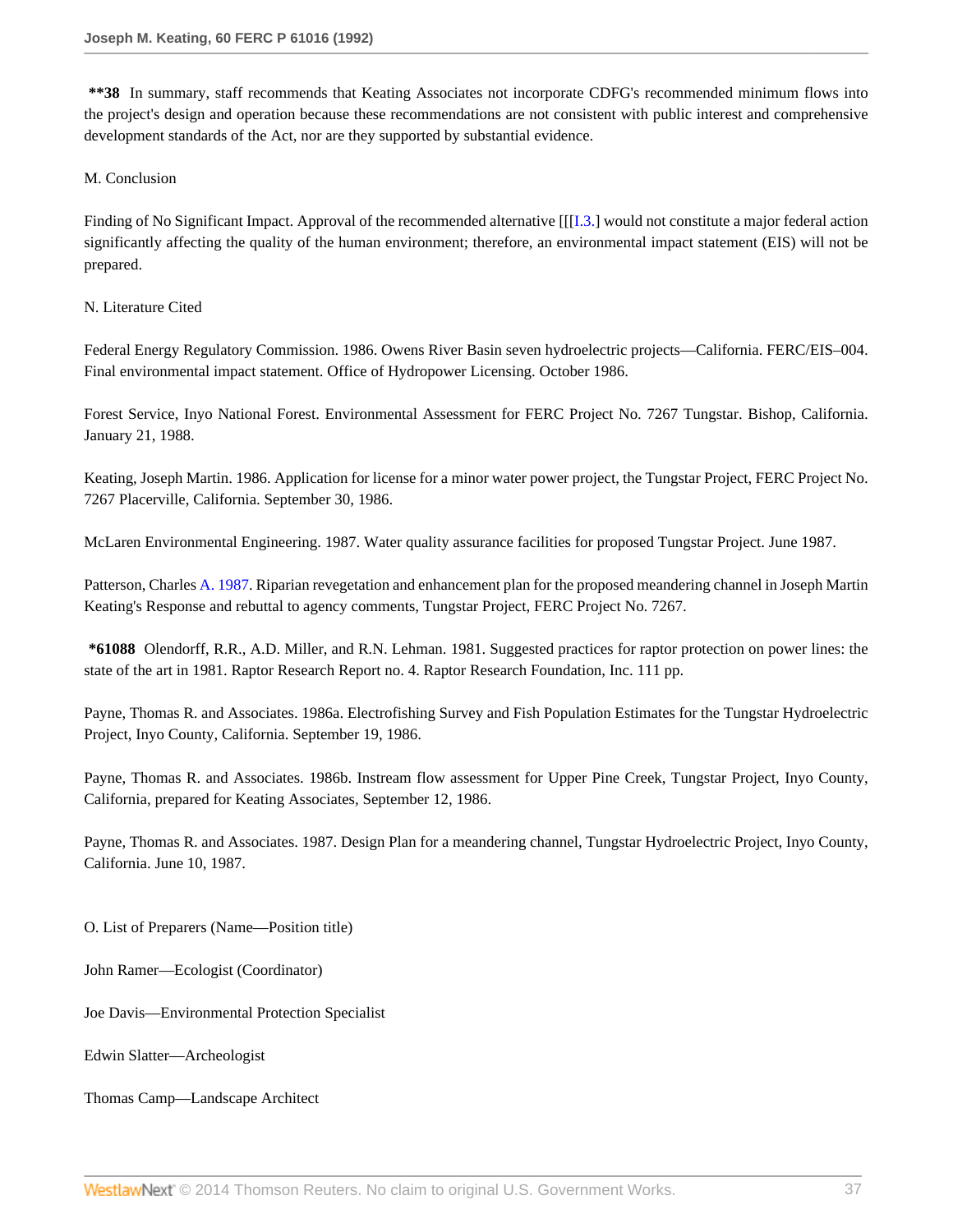**\*\*38** In summary, staff recommends that Keating Associates not incorporate CDFG's recommended minimum flows into the project's design and operation because these recommendations are not consistent with public interest and comprehensive development standards of the Act, nor are they supported by substantial evidence.

M. Conclusion

Finding of No Significant Impact. Approval of the recommended alternative [[[I.3.] would not constitute a major federal action significantly affecting the quality of the human environment; therefore, an environmental impact statement (EIS) will not be prepared.

N. Literature Cited

Federal Energy Regulatory Commission. 1986. Owens River Basin seven hydroelectric projects—California. FERC/EIS–004. Final environmental impact statement. Office of Hydropower Licensing. October 1986.

Forest Service, Inyo National Forest. Environmental Assessment for FERC Project No. 7267 Tungstar. Bishop, California. January 21, 1988.

Keating, Joseph Martin. 1986. Application for license for a minor water power project, the Tungstar Project, FERC Project No. 7267 Placerville, California. September 30, 1986.

McLaren Environmental Engineering. 1987. Water quality assurance facilities for proposed Tungstar Project. June 1987.

Patterson, Charles A. 1987. Riparian revegetation and enhancement plan for the proposed meandering channel in Joseph Martin Keating's Response and rebuttal to agency comments, Tungstar Project, FERC Project No. 7267.

**\*61088** Olendorff, R.R., A.D. Miller, and R.N. Lehman. 1981. Suggested practices for raptor protection on power lines: the state of the art in 1981. Raptor Research Report no. 4. Raptor Research Foundation, Inc. 111 pp.

Payne, Thomas R. and Associates. 1986a. Electrofishing Survey and Fish Population Estimates for the Tungstar Hydroelectric Project, Inyo County, California. September 19, 1986.

Payne, Thomas R. and Associates. 1986b. Instream flow assessment for Upper Pine Creek, Tungstar Project, Inyo County, California, prepared for Keating Associates, September 12, 1986.

Payne, Thomas R. and Associates. 1987. Design Plan for a meandering channel, Tungstar Hydroelectric Project, Inyo County, California. June 10, 1987.

O. List of Preparers (Name—Position title)

John Ramer—Ecologist (Coordinator)

Joe Davis—Environmental Protection Specialist

Edwin Slatter—Archeologist

Thomas Camp—Landscape Architect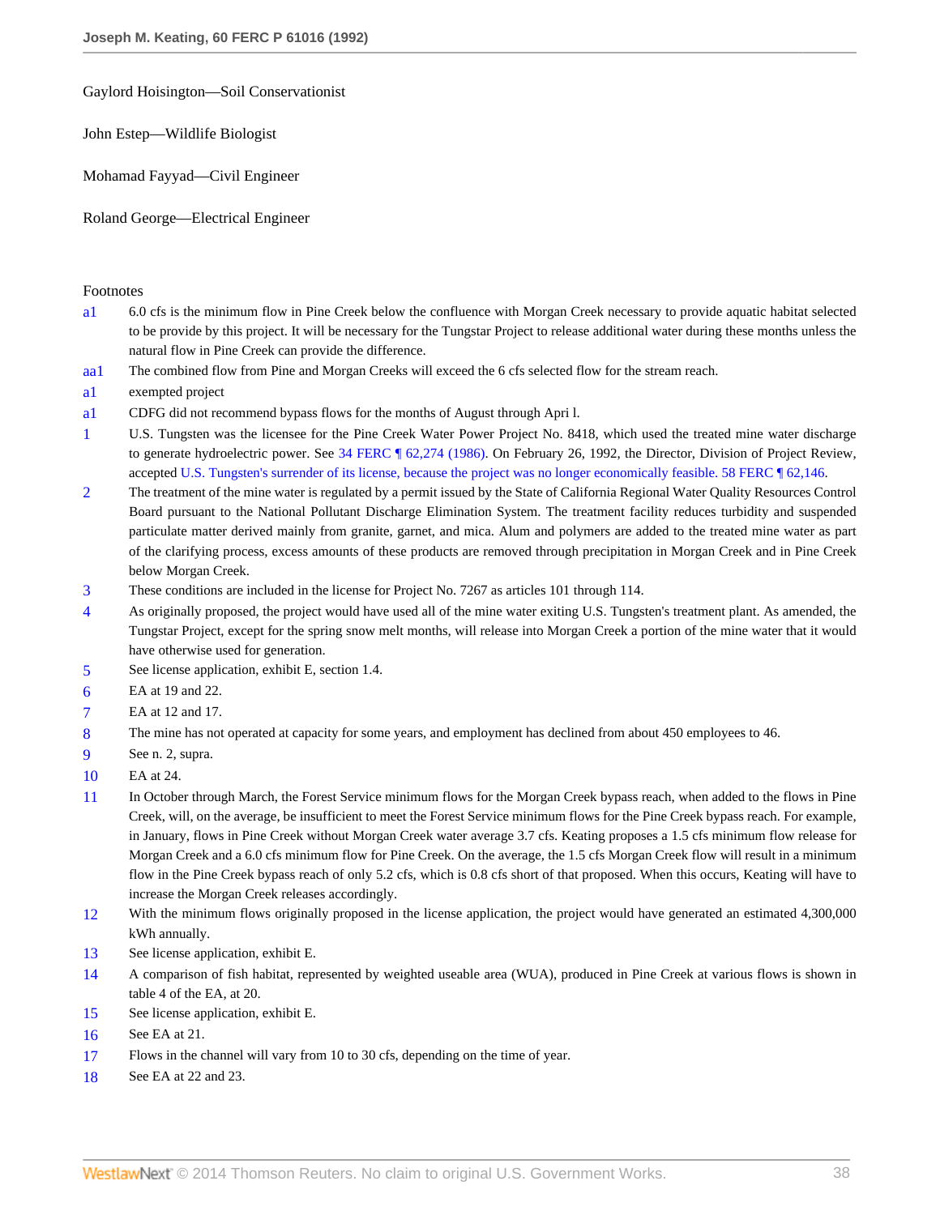Gaylord Hoisington—Soil Conservationist

John Estep—Wildlife Biologist

Mohamad Fayyad—Civil Engineer

Roland George—Electrical Engineer

Footnotes

a1 6.0 cfs is the minimum flow in Pine Creek below the confluence with Morgan Creek necessary to provide aquatic habitat selected to be provide by this project. It will be necessary for the Tungstar Project to release additional water during these months unless the natural flow in Pine Creek can provide the difference.

aa1 The combined flow from Pine and Morgan Creeks will exceed the 6 cfs selected flow for the stream reach.

a1 exempted project

a1 CDFG did not recommend bypass flows for the months of August through Apri l.

1 U.S. Tungsten was the licensee for the Pine Creek Water Power Project No. 8418, which used the treated mine water discharge to generate hydroelectric power. See 34 FERC ¶ 62,274 (1986). On February 26, 1992, the Director, Division of Project Review, accepted U.S. Tungsten's surrender of its license, because the project was no longer economically feasible. 58 FERC ¶ 62,146.

2 The treatment of the mine water is regulated by a permit issued by the State of California Regional Water Quality Resources Control Board pursuant to the National Pollutant Discharge Elimination System. The treatment facility reduces turbidity and suspended particulate matter derived mainly from granite, garnet, and mica. Alum and polymers are added to the treated mine water as part of the clarifying process, excess amounts of these products are removed through precipitation in Morgan Creek and in Pine Creek below Morgan Creek.

3 These conditions are included in the license for Project No. 7267 as articles 101 through 114.

4 As originally proposed, the project would have used all of the mine water exiting U.S. Tungsten's treatment plant. As amended, the Tungstar Project, except for the spring snow melt months, will release into Morgan Creek a portion of the mine water that it would have otherwise used for generation.

5 See license application, exhibit E, section 1.4.

6 EA at 19 and 22.

7 EA at 12 and 17.

8 The mine has not operated at capacity for some years, and employment has declined from about 450 employees to 46.

9 See n. 2, supra.

10 EA at 24.

11 In October through March, the Forest Service minimum flows for the Morgan Creek bypass reach, when added to the flows in Pine Creek, will, on the average, be insufficient to meet the Forest Service minimum flows for the Pine Creek bypass reach. For example, in January, flows in Pine Creek without Morgan Creek water average 3.7 cfs. Keating proposes a 1.5 cfs minimum flow release for Morgan Creek and a 6.0 cfs minimum flow for Pine Creek. On the average, the 1.5 cfs Morgan Creek flow will result in a minimum flow in the Pine Creek bypass reach of only 5.2 cfs, which is 0.8 cfs short of that proposed. When this occurs, Keating will have to increase the Morgan Creek releases accordingly.

12 With the minimum flows originally proposed in the license application, the project would have generated an estimated 4,300,000 kWh annually.

13 See license application, exhibit E.

14 A comparison of fish habitat, represented by weighted useable area (WUA), produced in Pine Creek at various flows is shown in table 4 of the EA, at 20.

15 See license application, exhibit E.

16 See EA at 21.

17 Flows in the channel will vary from 10 to 30 cfs, depending on the time of year.

18 See EA at 22 and 23.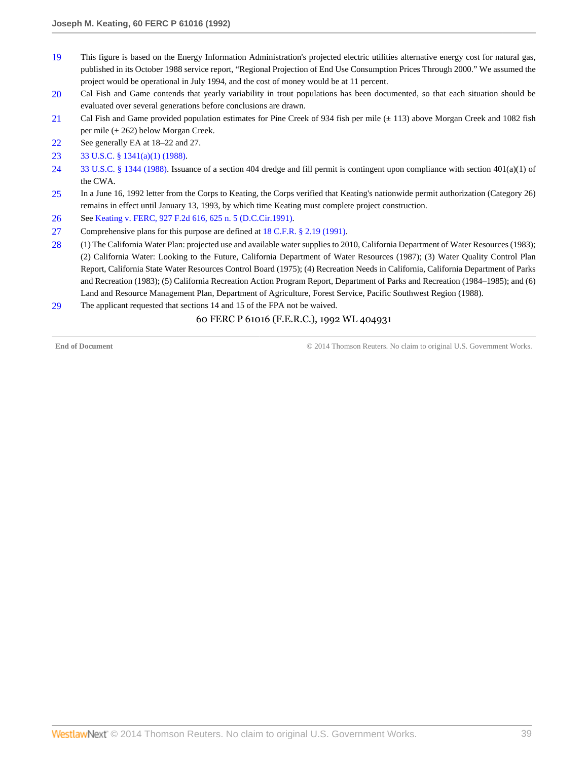19 This figure is based on the Energy Information Administration's projected electric utilities alternative energy cost for natural gas, published in its October 1988 service report, "Regional Projection of End Use Consumption Prices Through 2000." We assumed the project would be operational in July 1994, and the cost of money would be at 11 percent.

20 Cal Fish and Game contends that yearly variability in trout populations has been documented, so that each situation should be evaluated over several generations before conclusions are drawn.

21 Cal Fish and Game provided population estimates for Pine Creek of 934 fish per mile (± 113) above Morgan Creek and 1082 fish per mile (± 262) below Morgan Creek.

22 See generally EA at 18–22 and 27.

23 33 U.S.C. § 1341(a)(1) (1988).

24 33 U.S.C. § 1344 (1988). Issuance of a section 404 dredge and fill permit is contingent upon compliance with section 401(a)(1) of the CWA.

25 In a June 16, 1992 letter from the Corps to Keating, the Corps verified that Keating's nationwide permit authorization (Category 26) remains in effect until January 13, 1993, by which time Keating must complete project construction.

26 See Keating v. FERC, 927 F.2d 616, 625 n. 5 (D.C.Cir.1991).

27 Comprehensive plans for this purpose are defined at 18 C.F.R. § 2.19 (1991).

28 (1) The California Water Plan: projected use and available water supplies to 2010, California Department of Water Resources (1983); (2) California Water: Looking to the Future, California Department of Water Resources (1987); (3) Water Quality Control Plan Report, California State Water Resources Control Board (1975); (4) Recreation Needs in California, California Department of Parks and Recreation (1983); (5) California Recreation Action Program Report, Department of Parks and Recreation (1984–1985); and (6) Land and Resource Management Plan, Department of Agriculture, Forest Service, Pacific Southwest Region (1988).

29 The applicant requested that sections 14 and 15 of the FPA not be waived.

60 FERC P 61016 (F.E.R.C.), 1992 WL 404931

End of Document